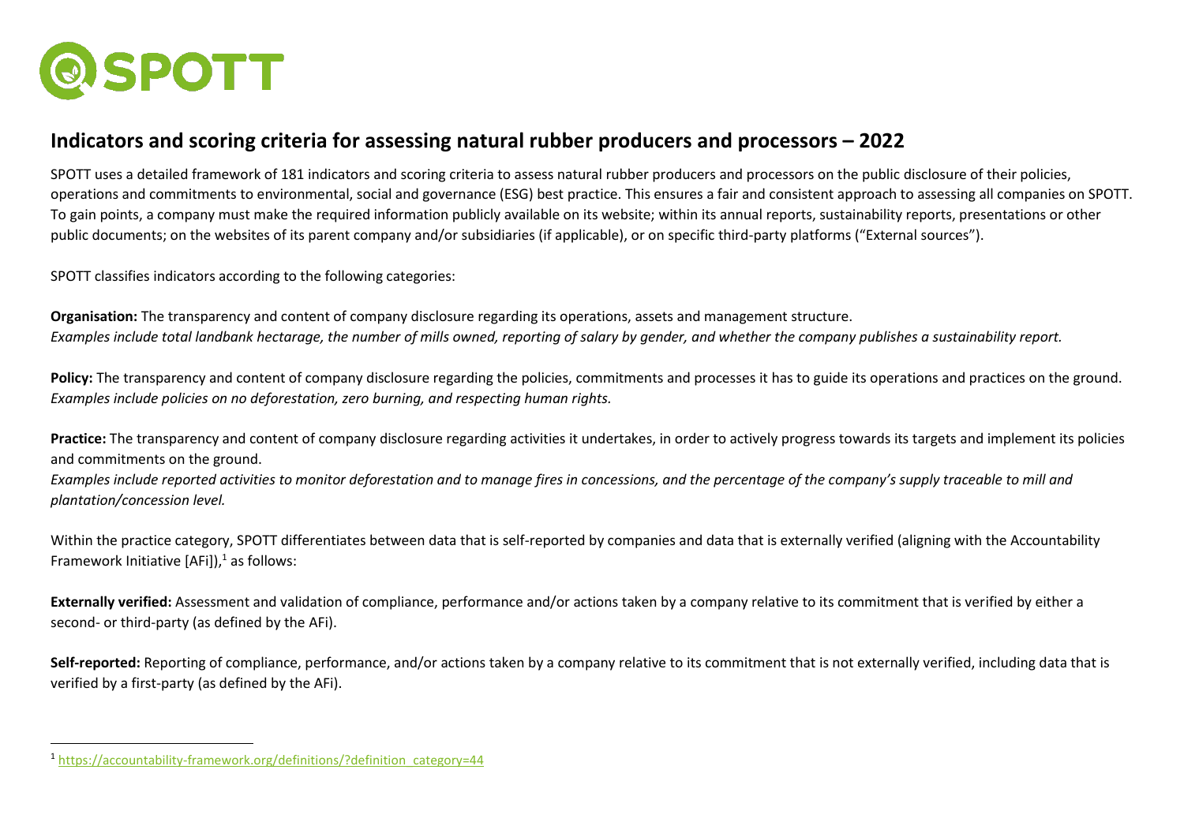# SPOTT

## Indicators and scoring criteria for assessing natural rubber producers and processors – 2022

SPOTT uses a detailed framework of 181 indicators and scoring criteria to assess natural rubber producers and processors on the public disclosure of their policies, operations and commitments to environmental, social and governance (ESG) best practice. This ensures a fair and consistent approach to assessing all companies on SPOTT. To gain points, a company must make the required information publicly available on its website; within its annual reports, sustainability reports, presentations or other public documents; on the websites of its parent company and/or subsidiaries (if applicable), or on specific third-party platforms ("External sources").

SPOTT classifies indicators according to the following categories:

**Organisation:** The transparency and content of company disclosure regarding its operations, assets and management structure.
*Examples include total landbank hectarage, the number of mills owned, reporting of salary by gender, and whether the company publishes a sustainability report.*

**Policy:** The transparency and content of company disclosure regarding the policies, commitments and processes it has to guide its operations and practices on the ground.
*Examples include policies on no deforestation, zero burning, and respecting human rights.*

**Practice:** The transparency and content of company disclosure regarding activities it undertakes, in order to actively progress towards its targets and implement its policies and commitments on the ground.
*Examples include reported activities to monitor deforestation and to manage fires in concessions, and the percentage of the company's supply traceable to mill and plantation/concession level.*

Within the practice category, SPOTT differentiates between data that is self-reported by companies and data that is externally verified (aligning with the Accountability Framework Initiative [AFi]),[1] as follows:

**Externally verified:** Assessment and validation of compliance, performance and/or actions taken by a company relative to its commitment that is verified by either a second- or third-party (as defined by the AFi).

**Self-reported:** Reporting of compliance, performance, and/or actions taken by a company relative to its commitment that is not externally verified, including data that is verified by a first-party (as defined by the AFi).

---

[1] https://accountability-framework.org/definitions/?definition_category=44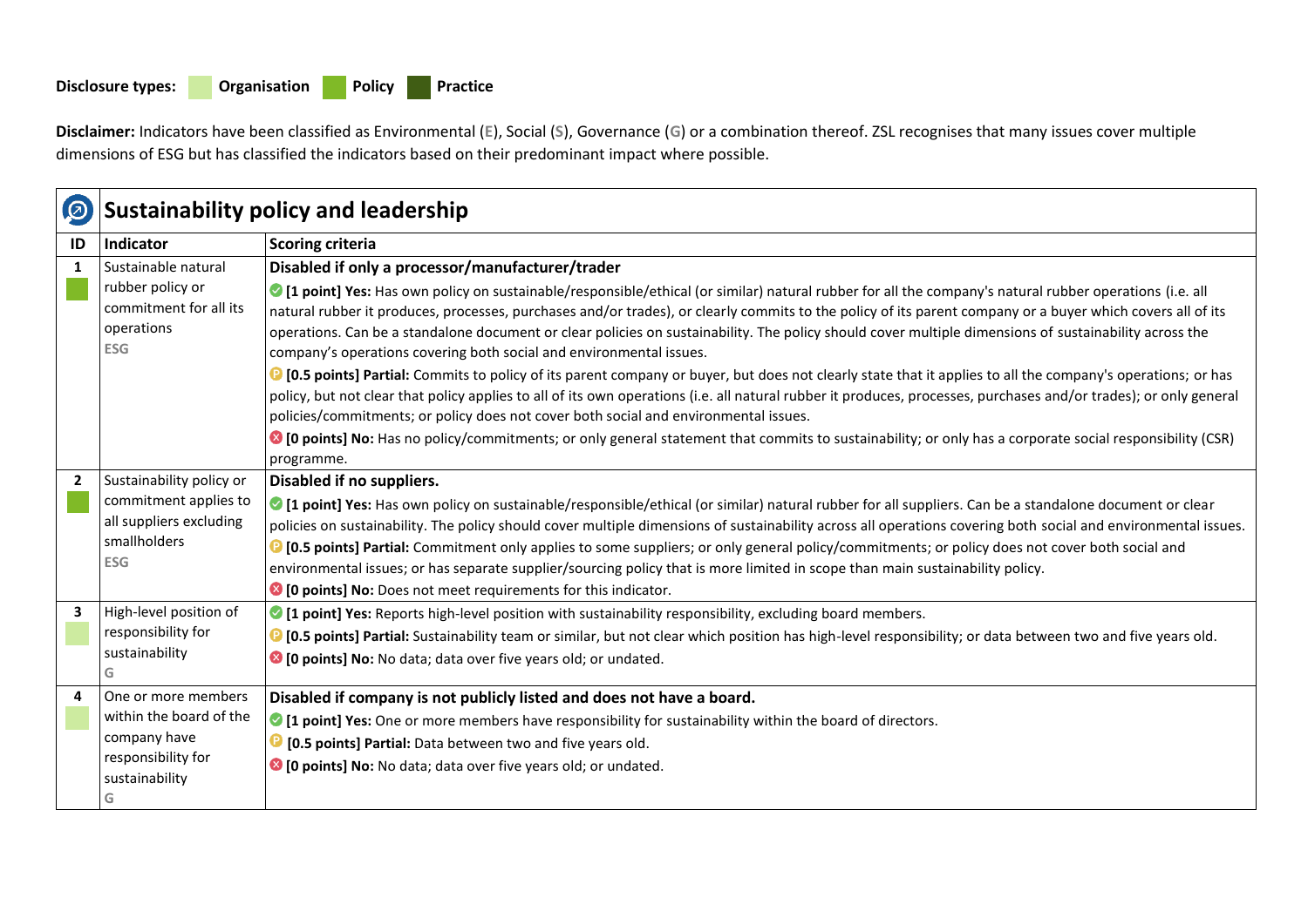**Disclosure types:** Organisation Policy Practice

**Disclaimer:** Indicators have been classified as Environmental (**E**), Social (**S**), Governance (**G**) or a combination thereof. ZSL recognises that many issues cover multiple dimensions of ESG but has classified the indicators based on their predominant impact where possible.

## Sustainability policy and leadership

| ID | Indicator | Scoring criteria |
|---|---|---|
| 1 | Sustainable natural rubber policy or commitment for all its operations<br>ESG | **Disabled if only a processor/manufacturer/trader**<br>**[1 point] Yes:** Has own policy on sustainable/responsible/ethical (or similar) natural rubber for all the company's natural rubber operations (i.e. all natural rubber it produces, processes, purchases and/or trades), or clearly commits to the policy of its parent company or a buyer which covers all of its operations. Can be a standalone document or clear policies on sustainability. The policy should cover multiple dimensions of sustainability across the company's operations covering both social and environmental issues.<br>**[0.5 points] Partial:** Commits to policy of its parent company or buyer, but does not clearly state that it applies to all the company's operations; or has policy, but not clear that policy applies to all of its own operations (i.e. all natural rubber it produces, processes, purchases and/or trades); or only general policies/commitments; or policy does not cover both social and environmental issues.<br>**[0 points] No:** Has no policy/commitments; or only general statement that commits to sustainability; or only has a corporate social responsibility (CSR) programme. |
| 2 | Sustainability policy or commitment applies to all suppliers excluding smallholders<br>ESG | **Disabled if no suppliers.**<br>**[1 point] Yes:** Has own policy on sustainable/responsible/ethical (or similar) natural rubber for all suppliers. Can be a standalone document or clear policies on sustainability. The policy should cover multiple dimensions of sustainability across all operations covering both social and environmental issues.<br>**[0.5 points] Partial:** Commitment only applies to some suppliers; or only general policy/commitments; or policy does not cover both social and environmental issues; or has separate supplier/sourcing policy that is more limited in scope than main sustainability policy.<br>**[0 points] No:** Does not meet requirements for this indicator. |
| 3 | High-level position of responsibility for sustainability<br>G | **[1 point] Yes:** Reports high-level position with sustainability responsibility, excluding board members.<br>**[0.5 points] Partial:** Sustainability team or similar, but not clear which position has high-level responsibility; or data between two and five years old.<br>**[0 points] No:** No data; data over five years old; or undated. |
| 4 | One or more members within the board of the company have responsibility for sustainability<br>G | **Disabled if company is not publicly listed and does not have a board.**<br>**[1 point] Yes:** One or more members have responsibility for sustainability within the board of directors.<br>**[0.5 points] Partial:** Data between two and five years old.<br>**[0 points] No:** No data; data over five years old; or undated. |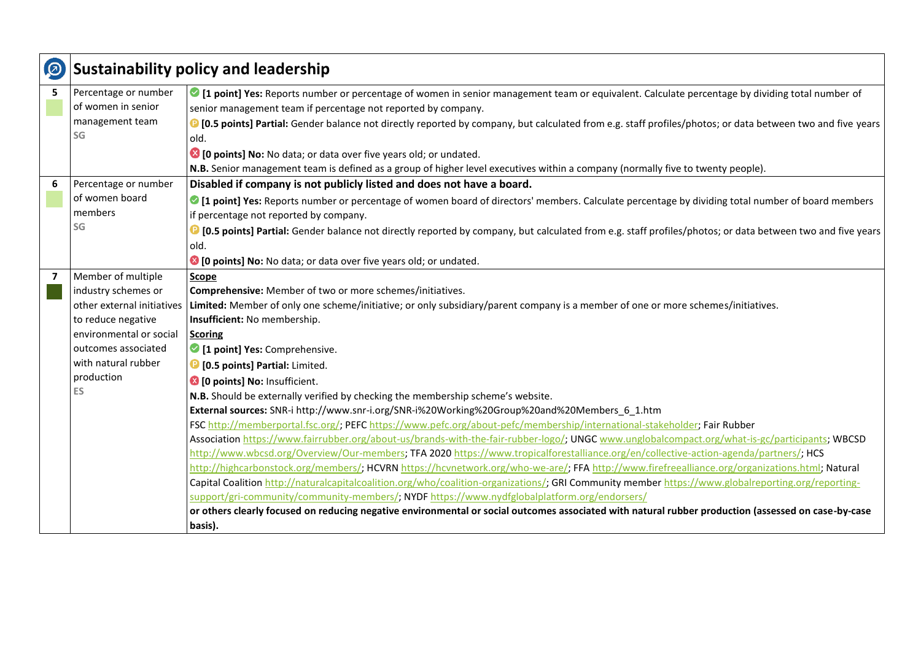## Sustainability policy and leadership

| # | Indicator | Criteria |
|---|---|---|
| 5 | Percentage or number of women in senior management team<br>SG | **[1 point] Yes:** Reports number or percentage of women in senior management team or equivalent. Calculate percentage by dividing total number of senior management team if percentage not reported by company.<br>**[0.5 points] Partial:** Gender balance not directly reported by company, but calculated from e.g. staff profiles/photos; or data between two and five years old.<br>**[0 points] No:** No data; or data over five years old; or undated.<br>**N.B.** Senior management team is defined as a group of higher level executives within a company (normally five to twenty people). |
| 6 | Percentage or number of women board members<br>SG | **Disabled if company is not publicly listed and does not have a board.**<br>**[1 point] Yes:** Reports number or percentage of women board of directors' members. Calculate percentage by dividing total number of board members if percentage not reported by company.<br>**[0.5 points] Partial:** Gender balance not directly reported by company, but calculated from e.g. staff profiles/photos; or data between two and five years old.<br>**[0 points] No:** No data; or data over five years old; or undated. |
| 7 | Member of multiple industry schemes or other external initiatives to reduce negative environmental or social outcomes associated with natural rubber production<br>ES | **Scope**<br>**Comprehensive:** Member of two or more schemes/initiatives.<br>**Limited:** Member of only one scheme/initiative; or only subsidiary/parent company is a member of one or more schemes/initiatives.<br>**Insufficient:** No membership.<br>**Scoring**<br>**[1 point] Yes:** Comprehensive.<br>**[0.5 points] Partial:** Limited.<br>**[0 points] No:** Insufficient.<br>**N.B.** Should be externally verified by checking the membership scheme's website.<br>**External sources:** SNR-i http://www.snr-i.org/SNR-i%20Working%20Group%20and%20Members_6_1.htm FSC http://memberportal.fsc.org/; PEFC https://www.pefc.org/about-pefc/membership/international-stakeholder; Fair Rubber Association https://www.fairrubber.org/about-us/brands-with-the-fair-rubber-logo/; UNGC www.unglobalcompact.org/what-is-gc/participants; WBCSD http://www.wbcsd.org/Overview/Our-members; TFA 2020 https://www.tropicalforestalliance.org/en/collective-action-agenda/partners/; HCS http://highcarbonstock.org/members/; HCVRN https://hcvnetwork.org/who-we-are/; FFA http://www.firefreealliance.org/organizations.html; Natural Capital Coalition http://naturalcapitalcoalition.org/who/coalition-organizations/; GRI Community member https://www.globalreporting.org/reporting-support/gri-community/community-members/; NYDF https://www.nydfglobalplatform.org/endorsers/<br>**or others clearly focused on reducing negative environmental or social outcomes associated with natural rubber production (assessed on case-by-case basis).** |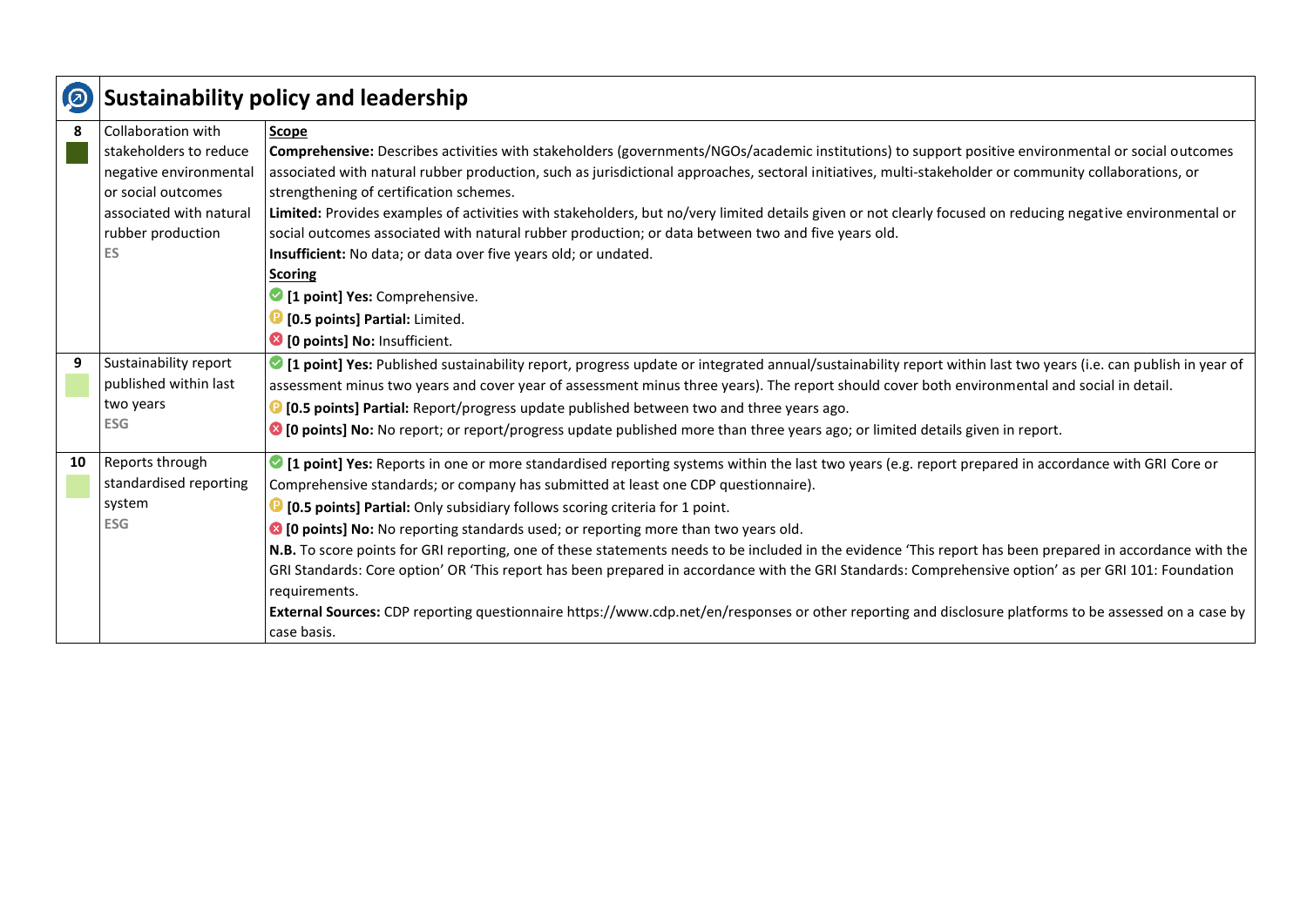## Sustainability policy and leadership

| # | Indicator | Criteria |
|---|---|---|
| 8 | Collaboration with stakeholders to reduce negative environmental or social outcomes associated with natural rubber production<br>ES | **Scope**<br>**Comprehensive:** Describes activities with stakeholders (governments/NGOs/academic institutions) to support positive environmental or social outcomes associated with natural rubber production, such as jurisdictional approaches, sectoral initiatives, multi-stakeholder or community collaborations, or strengthening of certification schemes.<br>**Limited:** Provides examples of activities with stakeholders, but no/very limited details given or not clearly focused on reducing negative environmental or social outcomes associated with natural rubber production; or data between two and five years old.<br>**Insufficient:** No data; or data over five years old; or undated.<br>**Scoring**<br>**[1 point] Yes:** Comprehensive.<br>**[0.5 points] Partial:** Limited.<br>**[0 points] No:** Insufficient. |
| 9 | Sustainability report published within last two years<br>ESG | **[1 point] Yes:** Published sustainability report, progress update or integrated annual/sustainability report within last two years (i.e. can publish in year of assessment minus two years and cover year of assessment minus three years). The report should cover both environmental and social in detail.<br>**[0.5 points] Partial:** Report/progress update published between two and three years ago.<br>**[0 points] No:** No report; or report/progress update published more than three years ago; or limited details given in report. |
| 10 | Reports through standardised reporting system<br>ESG | **[1 point] Yes:** Reports in one or more standardised reporting systems within the last two years (e.g. report prepared in accordance with GRI Core or Comprehensive standards; or company has submitted at least one CDP questionnaire).<br>**[0.5 points] Partial:** Only subsidiary follows scoring criteria for 1 point.<br>**[0 points] No:** No reporting standards used; or reporting more than two years old.<br>**N.B.** To score points for GRI reporting, one of these statements needs to be included in the evidence 'This report has been prepared in accordance with the GRI Standards: Core option' OR 'This report has been prepared in accordance with the GRI Standards: Comprehensive option' as per GRI 101: Foundation requirements.<br>**External Sources:** CDP reporting questionnaire https://www.cdp.net/en/responses or other reporting and disclosure platforms to be assessed on a case by case basis. |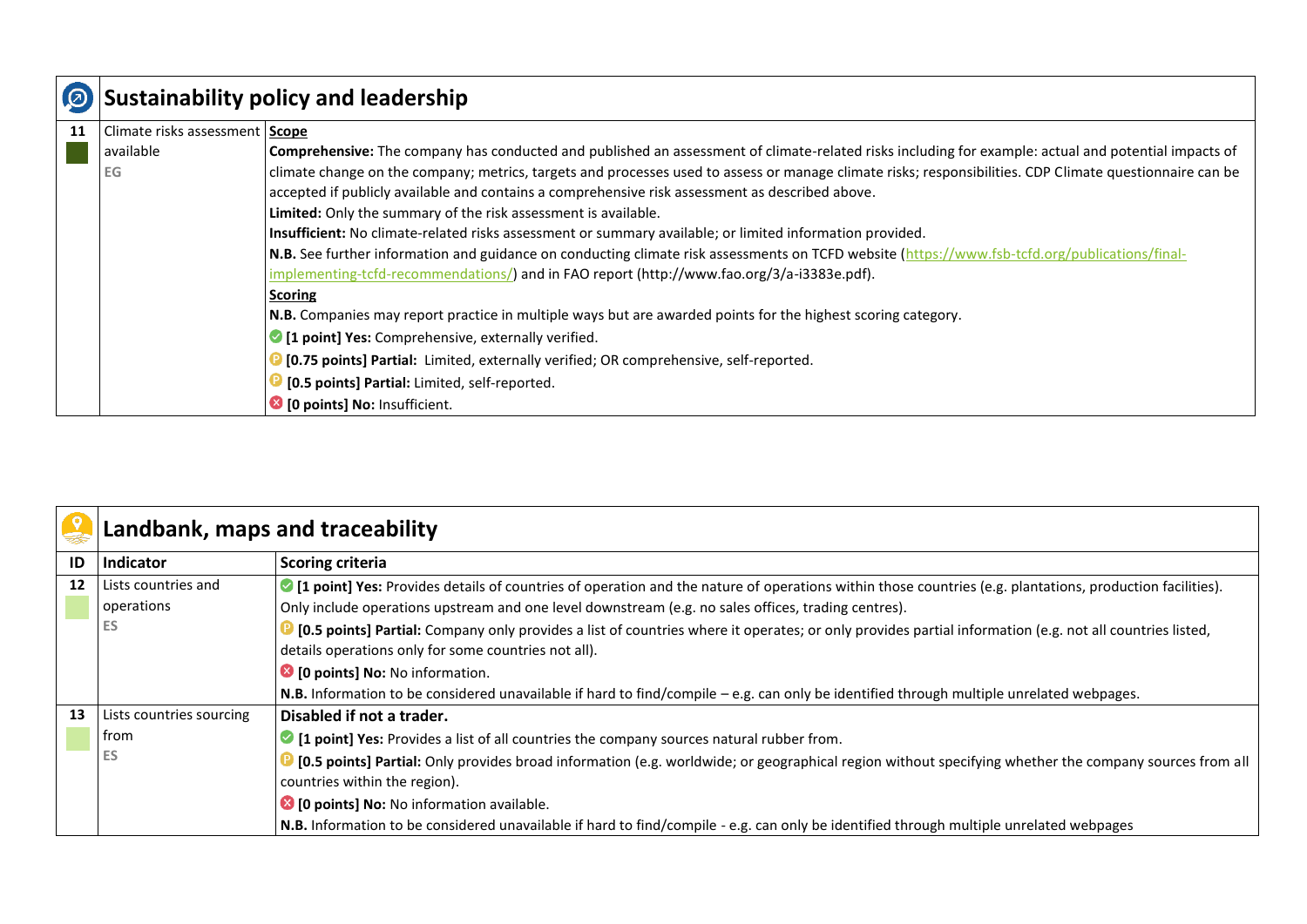## Sustainability policy and leadership

| | | |
|---|---|---|
| **11**<br>EG | Climate risks assessment available | **Scope**<br>**Comprehensive:** The company has conducted and published an assessment of climate-related risks including for example: actual and potential impacts of climate change on the company; metrics, targets and processes used to assess or manage climate risks; responsibilities. CDP Climate questionnaire can be accepted if publicly available and contains a comprehensive risk assessment as described above.<br>**Limited:** Only the summary of the risk assessment is available.<br>**Insufficient:** No climate-related risks assessment or summary available; or limited information provided.<br>**N.B.** See further information and guidance on conducting climate risk assessments on TCFD website (https://www.fsb-tcfd.org/publications/final-implementing-tcfd-recommendations/) and in FAO report (http://www.fao.org/3/a-i3383e.pdf).<br>**Scoring**<br>**N.B.** Companies may report practice in multiple ways but are awarded points for the highest scoring category.<br>**[1 point] Yes:** Comprehensive, externally verified.<br>**[0.75 points] Partial:** Limited, externally verified; OR comprehensive, self-reported.<br>**[0.5 points] Partial:** Limited, self-reported.<br>**[0 points] No:** Insufficient. |

## Landbank, maps and traceability

| ID | Indicator | Scoring criteria |
|---|---|---|
| **12**<br>ES | Lists countries and operations | **[1 point] Yes:** Provides details of countries of operation and the nature of operations within those countries (e.g. plantations, production facilities). Only include operations upstream and one level downstream (e.g. no sales offices, trading centres).<br>**[0.5 points] Partial:** Company only provides a list of countries where it operates; or only provides partial information (e.g. not all countries listed, details operations only for some countries not all).<br>**[0 points] No:** No information.<br>**N.B.** Information to be considered unavailable if hard to find/compile – e.g. can only be identified through multiple unrelated webpages. |
| **13**<br>ES | Lists countries sourcing from | **Disabled if not a trader.**<br>**[1 point] Yes:** Provides a list of all countries the company sources natural rubber from.<br>**[0.5 points] Partial:** Only provides broad information (e.g. worldwide; or geographical region without specifying whether the company sources from all countries within the region).<br>**[0 points] No:** No information available.<br>**N.B.** Information to be considered unavailable if hard to find/compile - e.g. can only be identified through multiple unrelated webpages |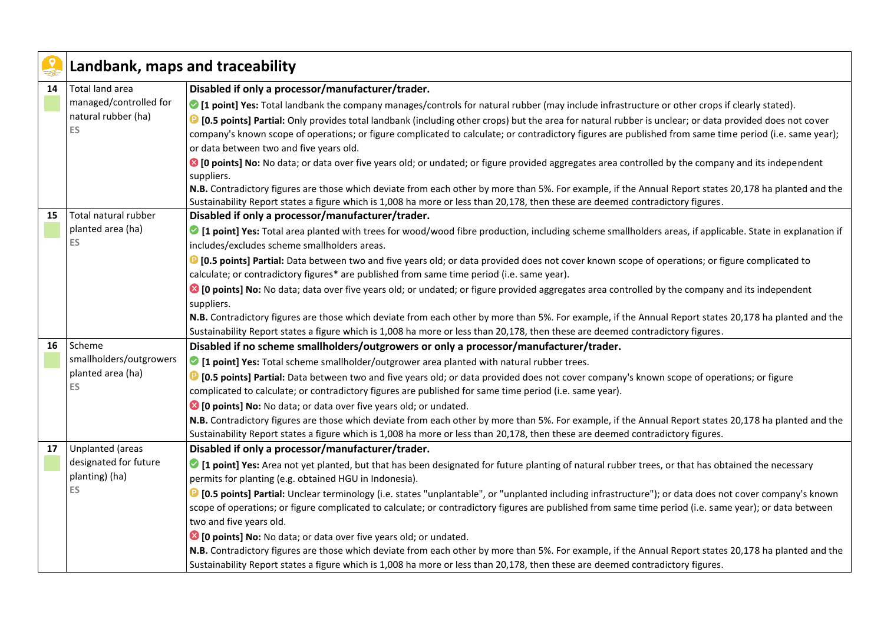## Landbank, maps and traceability

| # | Indicator | Criteria |
|---|---|---|
| 14 | Total land area managed/controlled for natural rubber (ha) ES | **Disabled if only a processor/manufacturer/trader.**<br>**[1 point] Yes:** Total landbank the company manages/controls for natural rubber (may include infrastructure or other crops if clearly stated).<br>**[0.5 points] Partial:** Only provides total landbank (including other crops) but the area for natural rubber is unclear; or data provided does not cover company's known scope of operations; or figure complicated to calculate; or contradictory figures are published from same time period (i.e. same year); or data between two and five years old.<br>**[0 points] No:** No data; or data over five years old; or undated; or figure provided aggregates area controlled by the company and its independent suppliers.<br>**N.B.** Contradictory figures are those which deviate from each other by more than 5%. For example, if the Annual Report states 20,178 ha planted and the Sustainability Report states a figure which is 1,008 ha more or less than 20,178, then these are deemed contradictory figures. |
| 15 | Total natural rubber planted area (ha) ES | **Disabled if only a processor/manufacturer/trader.**<br>**[1 point] Yes:** Total area planted with trees for wood/wood fibre production, including scheme smallholders areas, if applicable. State in explanation if includes/excludes scheme smallholders areas.<br>**[0.5 points] Partial:** Data between two and five years old; or data provided does not cover known scope of operations; or figure complicated to calculate; or contradictory figures* are published from same time period (i.e. same year).<br>**[0 points] No:** No data; data over five years old; or undated; or figure provided aggregates area controlled by the company and its independent suppliers.<br>**N.B.** Contradictory figures are those which deviate from each other by more than 5%. For example, if the Annual Report states 20,178 ha planted and the Sustainability Report states a figure which is 1,008 ha more or less than 20,178, then these are deemed contradictory figures. |
| 16 | Scheme smallholders/outgrowers planted area (ha) ES | **Disabled if no scheme smallholders/outgrowers or only a processor/manufacturer/trader.**<br>**[1 point] Yes:** Total scheme smallholder/outgrower area planted with natural rubber trees.<br>**[0.5 points] Partial:** Data between two and five years old; or data provided does not cover company's known scope of operations; or figure complicated to calculate; or contradictory figures are published for same time period (i.e. same year).<br>**[0 points] No:** No data; or data over five years old; or undated.<br>**N.B.** Contradictory figures are those which deviate from each other by more than 5%. For example, if the Annual Report states 20,178 ha planted and the Sustainability Report states a figure which is 1,008 ha more or less than 20,178, then these are deemed contradictory figures. |
| 17 | Unplanted (areas designated for future planting) (ha) ES | **Disabled if only a processor/manufacturer/trader.**<br>**[1 point] Yes:** Area not yet planted, but that has been designated for future planting of natural rubber trees, or that has obtained the necessary permits for planting (e.g. obtained HGU in Indonesia).<br>**[0.5 points] Partial:** Unclear terminology (i.e. states "unplantable", or "unplanted including infrastructure"); or data does not cover company's known scope of operations; or figure complicated to calculate; or contradictory figures are published from same time period (i.e. same year); or data between two and five years old.<br>**[0 points] No:** No data; or data over five years old; or undated.<br>**N.B.** Contradictory figures are those which deviate from each other by more than 5%. For example, if the Annual Report states 20,178 ha planted and the Sustainability Report states a figure which is 1,008 ha more or less than 20,178, then these are deemed contradictory figures. |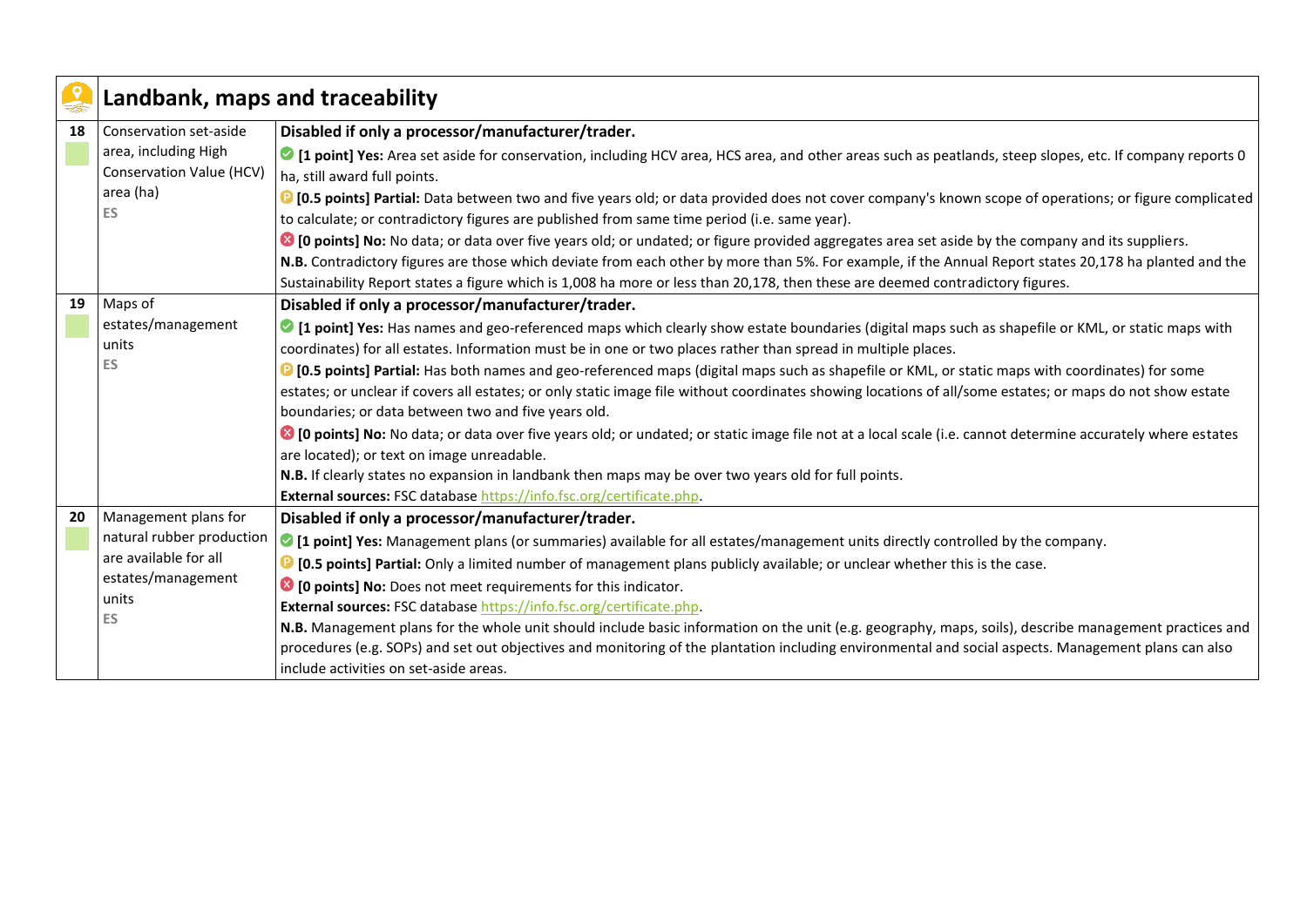## Landbank, maps and traceability

| # | Indicator | Scoring criteria |
|---|---|---|
| 18 | Conservation set-aside area, including High Conservation Value (HCV) area (ha)<br>ES | **Disabled if only a processor/manufacturer/trader.**<br>**[1 point] Yes:** Area set aside for conservation, including HCV area, HCS area, and other areas such as peatlands, steep slopes, etc. If company reports 0 ha, still award full points.<br>**[0.5 points] Partial:** Data between two and five years old; or data provided does not cover company's known scope of operations; or figure complicated to calculate; or contradictory figures are published from same time period (i.e. same year).<br>**[0 points] No:** No data; or data over five years old; or undated; or figure provided aggregates area set aside by the company and its suppliers.<br>**N.B.** Contradictory figures are those which deviate from each other by more than 5%. For example, if the Annual Report states 20,178 ha planted and the Sustainability Report states a figure which is 1,008 ha more or less than 20,178, then these are deemed contradictory figures. |
| 19 | Maps of estates/management units<br>ES | **Disabled if only a processor/manufacturer/trader.**<br>**[1 point] Yes:** Has names and geo-referenced maps which clearly show estate boundaries (digital maps such as shapefile or KML, or static maps with coordinates) for all estates. Information must be in one or two places rather than spread in multiple places.<br>**[0.5 points] Partial:** Has both names and geo-referenced maps (digital maps such as shapefile or KML, or static maps with coordinates) for some estates; or unclear if covers all estates; or only static image file without coordinates showing locations of all/some estates; or maps do not show estate boundaries; or data between two and five years old.<br>**[0 points] No:** No data; or data over five years old; or undated; or static image file not at a local scale (i.e. cannot determine accurately where estates are located); or text on image unreadable.<br>**N.B.** If clearly states no expansion in landbank then maps may be over two years old for full points.<br>**External sources:** FSC database https://info.fsc.org/certificate.php. |
| 20 | Management plans for natural rubber production are available for all estates/management units<br>ES | **Disabled if only a processor/manufacturer/trader.**<br>**[1 point] Yes:** Management plans (or summaries) available for all estates/management units directly controlled by the company.<br>**[0.5 points] Partial:** Only a limited number of management plans publicly available; or unclear whether this is the case.<br>**[0 points] No:** Does not meet requirements for this indicator.<br>**External sources:** FSC database https://info.fsc.org/certificate.php.<br>**N.B.** Management plans for the whole unit should include basic information on the unit (e.g. geography, maps, soils), describe management practices and procedures (e.g. SOPs) and set out objectives and monitoring of the plantation including environmental and social aspects. Management plans can also include activities on set-aside areas. |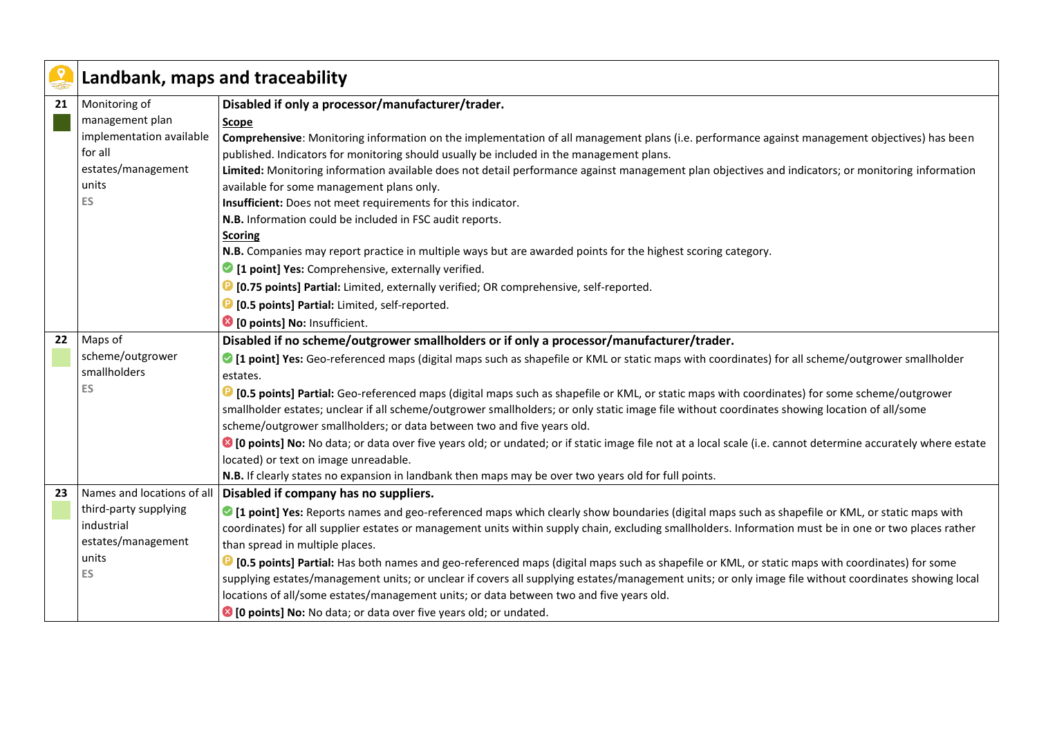## Landbank, maps and traceability

| | | |
|---|---|---|
| **21** | Monitoring of management plan implementation available for all estates/management units<br>ES | **Disabled if only a processor/manufacturer/trader.**<br>**Scope**<br>**Comprehensive**: Monitoring information on the implementation of all management plans (i.e. performance against management objectives) has been published. Indicators for monitoring should usually be included in the management plans.<br>**Limited:** Monitoring information available does not detail performance against management plan objectives and indicators; or monitoring information available for some management plans only.<br>**Insufficient:** Does not meet requirements for this indicator.<br>**N.B.** Information could be included in FSC audit reports.<br>**Scoring**<br>**N.B.** Companies may report practice in multiple ways but are awarded points for the highest scoring category.<br>**[1 point] Yes:** Comprehensive, externally verified.<br>**[0.75 points] Partial:** Limited, externally verified; OR comprehensive, self-reported.<br>**[0.5 points] Partial:** Limited, self-reported.<br>**[0 points] No:** Insufficient. |
| **22** | Maps of scheme/outgrower smallholders<br>ES | **Disabled if no scheme/outgrower smallholders or if only a processor/manufacturer/trader.**<br>**[1 point] Yes:** Geo-referenced maps (digital maps such as shapefile or KML or static maps with coordinates) for all scheme/outgrower smallholder estates.<br>**[0.5 points] Partial:** Geo-referenced maps (digital maps such as shapefile or KML, or static maps with coordinates) for some scheme/outgrower smallholder estates; unclear if all scheme/outgrower smallholders; or only static image file without coordinates showing location of all/some scheme/outgrower smallholders; or data between two and five years old.<br>**[0 points] No:** No data; or data over five years old; or undated; or if static image file not at a local scale (i.e. cannot determine accurately where estate located) or text on image unreadable.<br>**N.B.** If clearly states no expansion in landbank then maps may be over two years old for full points. |
| **23** | Names and locations of all third-party supplying industrial estates/management units<br>ES | **Disabled if company has no suppliers.**<br>**[1 point] Yes:** Reports names and geo-referenced maps which clearly show boundaries (digital maps such as shapefile or KML, or static maps with coordinates) for all supplier estates or management units within supply chain, excluding smallholders. Information must be in one or two places rather than spread in multiple places.<br>**[0.5 points] Partial:** Has both names and geo-referenced maps (digital maps such as shapefile or KML, or static maps with coordinates) for some supplying estates/management units; or unclear if covers all supplying estates/management units; or only image file without coordinates showing local locations of all/some estates/management units; or data between two and five years old.<br>**[0 points] No:** No data; or data over five years old; or undated. |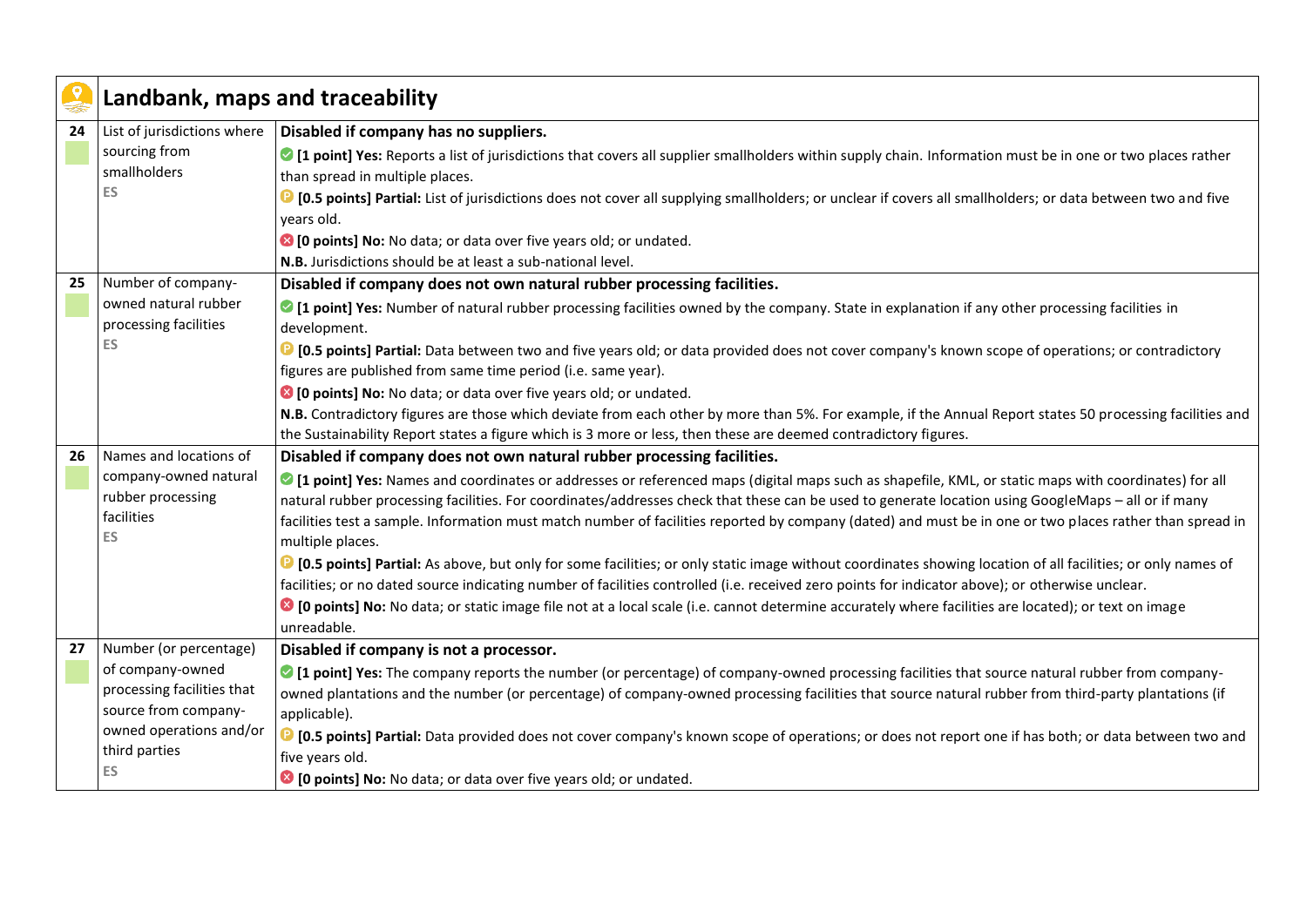## Landbank, maps and traceability

| # | Indicator | Scoring criteria |
|---|---|---|
| 24 | List of jurisdictions where sourcing from smallholders ES | **Disabled if company has no suppliers.** <br> **[1 point] Yes:** Reports a list of jurisdictions that covers all supplier smallholders within supply chain. Information must be in one or two places rather than spread in multiple places. <br> **[0.5 points] Partial:** List of jurisdictions does not cover all supplying smallholders; or unclear if covers all smallholders; or data between two and five years old. <br> **[0 points] No:** No data; or data over five years old; or undated. <br> **N.B.** Jurisdictions should be at least a sub-national level. |
| 25 | Number of company-owned natural rubber processing facilities ES | **Disabled if company does not own natural rubber processing facilities.** <br> **[1 point] Yes:** Number of natural rubber processing facilities owned by the company. State in explanation if any other processing facilities in development. <br> **[0.5 points] Partial:** Data between two and five years old; or data provided does not cover company's known scope of operations; or contradictory figures are published from same time period (i.e. same year). <br> **[0 points] No:** No data; or data over five years old; or undated. <br> **N.B.** Contradictory figures are those which deviate from each other by more than 5%. For example, if the Annual Report states 50 processing facilities and the Sustainability Report states a figure which is 3 more or less, then these are deemed contradictory figures. |
| 26 | Names and locations of company-owned natural rubber processing facilities ES | **Disabled if company does not own natural rubber processing facilities.** <br> **[1 point] Yes:** Names and coordinates or addresses or referenced maps (digital maps such as shapefile, KML, or static maps with coordinates) for all natural rubber processing facilities. For coordinates/addresses check that these can be used to generate location using GoogleMaps – all or if many facilities test a sample. Information must match number of facilities reported by company (dated) and must be in one or two places rather than spread in multiple places. <br> **[0.5 points] Partial:** As above, but only for some facilities; or only static image without coordinates showing location of all facilities; or only names of facilities; or no dated source indicating number of facilities controlled (i.e. received zero points for indicator above); or otherwise unclear. <br> **[0 points] No:** No data; or static image file not at a local scale (i.e. cannot determine accurately where facilities are located); or text on image unreadable. |
| 27 | Number (or percentage) of company-owned processing facilities that source from company-owned operations and/or third parties ES | **Disabled if company is not a processor.** <br> **[1 point] Yes:** The company reports the number (or percentage) of company-owned processing facilities that source natural rubber from company-owned plantations and the number (or percentage) of company-owned processing facilities that source natural rubber from third-party plantations (if applicable). <br> **[0.5 points] Partial:** Data provided does not cover company's known scope of operations; or does not report one if has both; or data between two and five years old. <br> **[0 points] No:** No data; or data over five years old; or undated. |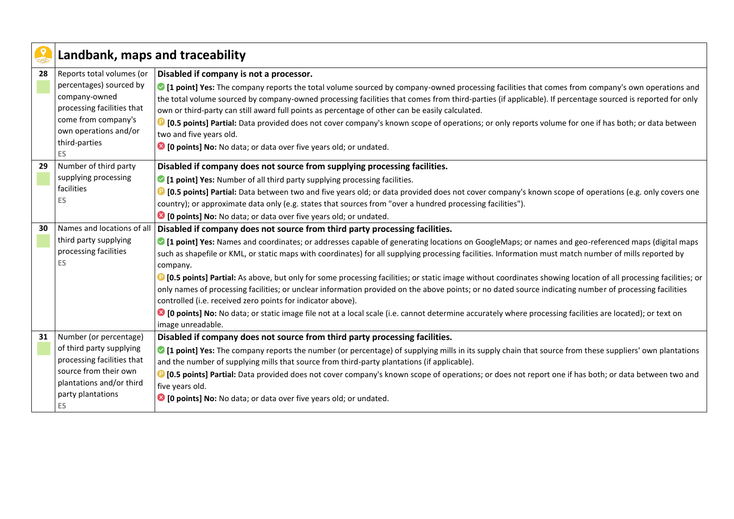## Landbank, maps and traceability

| # | Indicator | Scoring criteria |
|---|---|---|
| 28 | Reports total volumes (or percentages) sourced by company-owned processing facilities that come from company's own operations and/or third-parties<br>ES | **Disabled if company is not a processor.**<br>**[1 point] Yes:** The company reports the total volume sourced by company-owned processing facilities that comes from company's own operations and the total volume sourced by company-owned processing facilities that comes from third-parties (if applicable). If percentage sourced is reported for only own or third-party can still award full points as percentage of other can be easily calculated.<br>**[0.5 points] Partial:** Data provided does not cover company's known scope of operations; or only reports volume for one if has both; or data between two and five years old.<br>**[0 points] No:** No data; or data over five years old; or undated. |
| 29 | Number of third party supplying processing facilities<br>ES | **Disabled if company does not source from supplying processing facilities.**<br>**[1 point] Yes:** Number of all third party supplying processing facilities.<br>**[0.5 points] Partial:** Data between two and five years old; or data provided does not cover company's known scope of operations (e.g. only covers one country); or approximate data only (e.g. states that sources from "over a hundred processing facilities").<br>**[0 points] No:** No data; or data over five years old; or undated. |
| 30 | Names and locations of all third party supplying processing facilities<br>ES | **Disabled if company does not source from third party processing facilities.**<br>**[1 point] Yes:** Names and coordinates; or addresses capable of generating locations on GoogleMaps; or names and geo-referenced maps (digital maps such as shapefile or KML, or static maps with coordinates) for all supplying processing facilities. Information must match number of mills reported by company.<br>**[0.5 points] Partial:** As above, but only for some processing facilities; or static image without coordinates showing location of all processing facilities; or only names of processing facilities; or unclear information provided on the above points; or no dated source indicating number of processing facilities controlled (i.e. received zero points for indicator above).<br>**[0 points] No:** No data; or static image file not at a local scale (i.e. cannot determine accurately where processing facilities are located); or text on image unreadable. |
| 31 | Number (or percentage) of third party supplying processing facilities that source from their own plantations and/or third party plantations<br>ES | **Disabled if company does not source from third party processing facilities.**<br>**[1 point] Yes:** The company reports the number (or percentage) of supplying mills in its supply chain that source from these suppliers' own plantations and the number of supplying mills that source from third-party plantations (if applicable).<br>**[0.5 points] Partial:** Data provided does not cover company's known scope of operations; or does not report one if has both; or data between two and five years old.<br>**[0 points] No:** No data; or data over five years old; or undated. |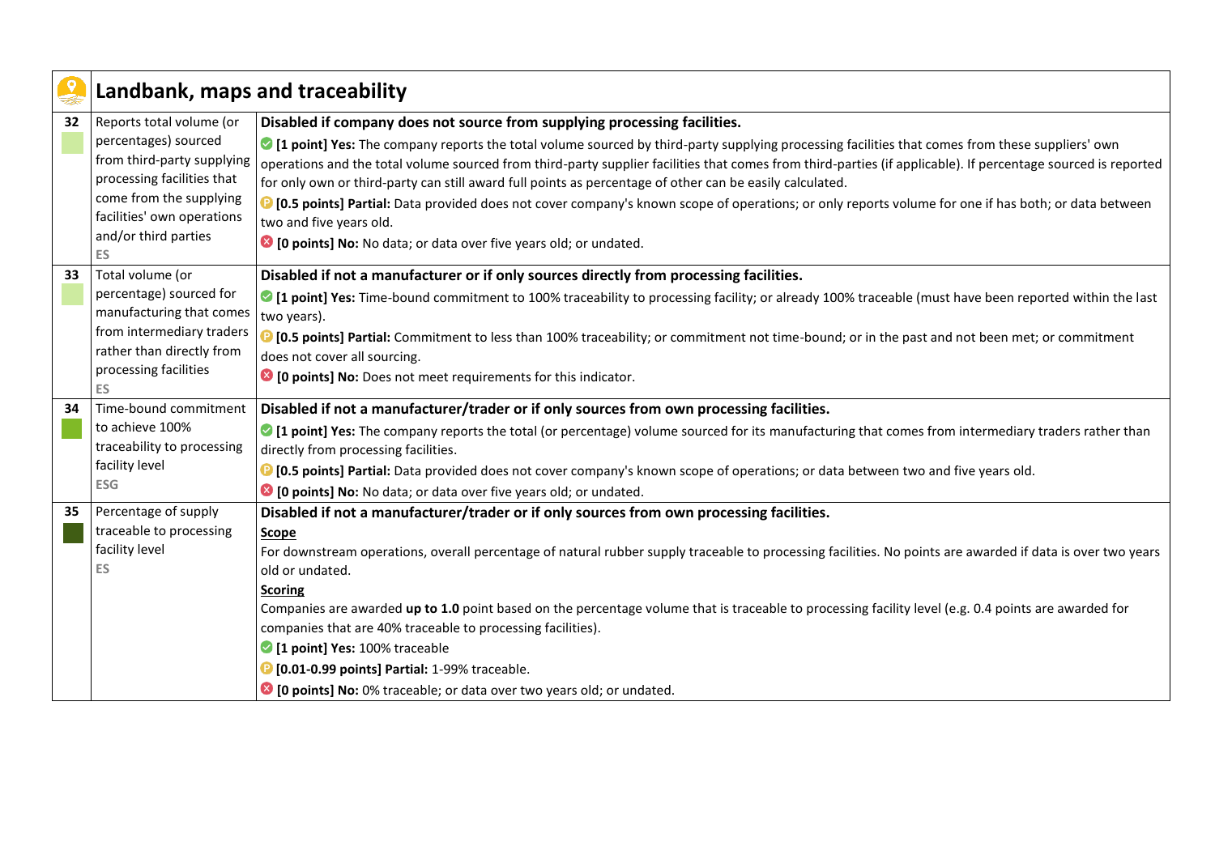## Landbank, maps and traceability

| # | Indicator | Criteria |
|---|---|---|
| 32 | Reports total volume (or percentages) sourced from third-party supplying processing facilities that come from the supplying facilities' own operations and/or third parties<br>ES | **Disabled if company does not source from supplying processing facilities.**<br>**[1 point] Yes:** The company reports the total volume sourced by third-party supplying processing facilities that comes from these suppliers' own operations and the total volume sourced from third-party supplier facilities that comes from third-parties (if applicable). If percentage sourced is reported for only own or third-party can still award full points as percentage of other can be easily calculated.<br>**[0.5 points] Partial:** Data provided does not cover company's known scope of operations; or only reports volume for one if has both; or data between two and five years old.<br>**[0 points] No:** No data; or data over five years old; or undated. |
| 33 | Total volume (or percentage) sourced for manufacturing that comes from intermediary traders rather than directly from processing facilities<br>ES | **Disabled if not a manufacturer or if only sources directly from processing facilities.**<br>**[1 point] Yes:** Time-bound commitment to 100% traceability to processing facility; or already 100% traceable (must have been reported within the last two years).<br>**[0.5 points] Partial:** Commitment to less than 100% traceability; or commitment not time-bound; or in the past and not been met; or commitment does not cover all sourcing.<br>**[0 points] No:** Does not meet requirements for this indicator. |
| 34 | Time-bound commitment to achieve 100% traceability to processing facility level<br>ESG | **Disabled if not a manufacturer/trader or if only sources from own processing facilities.**<br>**[1 point] Yes:** The company reports the total (or percentage) volume sourced for its manufacturing that comes from intermediary traders rather than directly from processing facilities.<br>**[0.5 points] Partial:** Data provided does not cover company's known scope of operations; or data between two and five years old.<br>**[0 points] No:** No data; or data over five years old; or undated. |
| 35 | Percentage of supply traceable to processing facility level<br>ES | **Disabled if not a manufacturer/trader or if only sources from own processing facilities.**<br>**Scope**<br>For downstream operations, overall percentage of natural rubber supply traceable to processing facilities. No points are awarded if data is over two years old or undated.<br>**Scoring**<br>Companies are awarded **up to 1.0** point based on the percentage volume that is traceable to processing facility level (e.g. 0.4 points are awarded for companies that are 40% traceable to processing facilities).<br>**[1 point] Yes:** 100% traceable<br>**[0.01-0.99 points] Partial:** 1-99% traceable.<br>**[0 points] No:** 0% traceable; or data over two years old; or undated. |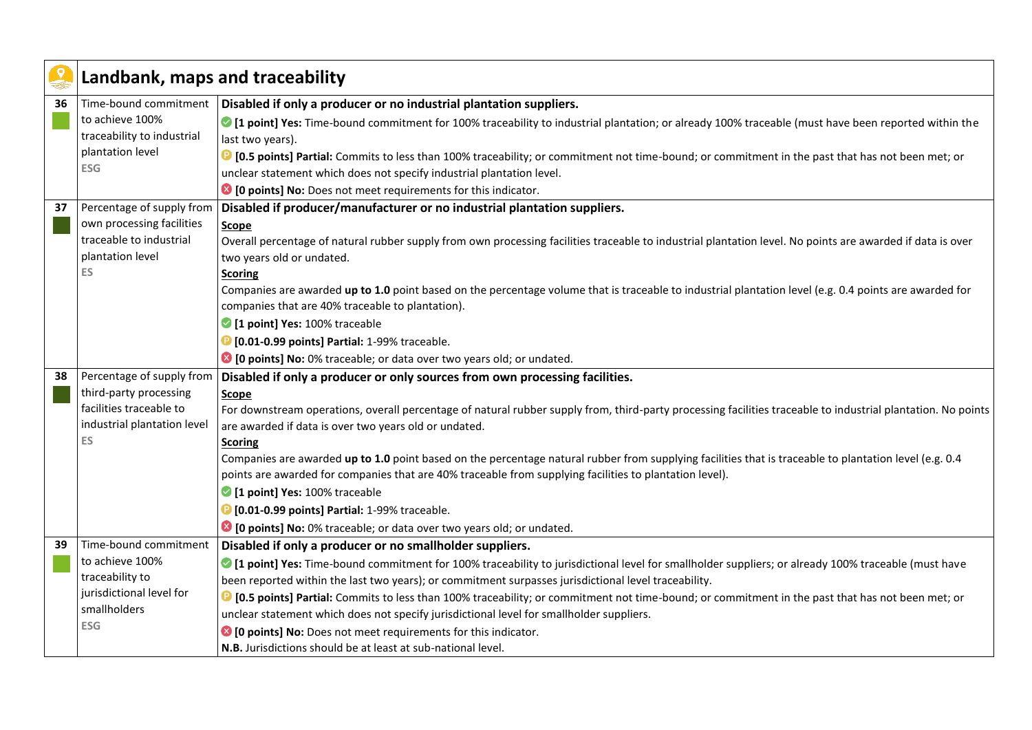## Landbank, maps and traceability

| | Indicator | Criteria |
|---|---|---|
| 36 | Time-bound commitment to achieve 100% traceability to industrial plantation level<br>ESG | **Disabled if only a producer or no industrial plantation suppliers.**<br>**[1 point] Yes:** Time-bound commitment for 100% traceability to industrial plantation; or already 100% traceable (must have been reported within the last two years).<br>**[0.5 points] Partial:** Commits to less than 100% traceability; or commitment not time-bound; or commitment in the past that has not been met; or unclear statement which does not specify industrial plantation level.<br>**[0 points] No:** Does not meet requirements for this indicator. |
| 37 | Percentage of supply from own processing facilities traceable to industrial plantation level<br>ES | **Disabled if producer/manufacturer or no industrial plantation suppliers.**<br>**Scope**<br>Overall percentage of natural rubber supply from own processing facilities traceable to industrial plantation level. No points are awarded if data is over two years old or undated.<br>**Scoring**<br>Companies are awarded **up to 1.0** point based on the percentage volume that is traceable to industrial plantation level (e.g. 0.4 points are awarded for companies that are 40% traceable to plantation).<br>**[1 point] Yes:** 100% traceable<br>**[0.01-0.99 points] Partial:** 1-99% traceable.<br>**[0 points] No:** 0% traceable; or data over two years old; or undated. |
| 38 | Percentage of supply from third-party processing facilities traceable to industrial plantation level<br>ES | **Disabled if only a producer or only sources from own processing facilities.**<br>**Scope**<br>For downstream operations, overall percentage of natural rubber supply from, third-party processing facilities traceable to industrial plantation. No points are awarded if data is over two years old or undated.<br>**Scoring**<br>Companies are awarded **up to 1.0** point based on the percentage natural rubber from supplying facilities that is traceable to plantation level (e.g. 0.4 points are awarded for companies that are 40% traceable from supplying facilities to plantation level).<br>**[1 point] Yes:** 100% traceable<br>**[0.01-0.99 points] Partial:** 1-99% traceable.<br>**[0 points] No:** 0% traceable; or data over two years old; or undated. |
| 39 | Time-bound commitment to achieve 100% traceability to jurisdictional level for smallholders<br>ESG | **Disabled if only a producer or no smallholder suppliers.**<br>**[1 point] Yes:** Time-bound commitment for 100% traceability to jurisdictional level for smallholder suppliers; or already 100% traceable (must have been reported within the last two years); or commitment surpasses jurisdictional level traceability.<br>**[0.5 points] Partial:** Commits to less than 100% traceability; or commitment not time-bound; or commitment in the past that has not been met; or unclear statement which does not specify jurisdictional level for smallholder suppliers.<br>**[0 points] No:** Does not meet requirements for this indicator.<br>N.B. Jurisdictions should be at least at sub-national level. |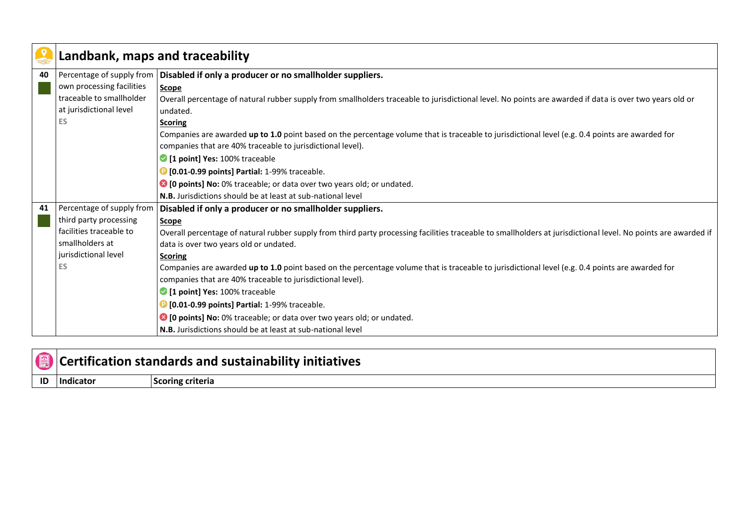## Landbank, maps and traceability

| ID | Indicator | Scoring criteria |
|---|---|---|
| 40 | Percentage of supply from own processing facilities traceable to smallholder at jurisdictional level<br>ES | **Disabled if only a producer or no smallholder suppliers.**<br>**Scope**<br>Overall percentage of natural rubber supply from smallholders traceable to jurisdictional level. No points are awarded if data is over two years old or undated.<br>**Scoring**<br>Companies are awarded **up to 1.0** point based on the percentage volume that is traceable to jurisdictional level (e.g. 0.4 points are awarded for companies that are 40% traceable to jurisdictional level).<br>**[1 point] Yes:** 100% traceable<br>**[0.01-0.99 points] Partial:** 1-99% traceable.<br>**[0 points] No:** 0% traceable; or data over two years old; or undated.<br>**N.B.** Jurisdictions should be at least at sub-national level |
| 41 | Percentage of supply from third party processing facilities traceable to smallholders at jurisdictional level<br>ES | **Disabled if only a producer or no smallholder suppliers.**<br>**Scope**<br>Overall percentage of natural rubber supply from third party processing facilities traceable to smallholders at jurisdictional level. No points are awarded if data is over two years old or undated.<br>**Scoring**<br>Companies are awarded **up to 1.0** point based on the percentage volume that is traceable to jurisdictional level (e.g. 0.4 points are awarded for companies that are 40% traceable to jurisdictional level).<br>**[1 point] Yes:** 100% traceable<br>**[0.01-0.99 points] Partial:** 1-99% traceable.<br>**[0 points] No:** 0% traceable; or data over two years old; or undated.<br>**N.B.** Jurisdictions should be at least at sub-national level |

## Certification standards and sustainability initiatives

| ID | Indicator | Scoring criteria |
|---|---|---|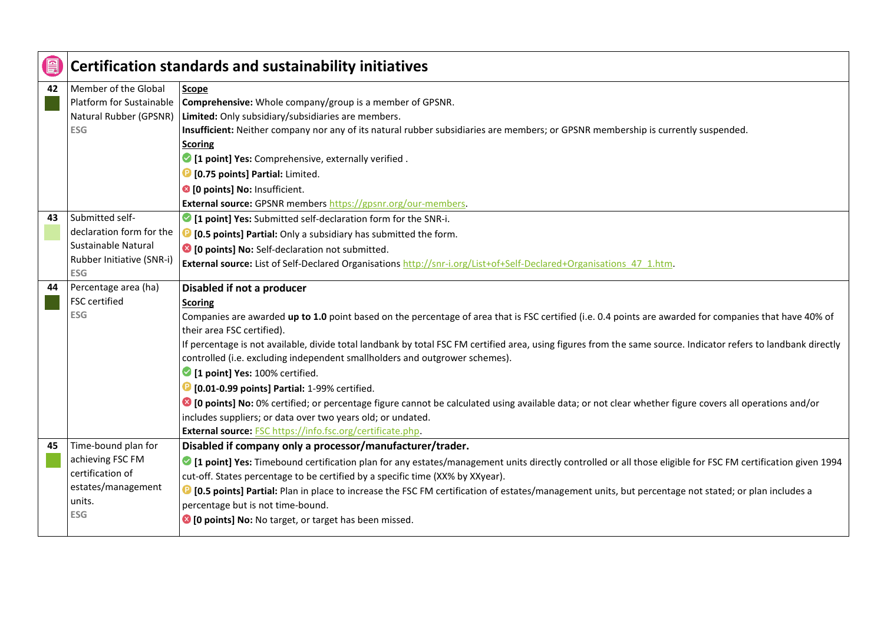## Certification standards and sustainability initiatives

| # | Indicator | Criteria |
|---|---|---|
| 42 | Member of the Global Platform for Sustainable Natural Rubber (GPSNR)<br>ESG | **Scope**<br>**Comprehensive:** Whole company/group is a member of GPSNR.<br>**Limited:** Only subsidiary/subsidiaries are members.<br>**Insufficient:** Neither company nor any of its natural rubber subsidiaries are members; or GPSNR membership is currently suspended.<br>**Scoring**<br>**[1 point] Yes:** Comprehensive, externally verified .<br>**[0.75 points] Partial:** Limited.<br>**[0 points] No:** Insufficient.<br>**External source:** GPSNR members https://gpsnr.org/our-members. |
| 43 | Submitted self-declaration form for the Sustainable Natural Rubber Initiative (SNR-i)<br>ESG | **[1 point] Yes:** Submitted self-declaration form for the SNR-i.<br>**[0.5 points] Partial:** Only a subsidiary has submitted the form.<br>**[0 points] No:** Self-declaration not submitted.<br>**External source:** List of Self-Declared Organisations http://snr-i.org/List+of+Self-Declared+Organisations_47_1.htm. |
| 44 | Percentage area (ha) FSC certified<br>ESG | **Disabled if not a producer**<br>**Scoring**<br>Companies are awarded **up to 1.0** point based on the percentage of area that is FSC certified (i.e. 0.4 points are awarded for companies that have 40% of their area FSC certified).<br>If percentage is not available, divide total landbank by total FSC FM certified area, using figures from the same source. Indicator refers to landbank directly controlled (i.e. excluding independent smallholders and outgrower schemes).<br>**[1 point] Yes:** 100% certified.<br>**[0.01-0.99 points] Partial:** 1-99% certified.<br>**[0 points] No:** 0% certified; or percentage figure cannot be calculated using available data; or not clear whether figure covers all operations and/or includes suppliers; or data over two years old; or undated.<br>**External source:** FSC https://info.fsc.org/certificate.php. |
| 45 | Time-bound plan for achieving FSC FM certification of estates/management units.<br>ESG | **Disabled if company only a processor/manufacturer/trader.**<br>**[1 point] Yes:** Timebound certification plan for any estates/management units directly controlled or all those eligible for FSC FM certification given 1994 cut-off. States percentage to be certified by a specific time (XX% by XXyear).<br>**[0.5 points] Partial:** Plan in place to increase the FSC FM certification of estates/management units, but percentage not stated; or plan includes a percentage but is not time-bound.<br>**[0 points] No:** No target, or target has been missed. |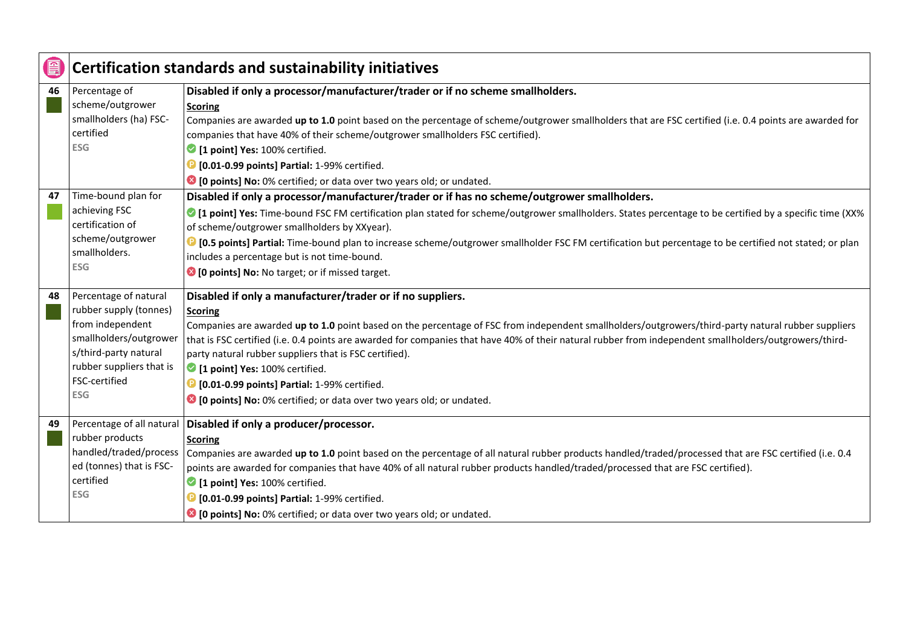## Certification standards and sustainability initiatives

| # | Indicator | Scoring |
|---|---|---|
| 46 | Percentage of scheme/outgrower smallholders (ha) FSC-certified<br>ESG | **Disabled if only a processor/manufacturer/trader or if no scheme smallholders.**<br>**Scoring**<br>Companies are awarded **up to 1.0** point based on the percentage of scheme/outgrower smallholders that are FSC certified (i.e. 0.4 points are awarded for companies that have 40% of their scheme/outgrower smallholders FSC certified).<br>**[1 point] Yes:** 100% certified.<br>**[0.01-0.99 points] Partial:** 1-99% certified.<br>**[0 points] No:** 0% certified; or data over two years old; or undated. |
| 47 | Time-bound plan for achieving FSC certification of scheme/outgrower smallholders.<br>ESG | **Disabled if only a processor/manufacturer/trader or if has no scheme/outgrower smallholders.**<br>**[1 point] Yes:** Time-bound FSC FM certification plan stated for scheme/outgrower smallholders. States percentage to be certified by a specific time (XX% of scheme/outgrower smallholders by XXyear).<br>**[0.5 points] Partial:** Time-bound plan to increase scheme/outgrower smallholder FSC FM certification but percentage to be certified not stated; or plan includes a percentage but is not time-bound.<br>**[0 points] No:** No target; or if missed target. |
| 48 | Percentage of natural rubber supply (tonnes) from independent smallholders/outgrowers/third-party natural rubber suppliers that is FSC-certified<br>ESG | **Disabled if only a manufacturer/trader or if no suppliers.**<br>**Scoring**<br>Companies are awarded **up to 1.0** point based on the percentage of FSC from independent smallholders/outgrowers/third-party natural rubber suppliers that is FSC certified (i.e. 0.4 points are awarded for companies that have 40% of their natural rubber from independent smallholders/outgrowers/third-party natural rubber suppliers that is FSC certified).<br>**[1 point] Yes:** 100% certified.<br>**[0.01-0.99 points] Partial:** 1-99% certified.<br>**[0 points] No:** 0% certified; or data over two years old; or undated. |
| 49 | Percentage of all natural rubber products handled/traded/processed (tonnes) that is FSC-certified<br>ESG | **Disabled if only a producer/processor.**<br>**Scoring**<br>Companies are awarded **up to 1.0** point based on the percentage of all natural rubber products handled/traded/processed that are FSC certified (i.e. 0.4 points are awarded for companies that have 40% of all natural rubber products handled/traded/processed that are FSC certified).<br>**[1 point] Yes:** 100% certified.<br>**[0.01-0.99 points] Partial:** 1-99% certified.<br>**[0 points] No:** 0% certified; or data over two years old; or undated. |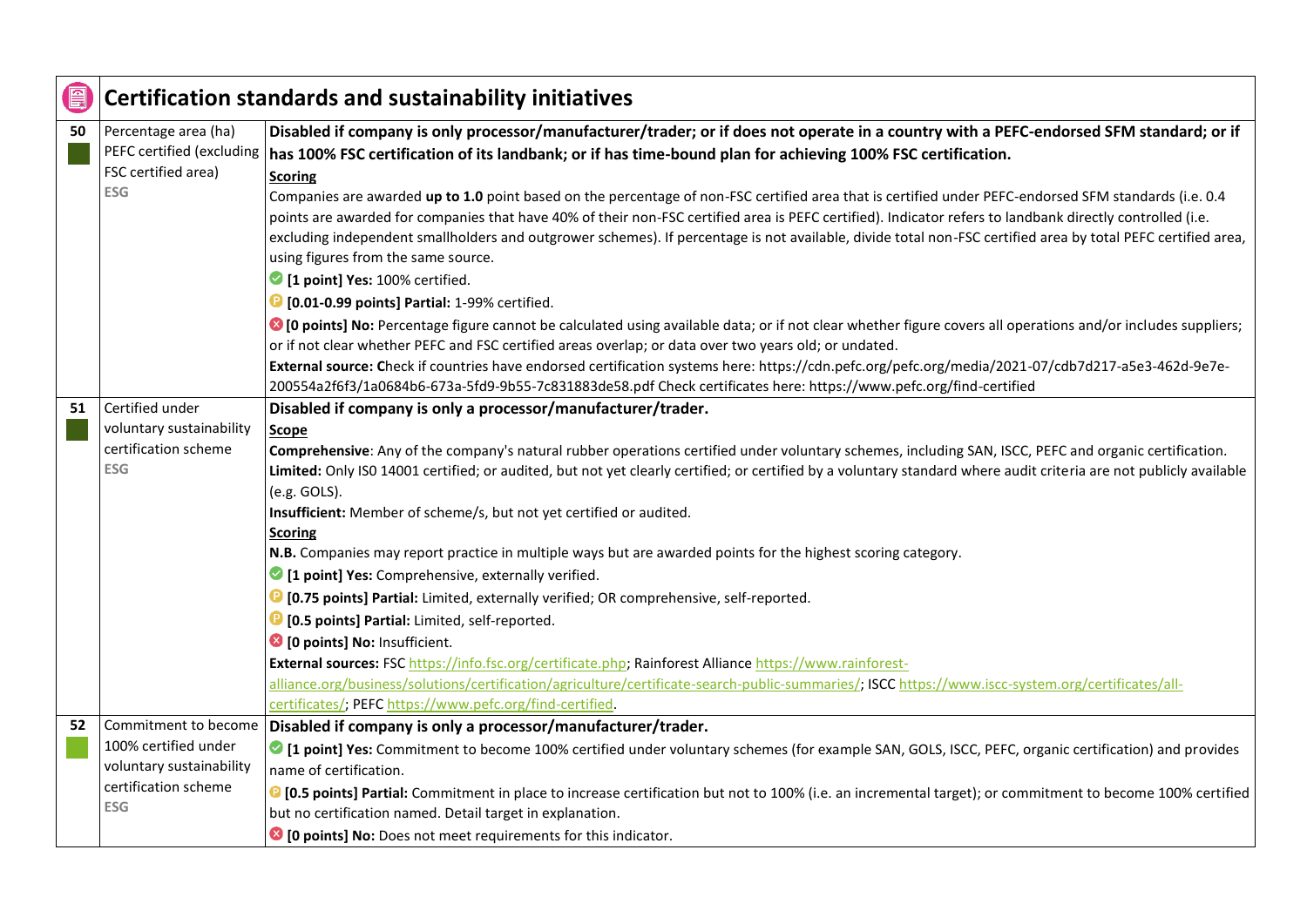## Certification standards and sustainability initiatives

| | | |
|---|---|---|
| **50** | Percentage area (ha) PEFC certified (excluding FSC certified area) ESG | **Disabled if company is only processor/manufacturer/trader; or if does not operate in a country with a PEFC-endorsed SFM standard; or if has 100% FSC certification of its landbank; or if has time-bound plan for achieving 100% FSC certification.**<br>**Scoring**<br>Companies are awarded **up to 1.0** point based on the percentage of non-FSC certified area that is certified under PEFC-endorsed SFM standards (i.e. 0.4 points are awarded for companies that have 40% of their non-FSC certified area is PEFC certified). Indicator refers to landbank directly controlled (i.e. excluding independent smallholders and outgrower schemes). If percentage is not available, divide total non-FSC certified area by total PEFC certified area, using figures from the same source.<br>**[1 point] Yes:** 100% certified.<br>**[0.01-0.99 points] Partial:** 1-99% certified.<br>**[0 points] No:** Percentage figure cannot be calculated using available data; or if not clear whether figure covers all operations and/or includes suppliers; or if not clear whether PEFC and FSC certified areas overlap; or data over two years old; or undated.<br>**External source: C**heck if countries have endorsed certification systems here: https://cdn.pefc.org/pefc.org/media/2021-07/cdb7d217-a5e3-462d-9e7e-200554a2f6f3/1a0684b6-673a-5fd9-9b55-7c831883de58.pdf Check certificates here: https://www.pefc.org/find-certified |
| **51** | Certified under voluntary sustainability certification scheme ESG | **Disabled if company is only a processor/manufacturer/trader.**<br>**Scope**<br>**Comprehensive**: Any of the company's natural rubber operations certified under voluntary schemes, including SAN, ISCC, PEFC and organic certification.<br>**Limited:** Only ISO 14001 certified; or audited, but not yet clearly certified; or certified by a voluntary standard where audit criteria are not publicly available (e.g. GOLS).<br>**Insufficient:** Member of scheme/s, but not yet certified or audited.<br>**Scoring**<br>**N.B.** Companies may report practice in multiple ways but are awarded points for the highest scoring category.<br>**[1 point] Yes:** Comprehensive, externally verified.<br>**[0.75 points] Partial:** Limited, externally verified; OR comprehensive, self-reported.<br>**[0.5 points] Partial:** Limited, self-reported.<br>**[0 points] No:** Insufficient.<br>**External sources:** FSC https://info.fsc.org/certificate.php; Rainforest Alliance https://www.rainforest-alliance.org/business/solutions/certification/agriculture/certificate-search-public-summaries/; ISCC https://www.iscc-system.org/certificates/all-certificates/; PEFC https://www.pefc.org/find-certified. |
| **52** | Commitment to become 100% certified under voluntary sustainability certification scheme ESG | **Disabled if company is only a processor/manufacturer/trader.**<br>**[1 point] Yes:** Commitment to become 100% certified under voluntary schemes (for example SAN, GOLS, ISCC, PEFC, organic certification) and provides name of certification.<br>**[0.5 points] Partial:** Commitment in place to increase certification but not to 100% (i.e. an incremental target); or commitment to become 100% certified but no certification named. Detail target in explanation.<br>**[0 points] No:** Does not meet requirements for this indicator. |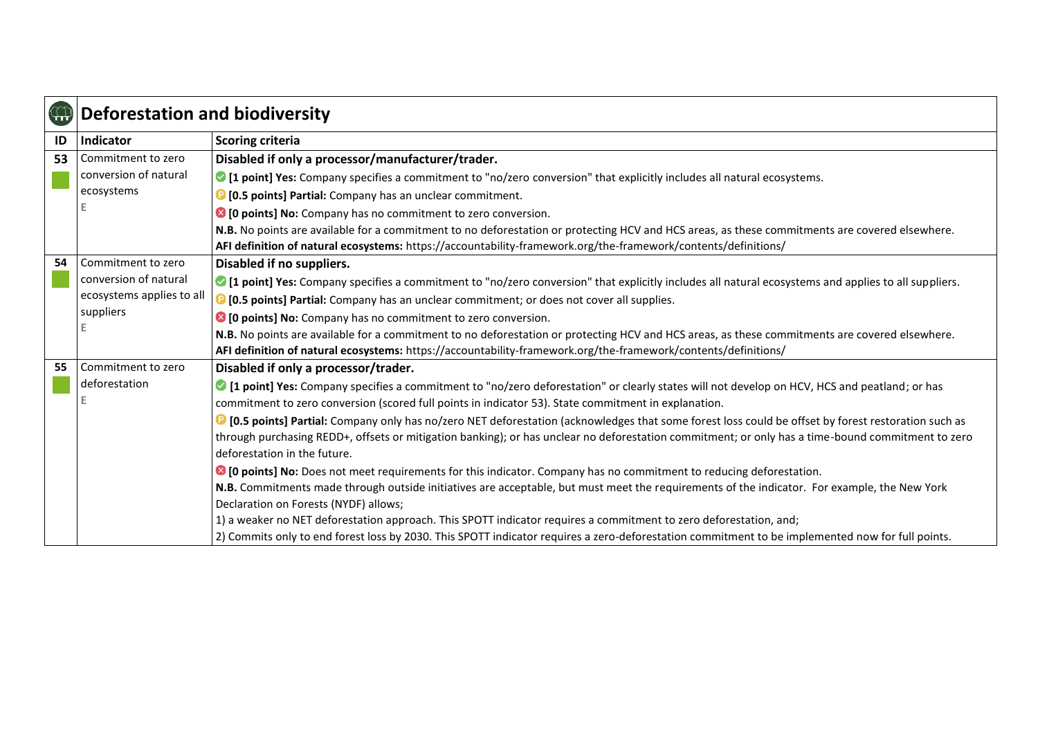## Deforestation and biodiversity

| ID | Indicator | Scoring criteria |
|---|---|---|
| 53 | Commitment to zero conversion of natural ecosystems<br>E | **Disabled if only a processor/manufacturer/trader.**<br>**[1 point] Yes:** Company specifies a commitment to "no/zero conversion" that explicitly includes all natural ecosystems.<br>**[0.5 points] Partial:** Company has an unclear commitment.<br>**[0 points] No:** Company has no commitment to zero conversion.<br>**N.B.** No points are available for a commitment to no deforestation or protecting HCV and HCS areas, as these commitments are covered elsewhere.<br>**AFI definition of natural ecosystems:** https://accountability-framework.org/the-framework/contents/definitions/ |
| 54 | Commitment to zero conversion of natural ecosystems applies to all suppliers<br>E | **Disabled if no suppliers.**<br>**[1 point] Yes:** Company specifies a commitment to "no/zero conversion" that explicitly includes all natural ecosystems and applies to all suppliers.<br>**[0.5 points] Partial:** Company has an unclear commitment; or does not cover all supplies.<br>**[0 points] No:** Company has no commitment to zero conversion.<br>**N.B.** No points are available for a commitment to no deforestation or protecting HCV and HCS areas, as these commitments are covered elsewhere.<br>**AFI definition of natural ecosystems:** https://accountability-framework.org/the-framework/contents/definitions/ |
| 55 | Commitment to zero deforestation<br>E | **Disabled if only a processor/trader.**<br>**[1 point] Yes:** Company specifies a commitment to "no/zero deforestation" or clearly states will not develop on HCV, HCS and peatland; or has commitment to zero conversion (scored full points in indicator 53). State commitment in explanation.<br>**[0.5 points] Partial:** Company only has no/zero NET deforestation (acknowledges that some forest loss could be offset by forest restoration such as through purchasing REDD+, offsets or mitigation banking); or has unclear no deforestation commitment; or only has a time-bound commitment to zero deforestation in the future.<br>**[0 points] No:** Does not meet requirements for this indicator. Company has no commitment to reducing deforestation.<br>**N.B.** Commitments made through outside initiatives are acceptable, but must meet the requirements of the indicator. For example, the New York Declaration on Forests (NYDF) allows;<br>1) a weaker no NET deforestation approach. This SPOTT indicator requires a commitment to zero deforestation, and;<br>2) Commits only to end forest loss by 2030. This SPOTT indicator requires a zero-deforestation commitment to be implemented now for full points. |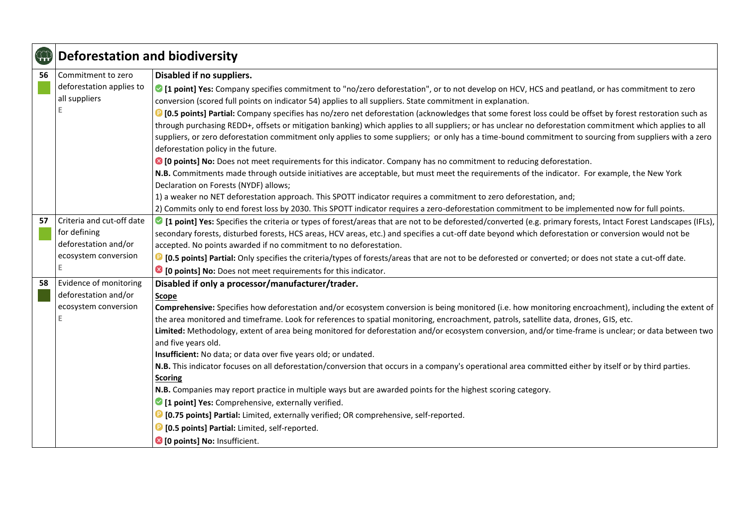## Deforestation and biodiversity

| # | Indicator | Scoring guidance |
|---|---|---|
| 56 | Commitment to zero deforestation applies to all suppliers<br>E | **Disabled if no suppliers.**<br>**[1 point] Yes:** Company specifies commitment to "no/zero deforestation", or to not develop on HCV, HCS and peatland, or has commitment to zero conversion (scored full points on indicator 54) applies to all suppliers. State commitment in explanation.<br>**[0.5 points] Partial:** Company specifies has no/zero net deforestation (acknowledges that some forest loss could be offset by forest restoration such as through purchasing REDD+, offsets or mitigation banking) which applies to all suppliers; or has unclear no deforestation commitment which applies to all suppliers, or zero deforestation commitment only applies to some suppliers; or only has a time-bound commitment to sourcing from suppliers with a zero deforestation policy in the future.<br>**[0 points] No:** Does not meet requirements for this indicator. Company has no commitment to reducing deforestation.<br>**N.B.** Commitments made through outside initiatives are acceptable, but must meet the requirements of the indicator. For example, the New York Declaration on Forests (NYDF) allows;<br>1) a weaker no NET deforestation approach. This SPOTT indicator requires a commitment to zero deforestation, and;<br>2) Commits only to end forest loss by 2030. This SPOTT indicator requires a zero-deforestation commitment to be implemented now for full points. |
| 57 | Criteria and cut-off date for defining deforestation and/or ecosystem conversion<br>E | **[1 point] Yes:** Specifies the criteria or types of forest/areas that are not to be deforested/converted (e.g. primary forests, Intact Forest Landscapes (IFLs), secondary forests, disturbed forests, HCS areas, HCV areas, etc.) and specifies a cut-off date beyond which deforestation or conversion would not be accepted. No points awarded if no commitment to no deforestation.<br>**[0.5 points] Partial:** Only specifies the criteria/types of forests/areas that are not to be deforested or converted; or does not state a cut-off date.<br>**[0 points] No:** Does not meet requirements for this indicator. |
| 58 | Evidence of monitoring deforestation and/or ecosystem conversion<br>E | **Disabled if only a processor/manufacturer/trader.**<br>**<u>Scope</u>**<br>**Comprehensive:** Specifies how deforestation and/or ecosystem conversion is being monitored (i.e. how monitoring encroachment), including the extent of the area monitored and timeframe. Look for references to spatial monitoring, encroachment, patrols, satellite data, drones, GIS, etc.<br>**Limited:** Methodology, extent of area being monitored for deforestation and/or ecosystem conversion, and/or time-frame is unclear; or data between two and five years old.<br>**Insufficient:** No data; or data over five years old; or undated.<br>**N.B.** This indicator focuses on all deforestation/conversion that occurs in a company's operational area committed either by itself or by third parties.<br>**<u>Scoring</u>**<br>**N.B.** Companies may report practice in multiple ways but are awarded points for the highest scoring category.<br>**[1 point] Yes:** Comprehensive, externally verified.<br>**[0.75 points] Partial:** Limited, externally verified; OR comprehensive, self-reported.<br>**[0.5 points] Partial:** Limited, self-reported.<br>**[0 points] No:** Insufficient. |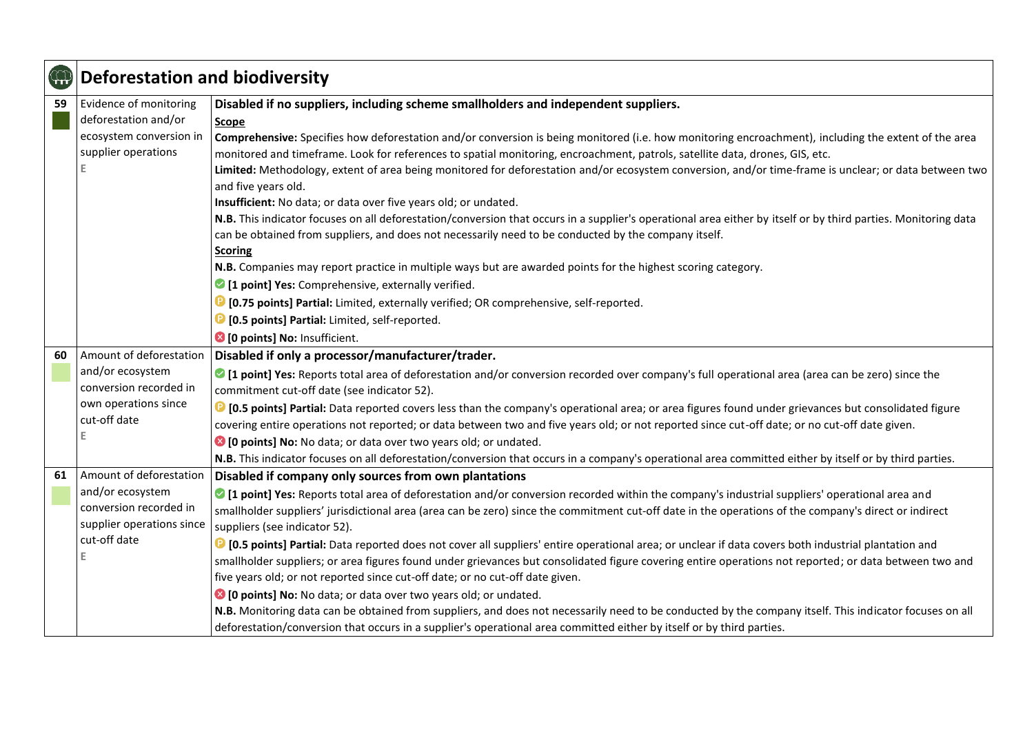## Deforestation and biodiversity

| # | Indicator | Criteria |
|---|---|---|
| 59 | Evidence of monitoring deforestation and/or ecosystem conversion in supplier operations<br>E | **Disabled if no suppliers, including scheme smallholders and independent suppliers.**<br>**Scope**<br>**Comprehensive:** Specifies how deforestation and/or conversion is being monitored (i.e. how monitoring encroachment), including the extent of the area monitored and timeframe. Look for references to spatial monitoring, encroachment, patrols, satellite data, drones, GIS, etc.<br>**Limited:** Methodology, extent of area being monitored for deforestation and/or ecosystem conversion, and/or time-frame is unclear; or data between two and five years old.<br>**Insufficient:** No data; or data over five years old; or undated.<br>**N.B.** This indicator focuses on all deforestation/conversion that occurs in a supplier's operational area either by itself or by third parties. Monitoring data can be obtained from suppliers, and does not necessarily need to be conducted by the company itself.<br>**Scoring**<br>**N.B.** Companies may report practice in multiple ways but are awarded points for the highest scoring category.<br>**[1 point] Yes:** Comprehensive, externally verified.<br>**[0.75 points] Partial:** Limited, externally verified; OR comprehensive, self-reported.<br>**[0.5 points] Partial:** Limited, self-reported.<br>**[0 points] No:** Insufficient. |
| 60 | Amount of deforestation and/or ecosystem conversion recorded in own operations since cut-off date<br>E | **Disabled if only a processor/manufacturer/trader.**<br>**[1 point] Yes:** Reports total area of deforestation and/or conversion recorded over company's full operational area (area can be zero) since the commitment cut-off date (see indicator 52).<br>**[0.5 points] Partial:** Data reported covers less than the company's operational area; or area figures found under grievances but consolidated figure covering entire operations not reported; or data between two and five years old; or not reported since cut-off date; or no cut-off date given.<br>**[0 points] No:** No data; or data over two years old; or undated.<br>**N.B.** This indicator focuses on all deforestation/conversion that occurs in a company's operational area committed either by itself or by third parties. |
| 61 | Amount of deforestation and/or ecosystem conversion recorded in supplier operations since cut-off date<br>E | **Disabled if company only sources from own plantations**<br>**[1 point] Yes:** Reports total area of deforestation and/or conversion recorded within the company's industrial suppliers' operational area and smallholder suppliers' jurisdictional area (area can be zero) since the commitment cut-off date in the operations of the company's direct or indirect suppliers (see indicator 52).<br>**[0.5 points] Partial:** Data reported does not cover all suppliers' entire operational area; or unclear if data covers both industrial plantation and smallholder suppliers; or area figures found under grievances but consolidated figure covering entire operations not reported; or data between two and five years old; or not reported since cut-off date; or no cut-off date given.<br>**[0 points] No:** No data; or data over two years old; or undated.<br>**N.B.** Monitoring data can be obtained from suppliers, and does not necessarily need to be conducted by the company itself. This indicator focuses on all deforestation/conversion that occurs in a supplier's operational area committed either by itself or by third parties. |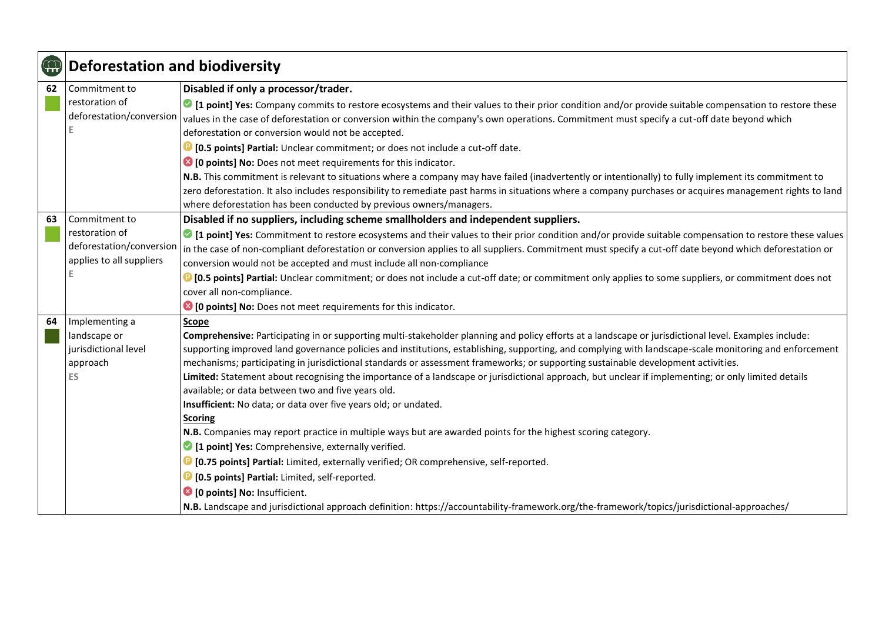## Deforestation and biodiversity

| # | Indicator | Criteria |
|---|---|---|
| 62 | Commitment to restoration of deforestation/conversion<br>E | **Disabled if only a processor/trader.**<br>**[1 point] Yes:** Company commits to restore ecosystems and their values to their prior condition and/or provide suitable compensation to restore these values in the case of deforestation or conversion within the company's own operations. Commitment must specify a cut-off date beyond which deforestation or conversion would not be accepted.<br>**[0.5 points] Partial:** Unclear commitment; or does not include a cut-off date.<br>**[0 points] No:** Does not meet requirements for this indicator.<br>**N.B.** This commitment is relevant to situations where a company may have failed (inadvertently or intentionally) to fully implement its commitment to zero deforestation. It also includes responsibility to remediate past harms in situations where a company purchases or acquires management rights to land where deforestation has been conducted by previous owners/managers. |
| 63 | Commitment to restoration of deforestation/conversion applies to all suppliers<br>E | **Disabled if no suppliers, including scheme smallholders and independent suppliers.**<br>**[1 point] Yes:** Commitment to restore ecosystems and their values to their prior condition and/or provide suitable compensation to restore these values in the case of non-compliant deforestation or conversion applies to all suppliers. Commitment must specify a cut-off date beyond which deforestation or conversion would not be accepted and must include all non-compliance<br>**[0.5 points] Partial:** Unclear commitment; or does not include a cut-off date; or commitment only applies to some suppliers, or commitment does not cover all non-compliance.<br>**[0 points] No:** Does not meet requirements for this indicator. |
| 64 | Implementing a landscape or jurisdictional level approach<br>ES | **Scope**<br>**Comprehensive:** Participating in or supporting multi-stakeholder planning and policy efforts at a landscape or jurisdictional level. Examples include: supporting improved land governance policies and institutions, establishing, supporting, and complying with landscape-scale monitoring and enforcement mechanisms; participating in jurisdictional standards or assessment frameworks; or supporting sustainable development activities.<br>**Limited:** Statement about recognising the importance of a landscape or jurisdictional approach, but unclear if implementing; or only limited details available; or data between two and five years old.<br>**Insufficient:** No data; or data over five years old; or undated.<br>**Scoring**<br>**N.B.** Companies may report practice in multiple ways but are awarded points for the highest scoring category.<br>**[1 point] Yes:** Comprehensive, externally verified.<br>**[0.75 points] Partial:** Limited, externally verified; OR comprehensive, self-reported.<br>**[0.5 points] Partial:** Limited, self-reported.<br>**[0 points] No:** Insufficient.<br>**N.B.** Landscape and jurisdictional approach definition: https://accountability-framework.org/the-framework/topics/jurisdictional-approaches/ |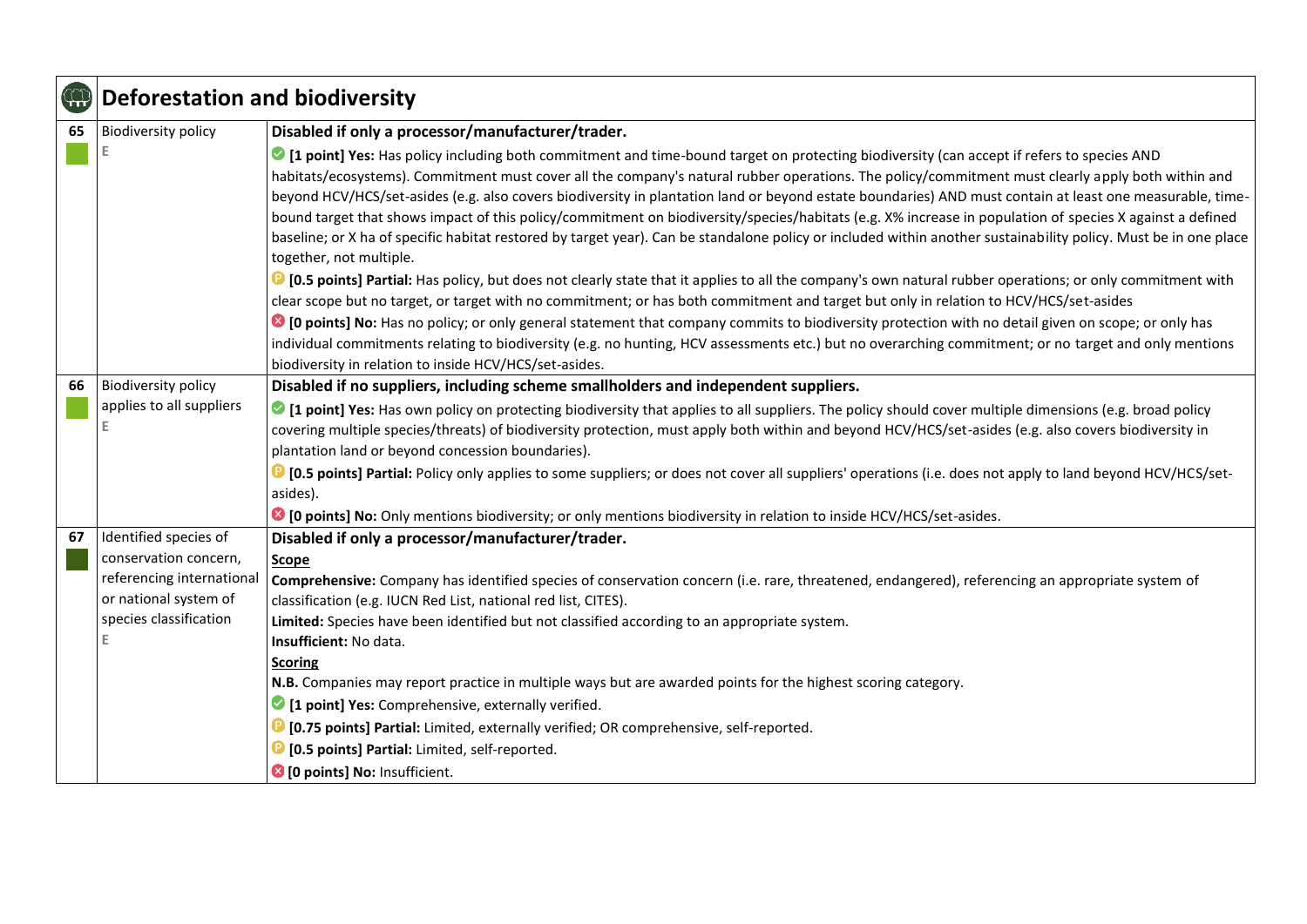## Deforestation and biodiversity

| # | Indicator | Criteria |
|---|---|---|
| 65 | Biodiversity policy<br>E | **Disabled if only a processor/manufacturer/trader.**<br>**[1 point] Yes:** Has policy including both commitment and time-bound target on protecting biodiversity (can accept if refers to species AND habitats/ecosystems). Commitment must cover all the company's natural rubber operations. The policy/commitment must clearly apply both within and beyond HCV/HCS/set-asides (e.g. also covers biodiversity in plantation land or beyond estate boundaries) AND must contain at least one measurable, time-bound target that shows impact of this policy/commitment on biodiversity/species/habitats (e.g. X% increase in population of species X against a defined baseline; or X ha of specific habitat restored by target year). Can be standalone policy or included within another sustainability policy. Must be in one place together, not multiple.<br>**[0.5 points] Partial:** Has policy, but does not clearly state that it applies to all the company's own natural rubber operations; or only commitment with clear scope but no target, or target with no commitment; or has both commitment and target but only in relation to HCV/HCS/set-asides<br>**[0 points] No:** Has no policy; or only general statement that company commits to biodiversity protection with no detail given on scope; or only has individual commitments relating to biodiversity (e.g. no hunting, HCV assessments etc.) but no overarching commitment; or no target and only mentions biodiversity in relation to inside HCV/HCS/set-asides. |
| 66 | Biodiversity policy applies to all suppliers<br>E | **Disabled if no suppliers, including scheme smallholders and independent suppliers.**<br>**[1 point] Yes:** Has own policy on protecting biodiversity that applies to all suppliers. The policy should cover multiple dimensions (e.g. broad policy covering multiple species/threats) of biodiversity protection, must apply both within and beyond HCV/HCS/set-asides (e.g. also covers biodiversity in plantation land or beyond concession boundaries).<br>**[0.5 points] Partial:** Policy only applies to some suppliers; or does not cover all suppliers' operations (i.e. does not apply to land beyond HCV/HCS/set-asides).<br>**[0 points] No:** Only mentions biodiversity; or only mentions biodiversity in relation to inside HCV/HCS/set-asides. |
| 67 | Identified species of conservation concern, referencing international or national system of species classification<br>E | **Disabled if only a processor/manufacturer/trader.**<br>**Scope**<br>**Comprehensive:** Company has identified species of conservation concern (i.e. rare, threatened, endangered), referencing an appropriate system of classification (e.g. IUCN Red List, national red list, CITES).<br>**Limited:** Species have been identified but not classified according to an appropriate system.<br>**Insufficient:** No data.<br>**Scoring**<br>**N.B.** Companies may report practice in multiple ways but are awarded points for the highest scoring category.<br>**[1 point] Yes:** Comprehensive, externally verified.<br>**[0.75 points] Partial:** Limited, externally verified; OR comprehensive, self-reported.<br>**[0.5 points] Partial:** Limited, self-reported.<br>**[0 points] No:** Insufficient. |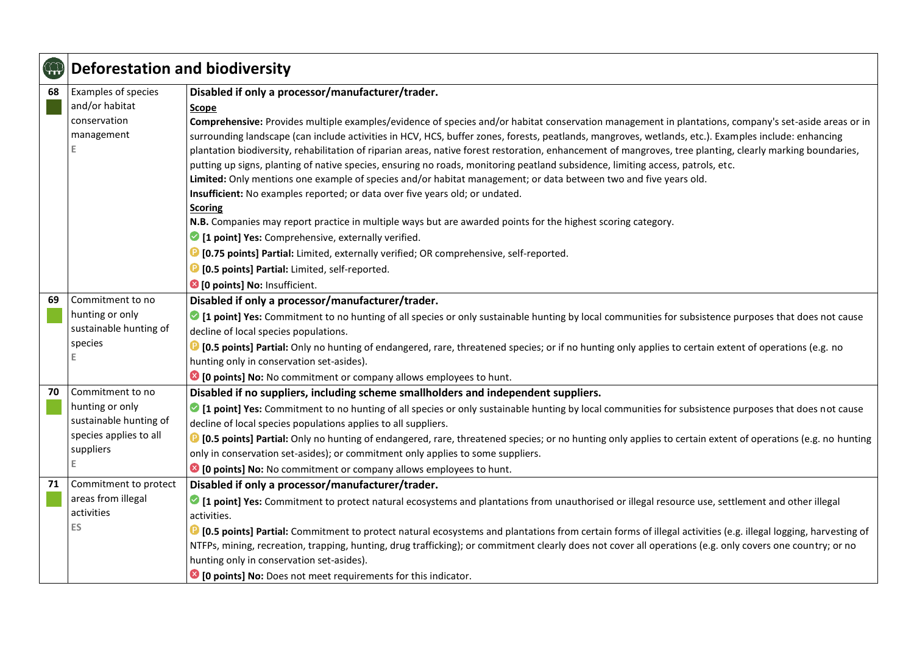## Deforestation and biodiversity

| # | Indicator | Scoring |
|---|---|---|
| 68 | Examples of species and/or habitat conservation management<br>E | **Disabled if only a processor/manufacturer/trader.**<br>**Scope**<br>**Comprehensive:** Provides multiple examples/evidence of species and/or habitat conservation management in plantations, company's set-aside areas or in surrounding landscape (can include activities in HCV, HCS, buffer zones, forests, peatlands, mangroves, wetlands, etc.). Examples include: enhancing plantation biodiversity, rehabilitation of riparian areas, native forest restoration, enhancement of mangroves, tree planting, clearly marking boundaries, putting up signs, planting of native species, ensuring no roads, monitoring peatland subsidence, limiting access, patrols, etc.<br>**Limited:** Only mentions one example of species and/or habitat management; or data between two and five years old.<br>**Insufficient:** No examples reported; or data over five years old; or undated.<br>**Scoring**<br>**N.B.** Companies may report practice in multiple ways but are awarded points for the highest scoring category.<br>**[1 point] Yes:** Comprehensive, externally verified.<br>**[0.75 points] Partial:** Limited, externally verified; OR comprehensive, self-reported.<br>**[0.5 points] Partial:** Limited, self-reported.<br>**[0 points] No:** Insufficient. |
| 69 | Commitment to no hunting or only sustainable hunting of species<br>E | **Disabled if only a processor/manufacturer/trader.**<br>**[1 point] Yes:** Commitment to no hunting of all species or only sustainable hunting by local communities for subsistence purposes that does not cause decline of local species populations.<br>**[0.5 points] Partial:** Only no hunting of endangered, rare, threatened species; or if no hunting only applies to certain extent of operations (e.g. no hunting only in conservation set-asides).<br>**[0 points] No:** No commitment or company allows employees to hunt. |
| 70 | Commitment to no hunting or only sustainable hunting of species applies to all suppliers<br>E | **Disabled if no suppliers, including scheme smallholders and independent suppliers.**<br>**[1 point] Yes:** Commitment to no hunting of all species or only sustainable hunting by local communities for subsistence purposes that does not cause decline of local species populations applies to all suppliers.<br>**[0.5 points] Partial:** Only no hunting of endangered, rare, threatened species; or no hunting only applies to certain extent of operations (e.g. no hunting only in conservation set-asides); or commitment only applies to some suppliers.<br>**[0 points] No:** No commitment or company allows employees to hunt. |
| 71 | Commitment to protect areas from illegal activities<br>ES | **Disabled if only a processor/manufacturer/trader.**<br>**[1 point] Yes:** Commitment to protect natural ecosystems and plantations from unauthorised or illegal resource use, settlement and other illegal activities.<br>**[0.5 points] Partial:** Commitment to protect natural ecosystems and plantations from certain forms of illegal activities (e.g. illegal logging, harvesting of NTFPs, mining, recreation, trapping, hunting, drug trafficking); or commitment clearly does not cover all operations (e.g. only covers one country; or no hunting only in conservation set-asides).<br>**[0 points] No:** Does not meet requirements for this indicator. |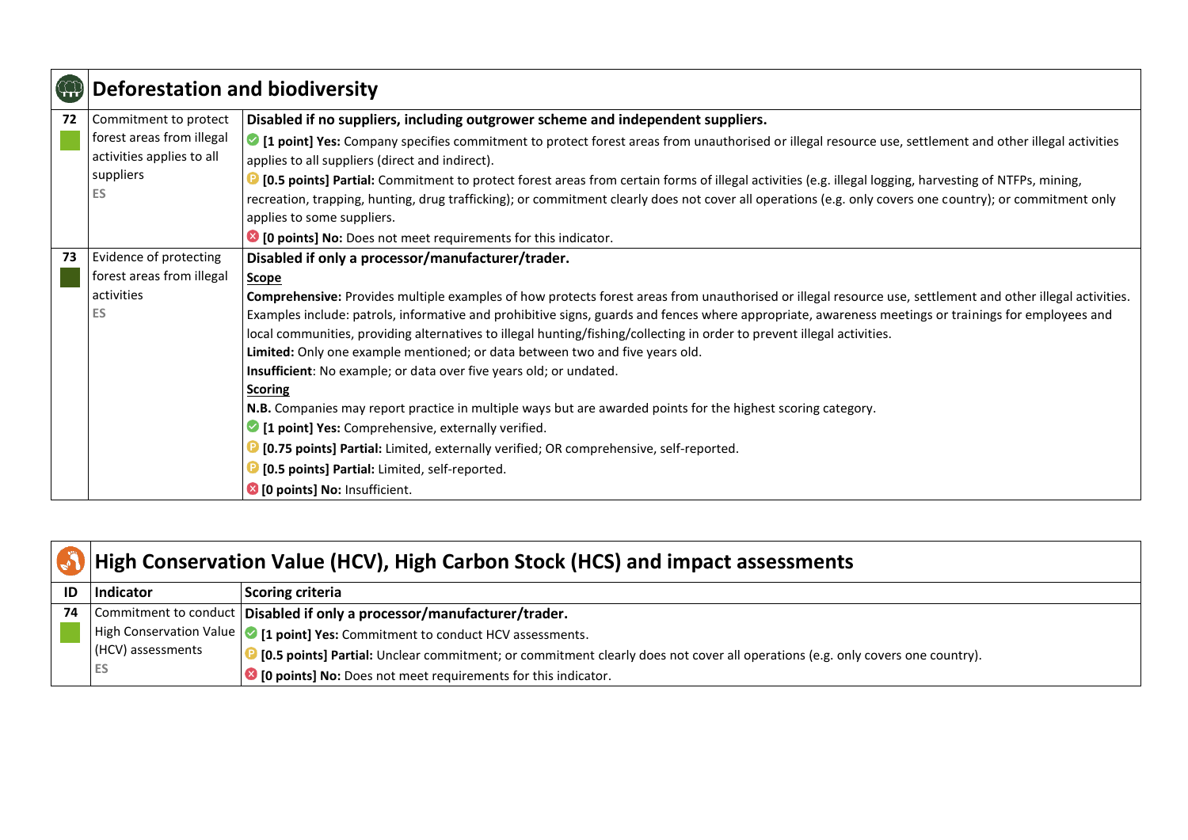## Deforestation and biodiversity

| ID | Indicator | Scoring criteria |
|---|---|---|
| 72 | Commitment to protect forest areas from illegal activities applies to all suppliers<br>ES | **Disabled if no suppliers, including outgrower scheme and independent suppliers.**<br>**[1 point] Yes:** Company specifies commitment to protect forest areas from unauthorised or illegal resource use, settlement and other illegal activities applies to all suppliers (direct and indirect).<br>**[0.5 points] Partial:** Commitment to protect forest areas from certain forms of illegal activities (e.g. illegal logging, harvesting of NTFPs, mining, recreation, trapping, hunting, drug trafficking); or commitment clearly does not cover all operations (e.g. only covers one country); or commitment only applies to some suppliers.<br>**[0 points] No:** Does not meet requirements for this indicator. |
| 73 | Evidence of protecting forest areas from illegal activities<br>ES | **Disabled if only a processor/manufacturer/trader.**<br>**Scope**<br>**Comprehensive:** Provides multiple examples of how protects forest areas from unauthorised or illegal resource use, settlement and other illegal activities. Examples include: patrols, informative and prohibitive signs, guards and fences where appropriate, awareness meetings or trainings for employees and local communities, providing alternatives to illegal hunting/fishing/collecting in order to prevent illegal activities.<br>**Limited:** Only one example mentioned; or data between two and five years old.<br>**Insufficient**: No example; or data over five years old; or undated.<br>**Scoring**<br>**N.B.** Companies may report practice in multiple ways but are awarded points for the highest scoring category.<br>**[1 point] Yes:** Comprehensive, externally verified.<br>**[0.75 points] Partial:** Limited, externally verified; OR comprehensive, self-reported.<br>**[0.5 points] Partial:** Limited, self-reported.<br>**[0 points] No:** Insufficient. |

## High Conservation Value (HCV), High Carbon Stock (HCS) and impact assessments

| ID | Indicator | Scoring criteria |
|---|---|---|
| 74 | Commitment to conduct High Conservation Value (HCV) assessments<br>ES | **Disabled if only a processor/manufacturer/trader.**<br>**[1 point] Yes:** Commitment to conduct HCV assessments.<br>**[0.5 points] Partial:** Unclear commitment; or commitment clearly does not cover all operations (e.g. only covers one country).<br>**[0 points] No:** Does not meet requirements for this indicator. |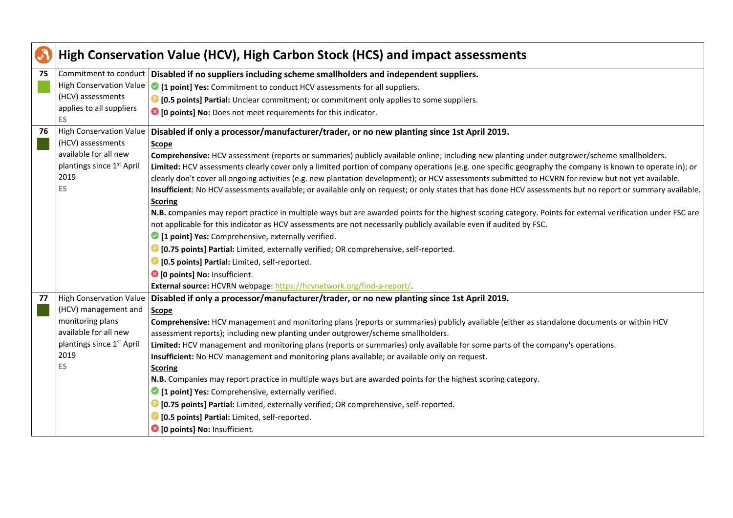## High Conservation Value (HCV), High Carbon Stock (HCS) and impact assessments

| No. | Indicator | Details |
|---|---|---|
| 75 | Commitment to conduct High Conservation Value (HCV) assessments applies to all suppliers<br>ES | **Disabled if no suppliers including scheme smallholders and independent suppliers.**<br>**[1 point] Yes:** Commitment to conduct HCV assessments for all suppliers.<br>**[0.5 points] Partial:** Unclear commitment; or commitment only applies to some suppliers.<br>**[0 points] No:** Does not meet requirements for this indicator. |
| 76 | High Conservation Value (HCV) assessments available for all new plantings since 1st April 2019<br>ES | **Disabled if only a processor/manufacturer/trader, or no new planting since 1st April 2019.**<br>**Scope**<br>**Comprehensive:** HCV assessment (reports or summaries) publicly available online; including new planting under outgrower/scheme smallholders.<br>**Limited:** HCV assessments clearly cover only a limited portion of company operations (e.g. one specific geography the company is known to operate in); or clearly don't cover all ongoing activities (e.g. new plantation development); or HCV assessments submitted to HCVRN for review but not yet available.<br>**Insufficient**: No HCV assessments available; or available only on request; or only states that has done HCV assessments but no report or summary available.<br>**Scoring**<br>**N.B. c**ompanies may report practice in multiple ways but are awarded points for the highest scoring category. Points for external verification under FSC are not applicable for this indicator as HCV assessments are not necessarily publicly available even if audited by FSC.<br>**[1 point] Yes:** Comprehensive, externally verified.<br>**[0.75 points] Partial:** Limited, externally verified; OR comprehensive, self-reported.<br>**[0.5 points] Partial:** Limited, self-reported.<br>**[0 points] No:** Insufficient.<br>**External source:** HCVRN webpage: https://hcvnetwork.org/find-a-report/. |
| 77 | High Conservation Value (HCV) management and monitoring plans available for all new plantings since 1st April 2019<br>ES | **Disabled if only a processor/manufacturer/trader, or no new planting since 1st April 2019.**<br>**Scope**<br>**Comprehensive:** HCV management and monitoring plans (reports or summaries) publicly available (either as standalone documents or within HCV assessment reports); including new planting under outgrower/scheme smallholders.<br>**Limited:** HCV management and monitoring plans (reports or summaries) only available for some parts of the company's operations.<br>**Insufficient:** No HCV management and monitoring plans available; or available only on request.<br>**Scoring**<br>**N.B.** Companies may report practice in multiple ways but are awarded points for the highest scoring category.<br>**[1 point] Yes:** Comprehensive, externally verified.<br>**[0.75 points] Partial:** Limited, externally verified; OR comprehensive, self-reported.<br>**[0.5 points] Partial:** Limited, self-reported.<br>**[0 points] No:** Insufficient. |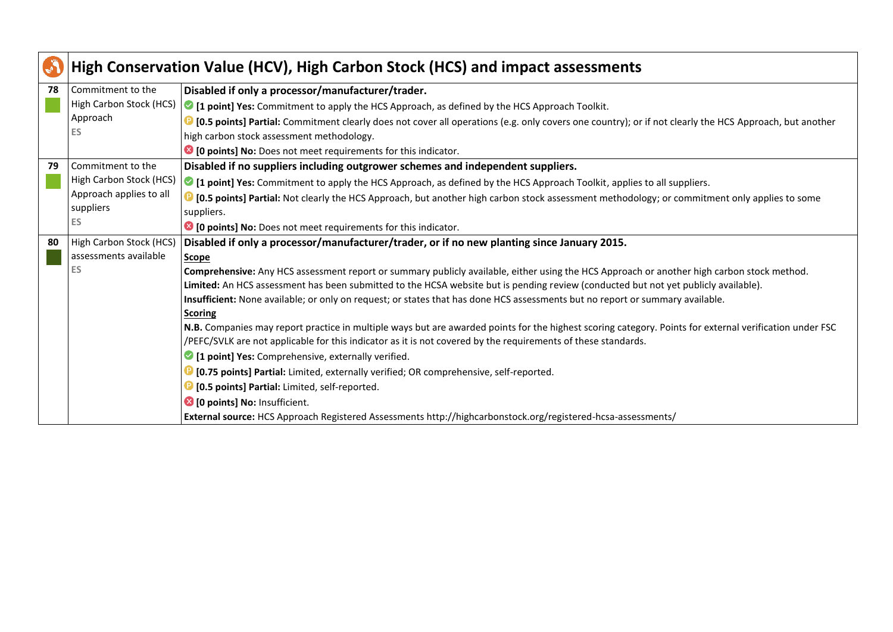## High Conservation Value (HCV), High Carbon Stock (HCS) and impact assessments

| | | |
|---|---|---|
| **78** | Commitment to the High Carbon Stock (HCS) Approach<br>ES | **Disabled if only a processor/manufacturer/trader.**<br>**[1 point] Yes:** Commitment to apply the HCS Approach, as defined by the HCS Approach Toolkit.<br>**[0.5 points] Partial:** Commitment clearly does not cover all operations (e.g. only covers one country); or if not clearly the HCS Approach, but another high carbon stock assessment methodology.<br>**[0 points] No:** Does not meet requirements for this indicator. |
| **79** | Commitment to the High Carbon Stock (HCS) Approach applies to all suppliers<br>ES | **Disabled if no suppliers including outgrower schemes and independent suppliers.**<br>**[1 point] Yes:** Commitment to apply the HCS Approach, as defined by the HCS Approach Toolkit, applies to all suppliers.<br>**[0.5 points] Partial:** Not clearly the HCS Approach, but another high carbon stock assessment methodology; or commitment only applies to some suppliers.<br>**[0 points] No:** Does not meet requirements for this indicator. |
| **80** | High Carbon Stock (HCS) assessments available<br>ES | **Disabled if only a processor/manufacturer/trader, or if no new planting since January 2015.**<br>**Scope**<br>**Comprehensive:** Any HCS assessment report or summary publicly available, either using the HCS Approach or another high carbon stock method.<br>**Limited:** An HCS assessment has been submitted to the HCSA website but is pending review (conducted but not yet publicly available).<br>**Insufficient:** None available; or only on request; or states that has done HCS assessments but no report or summary available.<br>**Scoring**<br>**N.B.** Companies may report practice in multiple ways but are awarded points for the highest scoring category. Points for external verification under FSC /PEFC/SVLK are not applicable for this indicator as it is not covered by the requirements of these standards.<br>**[1 point] Yes:** Comprehensive, externally verified.<br>**[0.75 points] Partial:** Limited, externally verified; OR comprehensive, self-reported.<br>**[0.5 points] Partial:** Limited, self-reported.<br>**[0 points] No:** Insufficient.<br>**External source:** HCS Approach Registered Assessments http://highcarbonstock.org/registered-hcsa-assessments/ |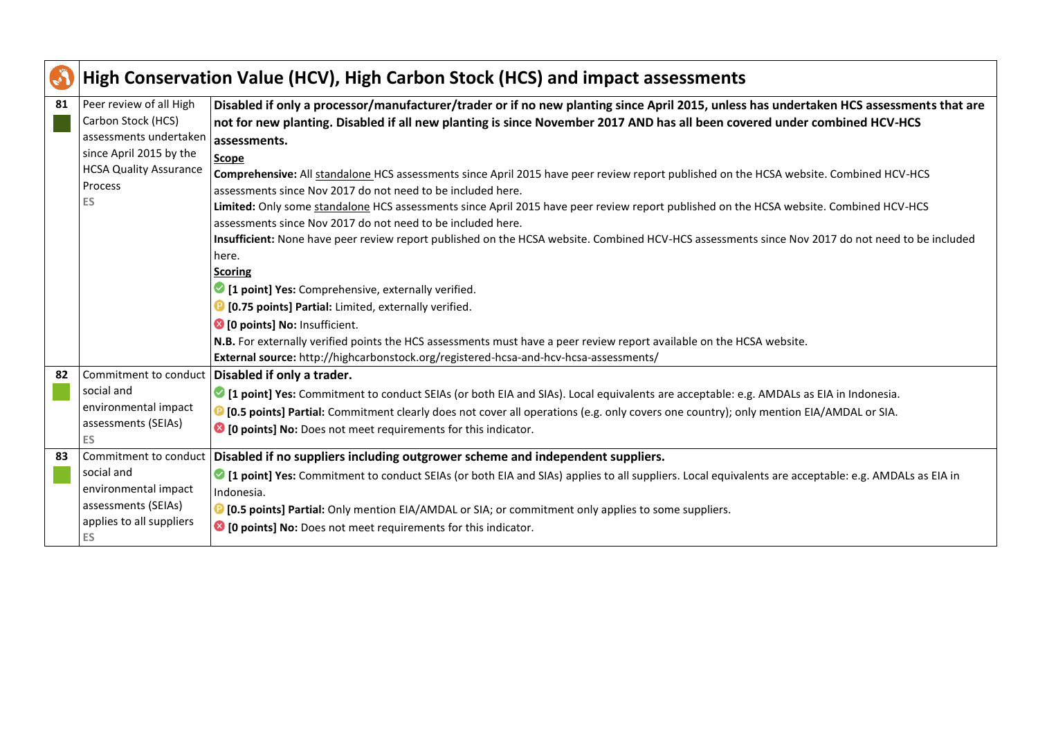## High Conservation Value (HCV), High Carbon Stock (HCS) and impact assessments

| | | |
|---|---|---|
| **81** | Peer review of all High Carbon Stock (HCS) assessments undertaken since April 2015 by the HCSA Quality Assurance Process<br>ES | **Disabled if only a processor/manufacturer/trader or if no new planting since April 2015, unless has undertaken HCS assessments that are not for new planting. Disabled if all new planting is since November 2017 AND has all been covered under combined HCV-HCS assessments.**<br>**Scope**<br>**Comprehensive:** All standalone HCS assessments since April 2015 have peer review report published on the HCSA website. Combined HCV-HCS assessments since Nov 2017 do not need to be included here.<br>**Limited:** Only some standalone HCS assessments since April 2015 have peer review report published on the HCSA website. Combined HCV-HCS assessments since Nov 2017 do not need to be included here.<br>**Insufficient:** None have peer review report published on the HCSA website. Combined HCV-HCS assessments since Nov 2017 do not need to be included here.<br>**Scoring**<br>**[1 point] Yes:** Comprehensive, externally verified.<br>**[0.75 points] Partial:** Limited, externally verified.<br>**[0 points] No:** Insufficient.<br>**N.B.** For externally verified points the HCS assessments must have a peer review report available on the HCSA website.<br>**External source:** http://highcarbonstock.org/registered-hcsa-and-hcv-hcsa-assessments/ |
| **82** | Commitment to conduct social and environmental impact assessments (SEIAs)<br>ES | **Disabled if only a trader.**<br>**[1 point] Yes:** Commitment to conduct SEIAs (or both EIA and SIAs). Local equivalents are acceptable: e.g. AMDALs as EIA in Indonesia.<br>**[0.5 points] Partial:** Commitment clearly does not cover all operations (e.g. only covers one country); only mention EIA/AMDAL or SIA.<br>**[0 points] No:** Does not meet requirements for this indicator. |
| **83** | Commitment to conduct social and environmental impact assessments (SEIAs) applies to all suppliers<br>ES | **Disabled if no suppliers including outgrower scheme and independent suppliers.**<br>**[1 point] Yes:** Commitment to conduct SEIAs (or both EIA and SIAs) applies to all suppliers. Local equivalents are acceptable: e.g. AMDALs as EIA in Indonesia.<br>**[0.5 points] Partial:** Only mention EIA/AMDAL or SIA; or commitment only applies to some suppliers.<br>**[0 points] No:** Does not meet requirements for this indicator. |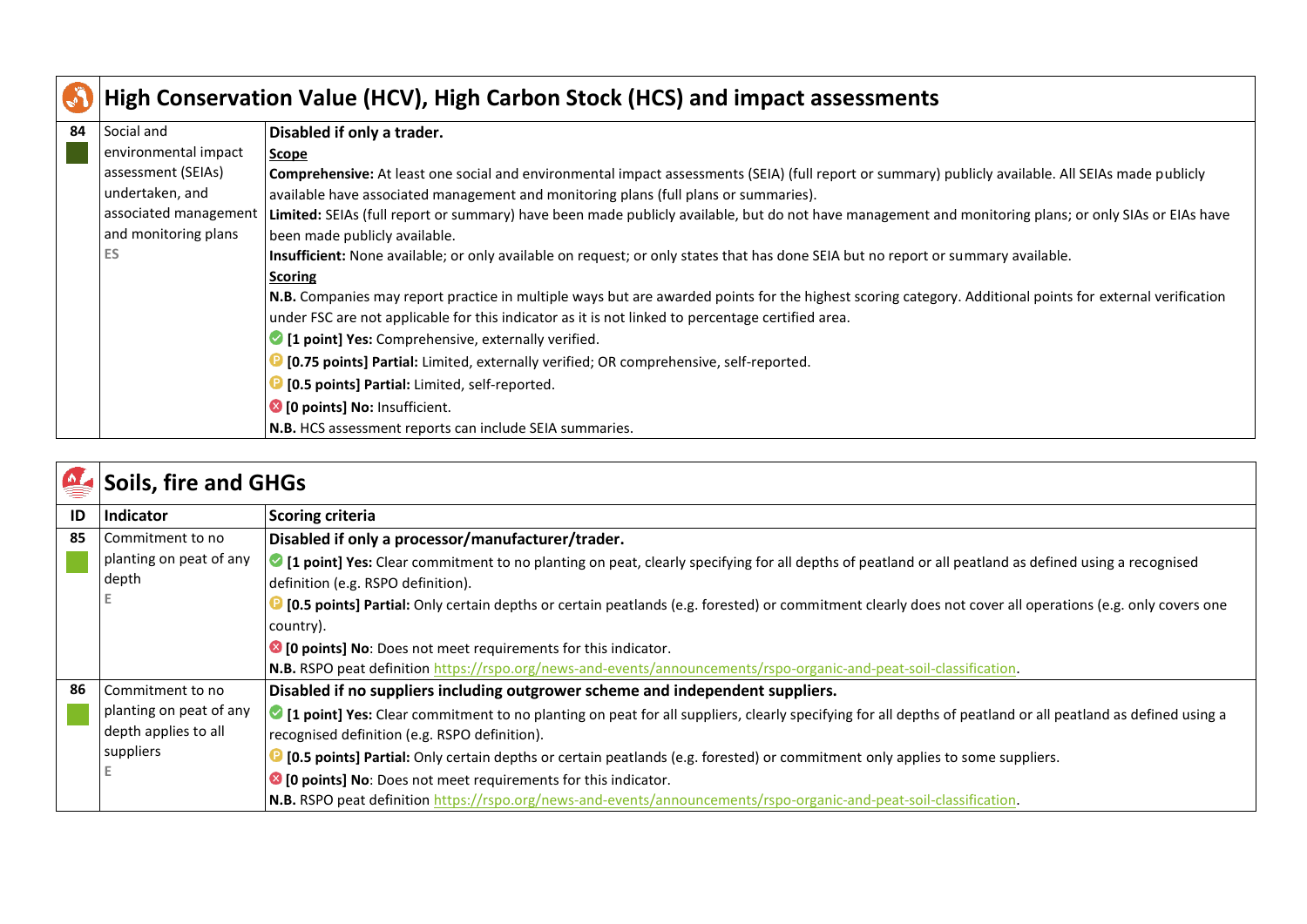## High Conservation Value (HCV), High Carbon Stock (HCS) and impact assessments

| ID | Indicator | Scoring criteria |
|---|---|---|
| 84 | Social and environmental impact assessment (SEIAs) undertaken, and associated management and monitoring plans<br>ES | **Disabled if only a trader.**<br>**Scope**<br>**Comprehensive:** At least one social and environmental impact assessments (SEIA) (full report or summary) publicly available. All SEIAs made publicly available have associated management and monitoring plans (full plans or summaries).<br>**Limited:** SEIAs (full report or summary) have been made publicly available, but do not have management and monitoring plans; or only SIAs or EIAs have been made publicly available.<br>**Insufficient:** None available; or only available on request; or only states that has done SEIA but no report or summary available.<br>**Scoring**<br>**N.B.** Companies may report practice in multiple ways but are awarded points for the highest scoring category. Additional points for external verification under FSC are not applicable for this indicator as it is not linked to percentage certified area.<br>**[1 point] Yes:** Comprehensive, externally verified.<br>**[0.75 points] Partial:** Limited, externally verified; OR comprehensive, self-reported.<br>**[0.5 points] Partial:** Limited, self-reported.<br>**[0 points] No:** Insufficient.<br>**N.B.** HCS assessment reports can include SEIA summaries. |

## Soils, fire and GHGs

| ID | Indicator | Scoring criteria |
|---|---|---|
| 85 | Commitment to no planting on peat of any depth<br>E | **Disabled if only a processor/manufacturer/trader.**<br>**[1 point] Yes:** Clear commitment to no planting on peat, clearly specifying for all depths of peatland or all peatland as defined using a recognised definition (e.g. RSPO definition).<br>**[0.5 points] Partial:** Only certain depths or certain peatlands (e.g. forested) or commitment clearly does not cover all operations (e.g. only covers one country).<br>**[0 points] No**: Does not meet requirements for this indicator.<br>**N.B.** RSPO peat definition https://rspo.org/news-and-events/announcements/rspo-organic-and-peat-soil-classification. |
| 86 | Commitment to no planting on peat of any depth applies to all suppliers<br>E | **Disabled if no suppliers including outgrower scheme and independent suppliers.**<br>**[1 point] Yes:** Clear commitment to no planting on peat for all suppliers, clearly specifying for all depths of peatland or all peatland as defined using a recognised definition (e.g. RSPO definition).<br>**[0.5 points] Partial:** Only certain depths or certain peatlands (e.g. forested) or commitment only applies to some suppliers.<br>**[0 points] No**: Does not meet requirements for this indicator.<br>**N.B.** RSPO peat definition https://rspo.org/news-and-events/announcements/rspo-organic-and-peat-soil-classification. |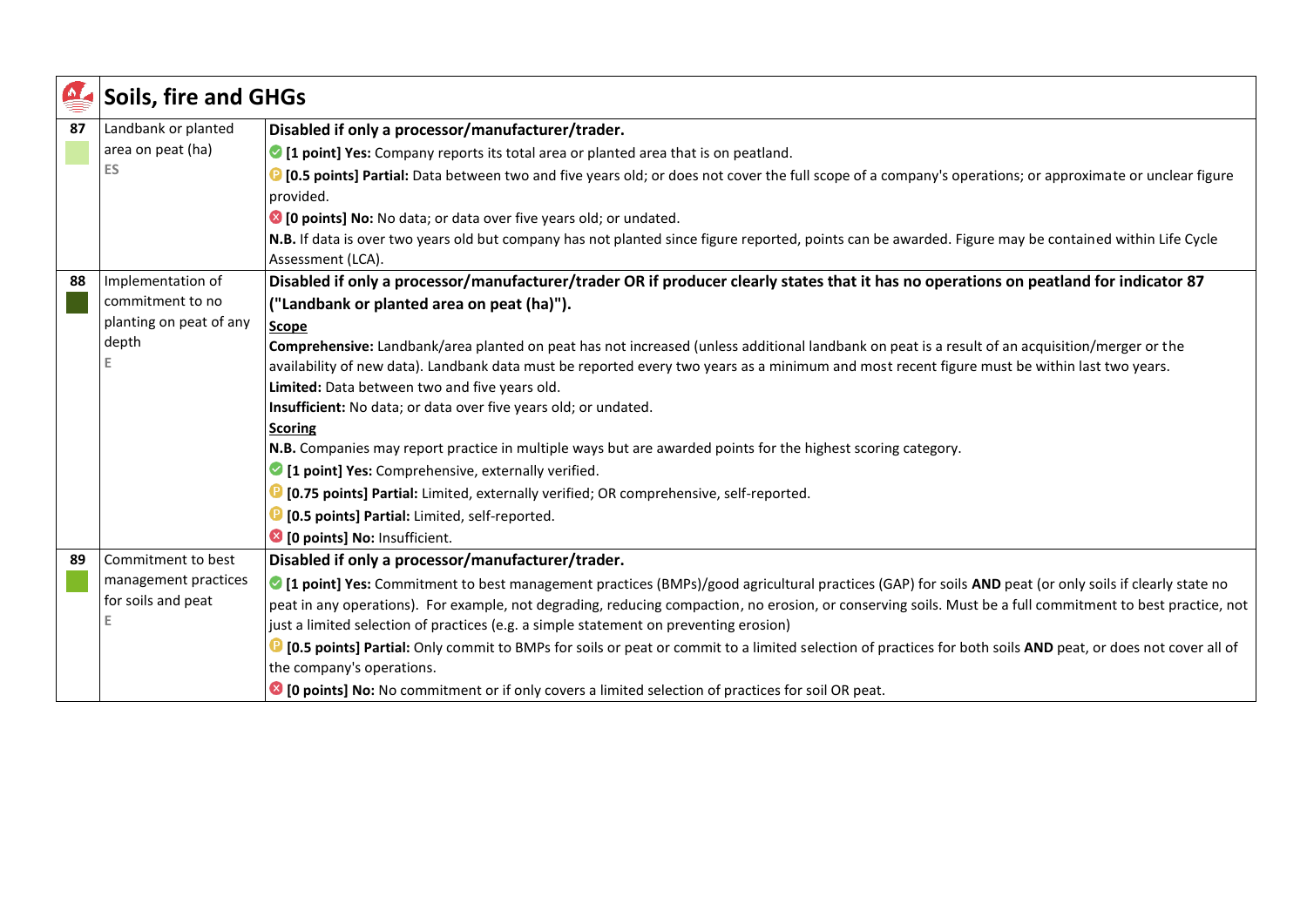## Soils, fire and GHGs

| # | Indicator | Scoring criteria |
|---|---|---|
| 87 | Landbank or planted area on peat (ha)<br>ES | **Disabled if only a processor/manufacturer/trader.**<br>**[1 point] Yes:** Company reports its total area or planted area that is on peatland.<br>**[0.5 points] Partial:** Data between two and five years old; or does not cover the full scope of a company's operations; or approximate or unclear figure provided.<br>**[0 points] No:** No data; or data over five years old; or undated.<br>**N.B.** If data is over two years old but company has not planted since figure reported, points can be awarded. Figure may be contained within Life Cycle Assessment (LCA). |
| 88 | Implementation of commitment to no planting on peat of any depth<br>E | **Disabled if only a processor/manufacturer/trader OR if producer clearly states that it has no operations on peatland for indicator 87 ("Landbank or planted area on peat (ha)").**<br>**Scope**<br>**Comprehensive:** Landbank/area planted on peat has not increased (unless additional landbank on peat is a result of an acquisition/merger or the availability of new data). Landbank data must be reported every two years as a minimum and most recent figure must be within last two years.<br>**Limited:** Data between two and five years old.<br>**Insufficient:** No data; or data over five years old; or undated.<br>**Scoring**<br>**N.B.** Companies may report practice in multiple ways but are awarded points for the highest scoring category.<br>**[1 point] Yes:** Comprehensive, externally verified.<br>**[0.75 points] Partial:** Limited, externally verified; OR comprehensive, self-reported.<br>**[0.5 points] Partial:** Limited, self-reported.<br>**[0 points] No:** Insufficient. |
| 89 | Commitment to best management practices for soils and peat<br>E | **Disabled if only a processor/manufacturer/trader.**<br>**[1 point] Yes:** Commitment to best management practices (BMPs)/good agricultural practices (GAP) for soils **AND** peat (or only soils if clearly state no peat in any operations). For example, not degrading, reducing compaction, no erosion, or conserving soils. Must be a full commitment to best practice, not just a limited selection of practices (e.g. a simple statement on preventing erosion)<br>**[0.5 points] Partial:** Only commit to BMPs for soils or peat or commit to a limited selection of practices for both soils **AND** peat, or does not cover all of the company's operations.<br>**[0 points] No:** No commitment or if only covers a limited selection of practices for soil OR peat. |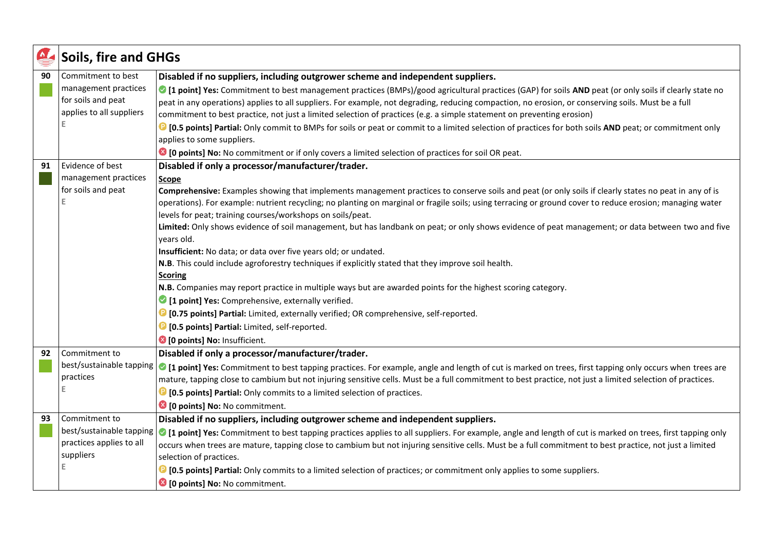## Soils, fire and GHGs

| No. | Indicator | Scoring criteria |
| --- | --- | --- |
| 90 | Commitment to best management practices for soils and peat applies to all suppliers<br>E | **Disabled if no suppliers, including outgrower scheme and independent suppliers.**<br>**[1 point] Yes:** Commitment to best management practices (BMPs)/good agricultural practices (GAP) for soils **AND** peat (or only soils if clearly state no peat in any operations) applies to all suppliers. For example, not degrading, reducing compaction, no erosion, or conserving soils. Must be a full commitment to best practice, not just a limited selection of practices (e.g. a simple statement on preventing erosion)<br>**[0.5 points] Partial:** Only commit to BMPs for soils or peat or commit to a limited selection of practices for both soils **AND** peat; or commitment only applies to some suppliers.<br>**[0 points] No:** No commitment or if only covers a limited selection of practices for soil OR peat. |
| 91 | Evidence of best management practices for soils and peat<br>E | **Disabled if only a processor/manufacturer/trader.**<br>**Scope**<br>**Comprehensive:** Examples showing that implements management practices to conserve soils and peat (or only soils if clearly states no peat in any of is operations). For example: nutrient recycling; no planting on marginal or fragile soils; using terracing or ground cover to reduce erosion; managing water levels for peat; training courses/workshops on soils/peat.<br>**Limited:** Only shows evidence of soil management, but has landbank on peat; or only shows evidence of peat management; or data between two and five years old.<br>**Insufficient:** No data; or data over five years old; or undated.<br>**N.B**. This could include agroforestry techniques if explicitly stated that they improve soil health.<br>**Scoring**<br>**N.B.** Companies may report practice in multiple ways but are awarded points for the highest scoring category.<br>**[1 point] Yes:** Comprehensive, externally verified.<br>**[0.75 points] Partial:** Limited, externally verified; OR comprehensive, self-reported.<br>**[0.5 points] Partial:** Limited, self-reported.<br>**[0 points] No:** Insufficient. |
| 92 | Commitment to best/sustainable tapping practices<br>E | **Disabled if only a processor/manufacturer/trader.**<br>**[1 point] Yes:** Commitment to best tapping practices. For example, angle and length of cut is marked on trees, first tapping only occurs when trees are mature, tapping close to cambium but not injuring sensitive cells. Must be a full commitment to best practice, not just a limited selection of practices.<br>**[0.5 points] Partial:** Only commits to a limited selection of practices.<br>**[0 points] No:** No commitment. |
| 93 | Commitment to best/sustainable tapping practices applies to all suppliers<br>E | **Disabled if no suppliers, including outgrower scheme and independent suppliers.**<br>**[1 point] Yes:** Commitment to best tapping practices applies to all suppliers. For example, angle and length of cut is marked on trees, first tapping only occurs when trees are mature, tapping close to cambium but not injuring sensitive cells. Must be a full commitment to best practice, not just a limited selection of practices.<br>**[0.5 points] Partial:** Only commits to a limited selection of practices; or commitment only applies to some suppliers.<br>**[0 points] No:** No commitment. |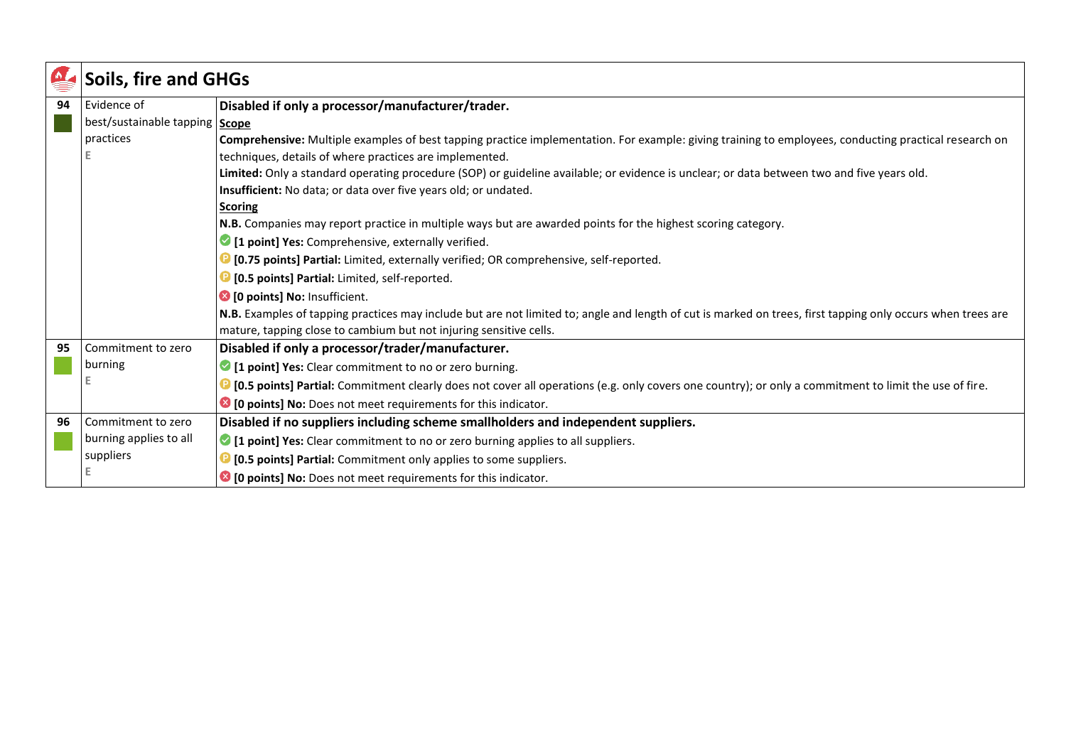## Soils, fire and GHGs

| # | Indicator | Criteria |
|---|---|---|
| 94 | Evidence of best/sustainable tapping practices<br>E | **Disabled if only a processor/manufacturer/trader.**<br>**Scope**<br>**Comprehensive:** Multiple examples of best tapping practice implementation. For example: giving training to employees, conducting practical research on techniques, details of where practices are implemented.<br>**Limited:** Only a standard operating procedure (SOP) or guideline available; or evidence is unclear; or data between two and five years old.<br>**Insufficient:** No data; or data over five years old; or undated.<br>**Scoring**<br>**N.B.** Companies may report practice in multiple ways but are awarded points for the highest scoring category.<br>**[1 point] Yes:** Comprehensive, externally verified.<br>**[0.75 points] Partial:** Limited, externally verified; OR comprehensive, self-reported.<br>**[0.5 points] Partial:** Limited, self-reported.<br>**[0 points] No:** Insufficient.<br>**N.B.** Examples of tapping practices may include but are not limited to; angle and length of cut is marked on trees, first tapping only occurs when trees are mature, tapping close to cambium but not injuring sensitive cells. |
| 95 | Commitment to zero burning<br>E | **Disabled if only a processor/trader/manufacturer.**<br>**[1 point] Yes:** Clear commitment to no or zero burning.<br>**[0.5 points] Partial:** Commitment clearly does not cover all operations (e.g. only covers one country); or only a commitment to limit the use of fire.<br>**[0 points] No:** Does not meet requirements for this indicator. |
| 96 | Commitment to zero burning applies to all suppliers<br>E | **Disabled if no suppliers including scheme smallholders and independent suppliers.**<br>**[1 point] Yes:** Clear commitment to no or zero burning applies to all suppliers.<br>**[0.5 points] Partial:** Commitment only applies to some suppliers.<br>**[0 points] No:** Does not meet requirements for this indicator. |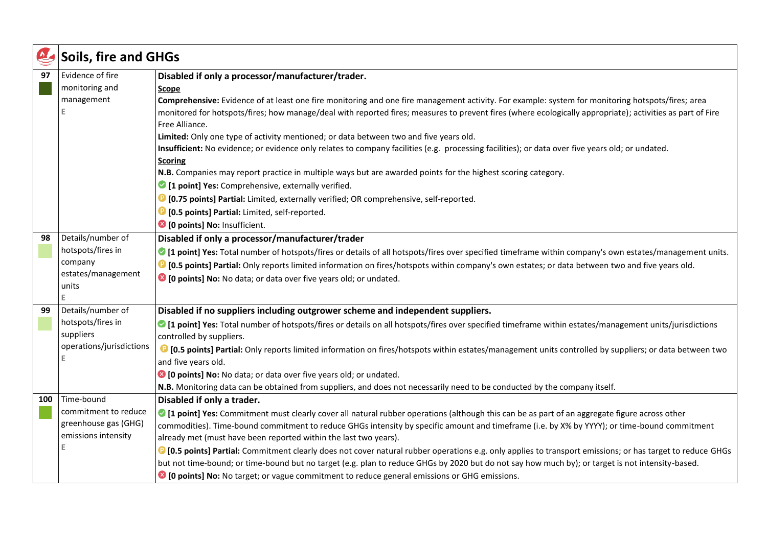## Soils, fire and GHGs

| No. | Indicator | Criteria |
|---|---|---|
| 97 | Evidence of fire monitoring and management<br>E | **Disabled if only a processor/manufacturer/trader.**<br>**Scope**<br>**Comprehensive:** Evidence of at least one fire monitoring and one fire management activity. For example: system for monitoring hotspots/fires; area monitored for hotspots/fires; how manage/deal with reported fires; measures to prevent fires (where ecologically appropriate); activities as part of Fire Free Alliance.<br>**Limited:** Only one type of activity mentioned; or data between two and five years old.<br>**Insufficient:** No evidence; or evidence only relates to company facilities (e.g. processing facilities); or data over five years old; or undated.<br>**Scoring**<br>**N.B.** Companies may report practice in multiple ways but are awarded points for the highest scoring category.<br>**[1 point] Yes:** Comprehensive, externally verified.<br>**[0.75 points] Partial:** Limited, externally verified; OR comprehensive, self-reported.<br>**[0.5 points] Partial:** Limited, self-reported.<br>**[0 points] No:** Insufficient. |
| 98 | Details/number of hotspots/fires in company estates/management units<br>E | **Disabled if only a processor/manufacturer/trader**<br>**[1 point] Yes:** Total number of hotspots/fires or details of all hotspots/fires over specified timeframe within company's own estates/management units.<br>**[0.5 points] Partial:** Only reports limited information on fires/hotspots within company's own estates; or data between two and five years old.<br>**[0 points] No:** No data; or data over five years old; or undated. |
| 99 | Details/number of hotspots/fires in suppliers operations/jurisdictions<br>E | **Disabled if no suppliers including outgrower scheme and independent suppliers.**<br>**[1 point] Yes:** Total number of hotspots/fires or details on all hotspots/fires over specified timeframe within estates/management units/jurisdictions controlled by suppliers.<br>**[0.5 points] Partial:** Only reports limited information on fires/hotspots within estates/management units controlled by suppliers; or data between two and five years old.<br>**[0 points] No:** No data; or data over five years old; or undated.<br>**N.B.** Monitoring data can be obtained from suppliers, and does not necessarily need to be conducted by the company itself. |
| 100 | Time-bound commitment to reduce greenhouse gas (GHG) emissions intensity<br>E | **Disabled if only a trader.**<br>**[1 point] Yes:** Commitment must clearly cover all natural rubber operations (although this can be as part of an aggregate figure across other commodities). Time-bound commitment to reduce GHGs intensity by specific amount and timeframe (i.e. by X% by YYYY); or time-bound commitment already met (must have been reported within the last two years).<br>**[0.5 points] Partial:** Commitment clearly does not cover natural rubber operations e.g. only applies to transport emissions; or has target to reduce GHGs but not time-bound; or time-bound but no target (e.g. plan to reduce GHGs by 2020 but do not say how much by); or target is not intensity-based.<br>**[0 points] No:** No target; or vague commitment to reduce general emissions or GHG emissions. |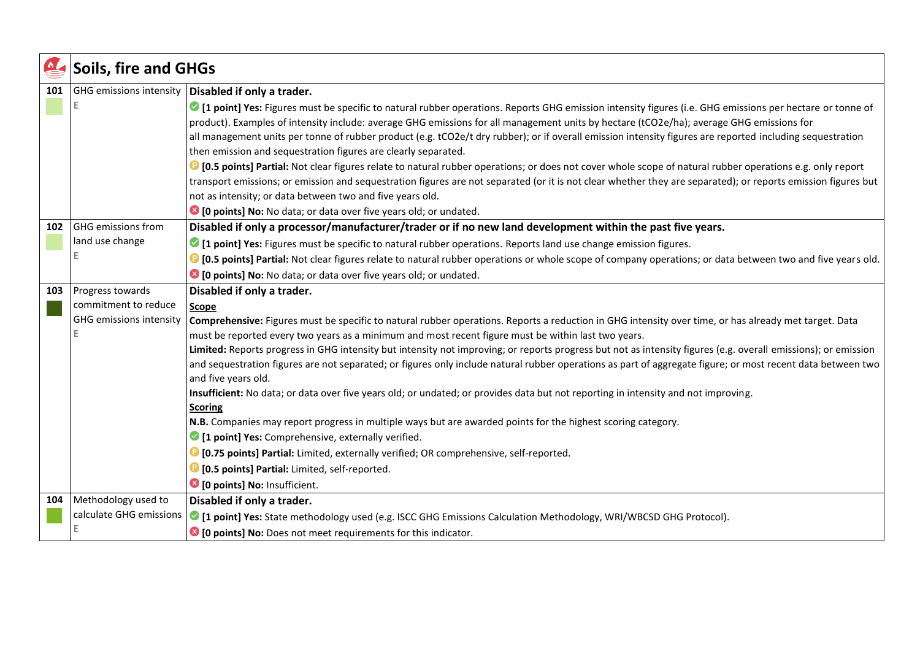## Soils, fire and GHGs

| | | |
|---|---|---|
| **101** | GHG emissions intensity<br>E | **Disabled if only a trader.**<br>**[1 point] Yes:** Figures must be specific to natural rubber operations. Reports GHG emission intensity figures (i.e. GHG emissions per hectare or tonne of product). Examples of intensity include: average GHG emissions for all management units by hectare (tCO2e/ha); average GHG emissions for all management units per tonne of rubber product (e.g. tCO2e/t dry rubber); or if overall emission intensity figures are reported including sequestration then emission and sequestration figures are clearly separated.<br>**[0.5 points] Partial:** Not clear figures relate to natural rubber operations; or does not cover whole scope of natural rubber operations e.g. only report transport emissions; or emission and sequestration figures are not separated (or it is not clear whether they are separated); or reports emission figures but not as intensity; or data between two and five years old.<br>**[0 points] No:** No data; or data over five years old; or undated. |
| **102** | GHG emissions from land use change<br>E | **Disabled if only a processor/manufacturer/trader or if no new land development within the past five years.**<br>**[1 point] Yes:** Figures must be specific to natural rubber operations. Reports land use change emission figures.<br>**[0.5 points] Partial:** Not clear figures relate to natural rubber operations or whole scope of company operations; or data between two and five years old.<br>**[0 points] No:** No data; or data over five years old; or undated. |
| **103** | Progress towards commitment to reduce GHG emissions intensity<br>E | **Disabled if only a trader.**<br>**Scope**<br>**Comprehensive:** Figures must be specific to natural rubber operations. Reports a reduction in GHG intensity over time, or has already met target. Data must be reported every two years as a minimum and most recent figure must be within last two years.<br>**Limited:** Reports progress in GHG intensity but intensity not improving; or reports progress but not as intensity figures (e.g. overall emissions); or emission and sequestration figures are not separated; or figures only include natural rubber operations as part of aggregate figure; or most recent data between two and five years old.<br>**Insufficient:** No data; or data over five years old; or undated; or provides data but not reporting in intensity and not improving.<br>**Scoring**<br>**N.B.** Companies may report progress in multiple ways but are awarded points for the highest scoring category.<br>**[1 point] Yes:** Comprehensive, externally verified.<br>**[0.75 points] Partial:** Limited, externally verified; OR comprehensive, self-reported.<br>**[0.5 points] Partial:** Limited, self-reported.<br>**[0 points] No:** Insufficient. |
| **104** | Methodology used to calculate GHG emissions<br>E | **Disabled if only a trader.**<br>**[1 point] Yes:** State methodology used (e.g. ISCC GHG Emissions Calculation Methodology, WRI/WBCSD GHG Protocol).<br>**[0 points] No:** Does not meet requirements for this indicator. |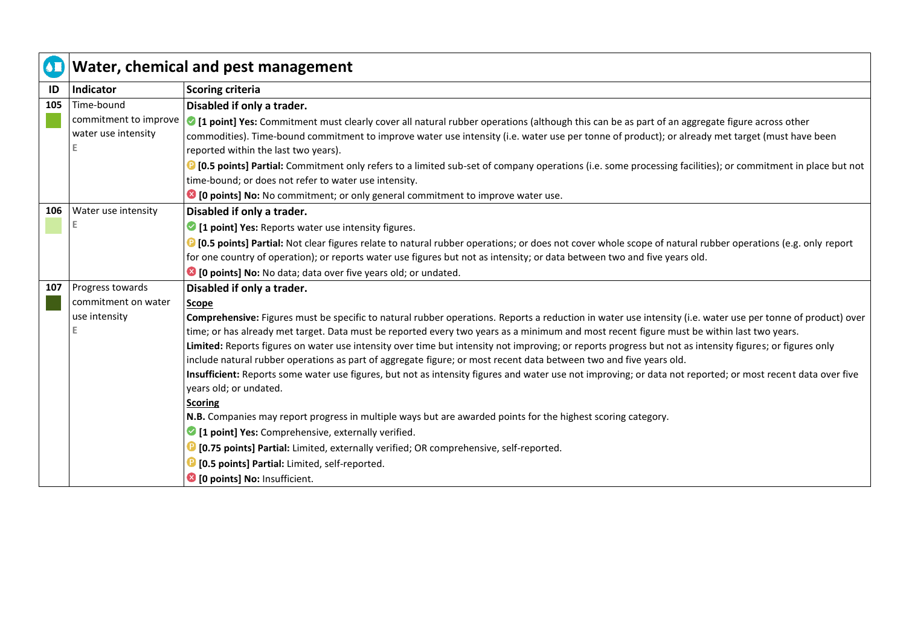## Water, chemical and pest management

| ID | Indicator | Scoring criteria |
|---|---|---|
| 105 | Time-bound commitment to improve water use intensity<br>E | **Disabled if only a trader.**<br>**[1 point] Yes:** Commitment must clearly cover all natural rubber operations (although this can be as part of an aggregate figure across other commodities). Time-bound commitment to improve water use intensity (i.e. water use per tonne of product); or already met target (must have been reported within the last two years).<br>**[0.5 points] Partial:** Commitment only refers to a limited sub-set of company operations (i.e. some processing facilities); or commitment in place but not time-bound; or does not refer to water use intensity.<br>**[0 points] No:** No commitment; or only general commitment to improve water use. |
| 106 | Water use intensity<br>E | **Disabled if only a trader.**<br>**[1 point] Yes:** Reports water use intensity figures.<br>**[0.5 points] Partial:** Not clear figures relate to natural rubber operations; or does not cover whole scope of natural rubber operations (e.g. only report for one country of operation); or reports water use figures but not as intensity; or data between two and five years old.<br>**[0 points] No:** No data; data over five years old; or undated. |
| 107 | Progress towards commitment on water use intensity<br>E | **Disabled if only a trader.**<br>**Scope**<br>**Comprehensive:** Figures must be specific to natural rubber operations. Reports a reduction in water use intensity (i.e. water use per tonne of product) over time; or has already met target. Data must be reported every two years as a minimum and most recent figure must be within last two years.<br>**Limited:** Reports figures on water use intensity over time but intensity not improving; or reports progress but not as intensity figures; or figures only include natural rubber operations as part of aggregate figure; or most recent data between two and five years old.<br>**Insufficient:** Reports some water use figures, but not as intensity figures and water use not improving; or data not reported; or most recent data over five years old; or undated.<br>**Scoring**<br>**N.B.** Companies may report progress in multiple ways but are awarded points for the highest scoring category.<br>**[1 point] Yes:** Comprehensive, externally verified.<br>**[0.75 points] Partial:** Limited, externally verified; OR comprehensive, self-reported.<br>**[0.5 points] Partial:** Limited, self-reported.<br>**[0 points] No:** Insufficient. |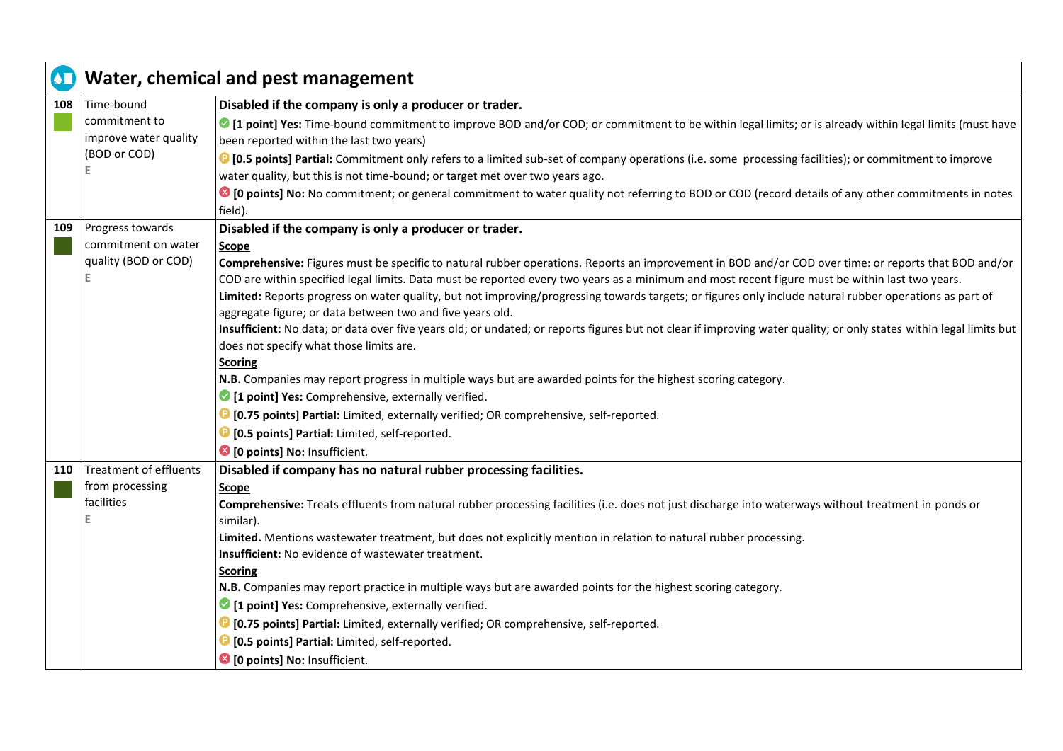## Water, chemical and pest management

| # | Indicator | Criteria |
|---|---|---|
| 108 | Time-bound commitment to improve water quality (BOD or COD)<br>E | **Disabled if the company is only a producer or trader.**<br>**[1 point] Yes:** Time-bound commitment to improve BOD and/or COD; or commitment to be within legal limits; or is already within legal limits (must have been reported within the last two years)<br>**[0.5 points] Partial:** Commitment only refers to a limited sub-set of company operations (i.e. some processing facilities); or commitment to improve water quality, but this is not time-bound; or target met over two years ago.<br>**[0 points] No:** No commitment; or general commitment to water quality not referring to BOD or COD (record details of any other commitments in notes field). |
| 109 | Progress towards commitment on water quality (BOD or COD)<br>E | **Disabled if the company is only a producer or trader.**<br>**Scope**<br>**Comprehensive:** Figures must be specific to natural rubber operations. Reports an improvement in BOD and/or COD over time: or reports that BOD and/or COD are within specified legal limits. Data must be reported every two years as a minimum and most recent figure must be within last two years.<br>**Limited:** Reports progress on water quality, but not improving/progressing towards targets; or figures only include natural rubber operations as part of aggregate figure; or data between two and five years old.<br>**Insufficient:** No data; or data over five years old; or undated; or reports figures but not clear if improving water quality; or only states within legal limits but does not specify what those limits are.<br>**Scoring**<br>**N.B.** Companies may report progress in multiple ways but are awarded points for the highest scoring category.<br>**[1 point] Yes:** Comprehensive, externally verified.<br>**[0.75 points] Partial:** Limited, externally verified; OR comprehensive, self-reported.<br>**[0.5 points] Partial:** Limited, self-reported.<br>**[0 points] No:** Insufficient. |
| 110 | Treatment of effluents from processing facilities<br>E | **Disabled if company has no natural rubber processing facilities.**<br>**Scope**<br>**Comprehensive:** Treats effluents from natural rubber processing facilities (i.e. does not just discharge into waterways without treatment in ponds or similar).<br>**Limited.** Mentions wastewater treatment, but does not explicitly mention in relation to natural rubber processing.<br>**Insufficient:** No evidence of wastewater treatment.<br>**Scoring**<br>**N.B.** Companies may report practice in multiple ways but are awarded points for the highest scoring category.<br>**[1 point] Yes:** Comprehensive, externally verified.<br>**[0.75 points] Partial:** Limited, externally verified; OR comprehensive, self-reported.<br>**[0.5 points] Partial:** Limited, self-reported.<br>**[0 points] No:** Insufficient. |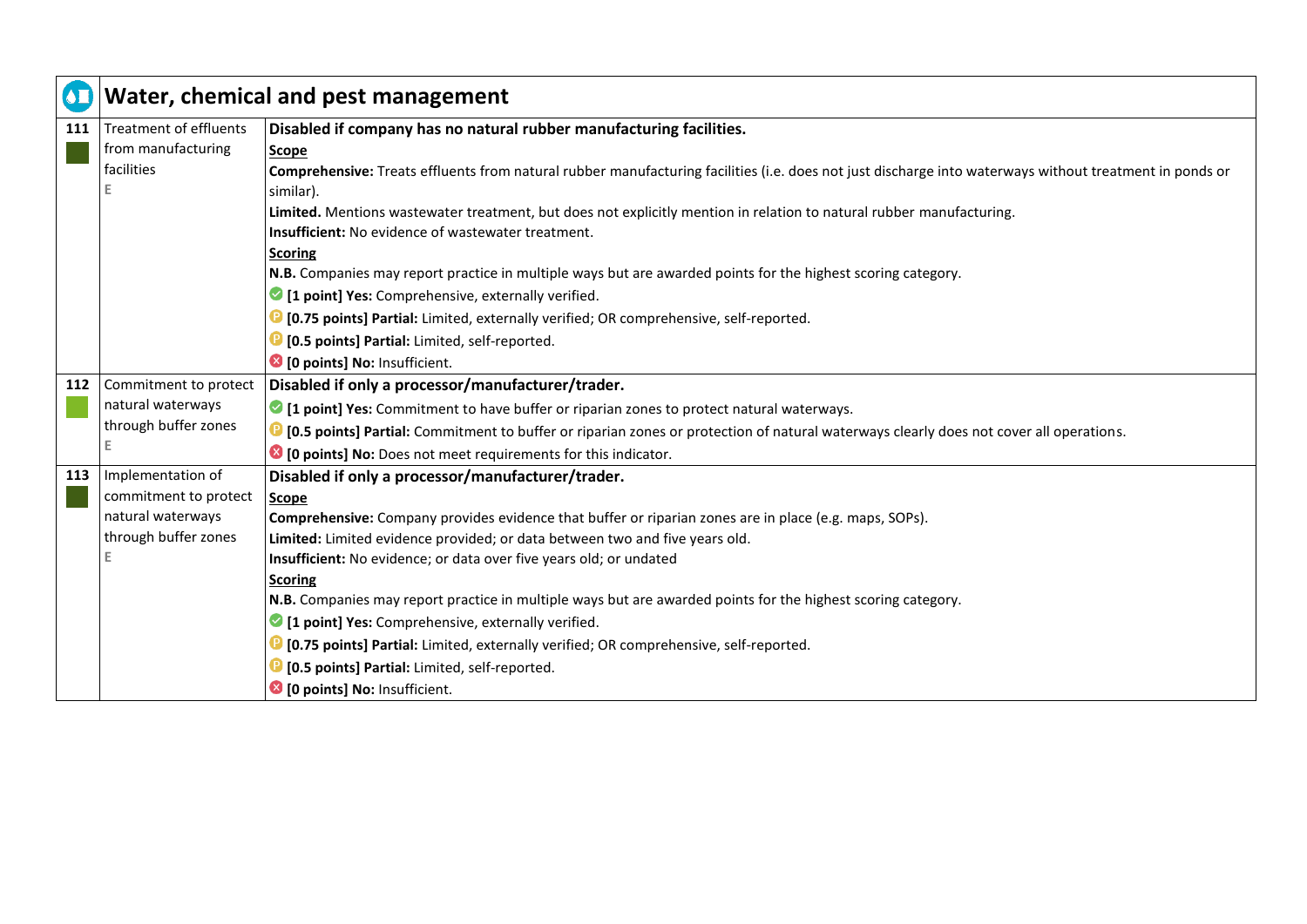## Water, chemical and pest management

| | | |
|---|---|---|
| **111** | Treatment of effluents from manufacturing facilities<br>E | **Disabled if company has no natural rubber manufacturing facilities.**<br>**Scope**<br>**Comprehensive:** Treats effluents from natural rubber manufacturing facilities (i.e. does not just discharge into waterways without treatment in ponds or similar).<br>**Limited.** Mentions wastewater treatment, but does not explicitly mention in relation to natural rubber manufacturing.<br>**Insufficient:** No evidence of wastewater treatment.<br>**Scoring**<br>**N.B.** Companies may report practice in multiple ways but are awarded points for the highest scoring category.<br>**[1 point] Yes:** Comprehensive, externally verified.<br>**[0.75 points] Partial:** Limited, externally verified; OR comprehensive, self-reported.<br>**[0.5 points] Partial:** Limited, self-reported.<br>**[0 points] No:** Insufficient. |
| **112** | Commitment to protect natural waterways through buffer zones<br>E | **Disabled if only a processor/manufacturer/trader.**<br>**[1 point] Yes:** Commitment to have buffer or riparian zones to protect natural waterways.<br>**[0.5 points] Partial:** Commitment to buffer or riparian zones or protection of natural waterways clearly does not cover all operations.<br>**[0 points] No:** Does not meet requirements for this indicator. |
| **113** | Implementation of commitment to protect natural waterways through buffer zones<br>E | **Disabled if only a processor/manufacturer/trader.**<br>**Scope**<br>**Comprehensive:** Company provides evidence that buffer or riparian zones are in place (e.g. maps, SOPs).<br>**Limited:** Limited evidence provided; or data between two and five years old.<br>**Insufficient:** No evidence; or data over five years old; or undated<br>**Scoring**<br>**N.B.** Companies may report practice in multiple ways but are awarded points for the highest scoring category.<br>**[1 point] Yes:** Comprehensive, externally verified.<br>**[0.75 points] Partial:** Limited, externally verified; OR comprehensive, self-reported.<br>**[0.5 points] Partial:** Limited, self-reported.<br>**[0 points] No:** Insufficient. |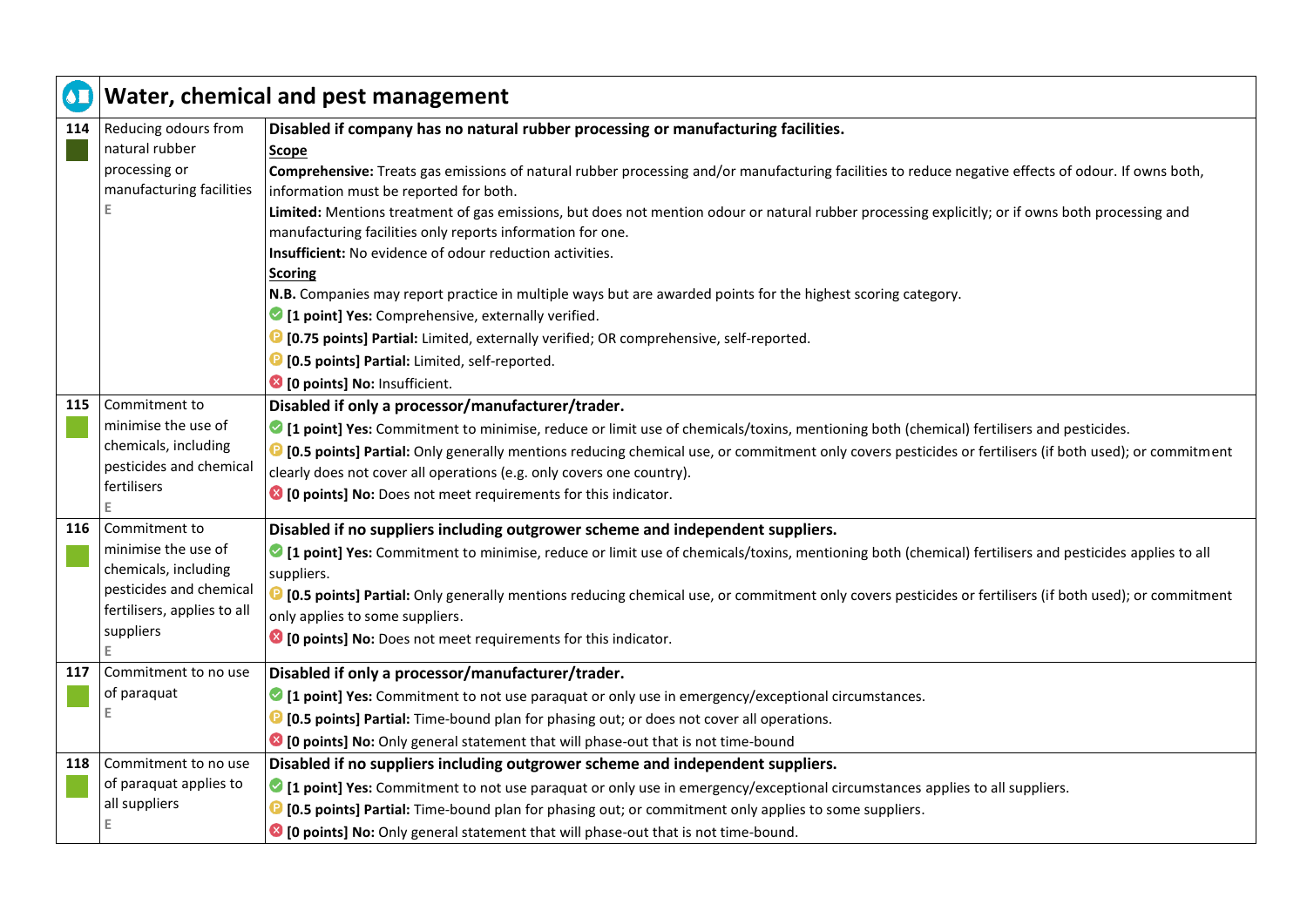## Water, chemical and pest management

| No. | Indicator | Criteria |
|---|---|---|
| 114 | Reducing odours from natural rubber processing or manufacturing facilities<br>E | **Disabled if company has no natural rubber processing or manufacturing facilities.**<br>**Scope**<br>**Comprehensive:** Treats gas emissions of natural rubber processing and/or manufacturing facilities to reduce negative effects of odour. If owns both, information must be reported for both.<br>**Limited:** Mentions treatment of gas emissions, but does not mention odour or natural rubber processing explicitly; or if owns both processing and manufacturing facilities only reports information for one.<br>**Insufficient:** No evidence of odour reduction activities.<br>**Scoring**<br>**N.B.** Companies may report practice in multiple ways but are awarded points for the highest scoring category.<br>**[1 point] Yes:** Comprehensive, externally verified.<br>**[0.75 points] Partial:** Limited, externally verified; OR comprehensive, self-reported.<br>**[0.5 points] Partial:** Limited, self-reported.<br>**[0 points] No:** Insufficient. |
| 115 | Commitment to minimise the use of chemicals, including pesticides and chemical fertilisers<br>E | **Disabled if only a processor/manufacturer/trader.**<br>**[1 point] Yes:** Commitment to minimise, reduce or limit use of chemicals/toxins, mentioning both (chemical) fertilisers and pesticides.<br>**[0.5 points] Partial:** Only generally mentions reducing chemical use, or commitment only covers pesticides or fertilisers (if both used); or commitment clearly does not cover all operations (e.g. only covers one country).<br>**[0 points] No:** Does not meet requirements for this indicator. |
| 116 | Commitment to minimise the use of chemicals, including pesticides and chemical fertilisers, applies to all suppliers<br>E | **Disabled if no suppliers including outgrower scheme and independent suppliers.**<br>**[1 point] Yes:** Commitment to minimise, reduce or limit use of chemicals/toxins, mentioning both (chemical) fertilisers and pesticides applies to all suppliers.<br>**[0.5 points] Partial:** Only generally mentions reducing chemical use, or commitment only covers pesticides or fertilisers (if both used); or commitment only applies to some suppliers.<br>**[0 points] No:** Does not meet requirements for this indicator. |
| 117 | Commitment to no use of paraquat<br>E | **Disabled if only a processor/manufacturer/trader.**<br>**[1 point] Yes:** Commitment to not use paraquat or only use in emergency/exceptional circumstances.<br>**[0.5 points] Partial:** Time-bound plan for phasing out; or does not cover all operations.<br>**[0 points] No:** Only general statement that will phase-out that is not time-bound |
| 118 | Commitment to no use of paraquat applies to all suppliers<br>E | **Disabled if no suppliers including outgrower scheme and independent suppliers.**<br>**[1 point] Yes:** Commitment to not use paraquat or only use in emergency/exceptional circumstances applies to all suppliers.<br>**[0.5 points] Partial:** Time-bound plan for phasing out; or commitment only applies to some suppliers.<br>**[0 points] No:** Only general statement that will phase-out that is not time-bound. |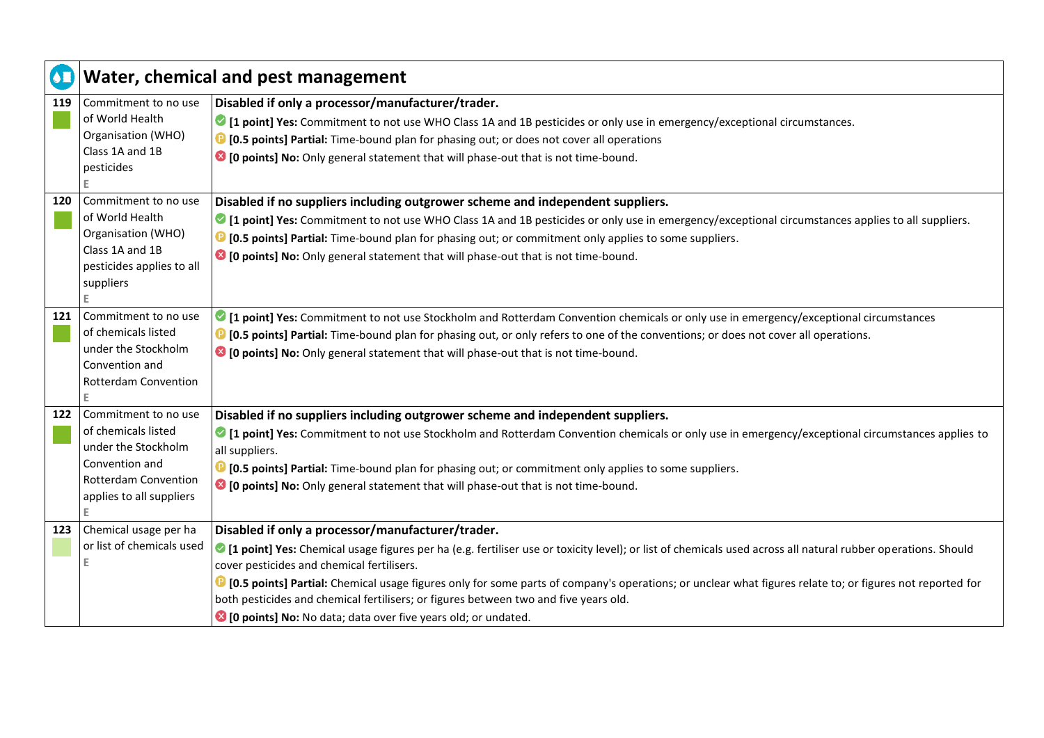## Water, chemical and pest management

| # | Indicator | Scoring criteria |
|---|---|---|
| 119 | Commitment to no use of World Health Organisation (WHO) Class 1A and 1B pesticides<br>E | **Disabled if only a processor/manufacturer/trader.**<br>**[1 point] Yes:** Commitment to not use WHO Class 1A and 1B pesticides or only use in emergency/exceptional circumstances.<br>**[0.5 points] Partial:** Time-bound plan for phasing out; or does not cover all operations<br>**[0 points] No:** Only general statement that will phase-out that is not time-bound. |
| 120 | Commitment to no use of World Health Organisation (WHO) Class 1A and 1B pesticides applies to all suppliers<br>E | **Disabled if no suppliers including outgrower scheme and independent suppliers.**<br>**[1 point] Yes:** Commitment to not use WHO Class 1A and 1B pesticides or only use in emergency/exceptional circumstances applies to all suppliers.<br>**[0.5 points] Partial:** Time-bound plan for phasing out; or commitment only applies to some suppliers.<br>**[0 points] No:** Only general statement that will phase-out that is not time-bound. |
| 121 | Commitment to no use of chemicals listed under the Stockholm Convention and Rotterdam Convention<br>E | **[1 point] Yes:** Commitment to not use Stockholm and Rotterdam Convention chemicals or only use in emergency/exceptional circumstances<br>**[0.5 points] Partial:** Time-bound plan for phasing out, or only refers to one of the conventions; or does not cover all operations.<br>**[0 points] No:** Only general statement that will phase-out that is not time-bound. |
| 122 | Commitment to no use of chemicals listed under the Stockholm Convention and Rotterdam Convention applies to all suppliers<br>E | **Disabled if no suppliers including outgrower scheme and independent suppliers.**<br>**[1 point] Yes:** Commitment to not use Stockholm and Rotterdam Convention chemicals or only use in emergency/exceptional circumstances applies to all suppliers.<br>**[0.5 points] Partial:** Time-bound plan for phasing out; or commitment only applies to some suppliers.<br>**[0 points] No:** Only general statement that will phase-out that is not time-bound. |
| 123 | Chemical usage per ha or list of chemicals used<br>E | **Disabled if only a processor/manufacturer/trader.**<br>**[1 point] Yes:** Chemical usage figures per ha (e.g. fertiliser use or toxicity level); or list of chemicals used across all natural rubber operations. Should cover pesticides and chemical fertilisers.<br>**[0.5 points] Partial:** Chemical usage figures only for some parts of company's operations; or unclear what figures relate to; or figures not reported for both pesticides and chemical fertilisers; or figures between two and five years old.<br>**[0 points] No:** No data; data over five years old; or undated. |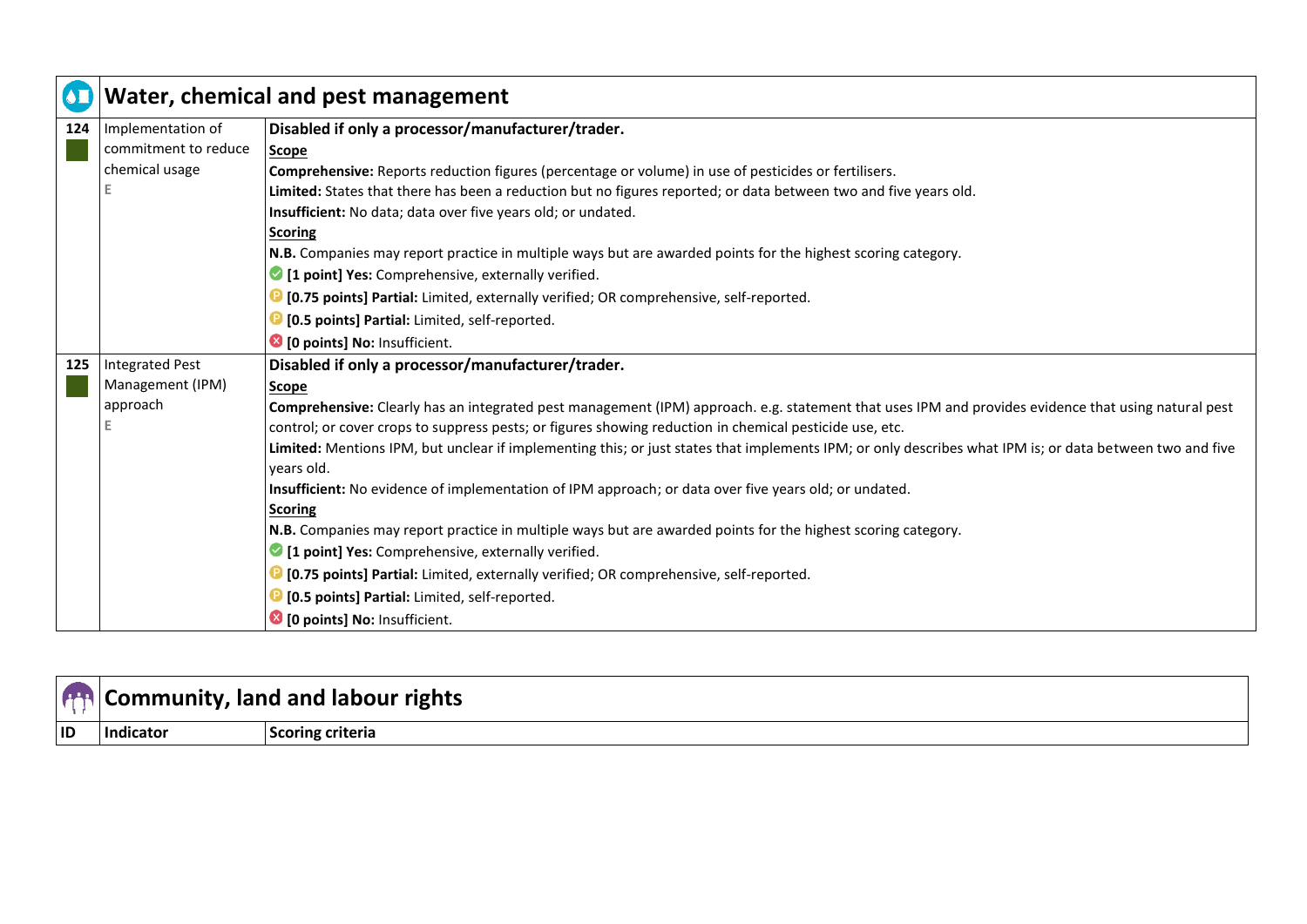## Water, chemical and pest management

| ID | Indicator | Scoring criteria |
|---|---|---|
| 124 | Implementation of commitment to reduce chemical usage<br>E | **Disabled if only a processor/manufacturer/trader.**<br>**Scope**<br>**Comprehensive:** Reports reduction figures (percentage or volume) in use of pesticides or fertilisers.<br>**Limited:** States that there has been a reduction but no figures reported; or data between two and five years old.<br>**Insufficient:** No data; data over five years old; or undated.<br>**Scoring**<br>**N.B.** Companies may report practice in multiple ways but are awarded points for the highest scoring category.<br>**[1 point] Yes:** Comprehensive, externally verified.<br>**[0.75 points] Partial:** Limited, externally verified; OR comprehensive, self-reported.<br>**[0.5 points] Partial:** Limited, self-reported.<br>**[0 points] No:** Insufficient. |
| 125 | Integrated Pest Management (IPM) approach<br>E | **Disabled if only a processor/manufacturer/trader.**<br>**Scope**<br>**Comprehensive:** Clearly has an integrated pest management (IPM) approach. e.g. statement that uses IPM and provides evidence that using natural pest control; or cover crops to suppress pests; or figures showing reduction in chemical pesticide use, etc.<br>**Limited:** Mentions IPM, but unclear if implementing this; or just states that implements IPM; or only describes what IPM is; or data between two and five years old.<br>**Insufficient:** No evidence of implementation of IPM approach; or data over five years old; or undated.<br>**Scoring**<br>**N.B.** Companies may report practice in multiple ways but are awarded points for the highest scoring category.<br>**[1 point] Yes:** Comprehensive, externally verified.<br>**[0.75 points] Partial:** Limited, externally verified; OR comprehensive, self-reported.<br>**[0.5 points] Partial:** Limited, self-reported.<br>**[0 points] No:** Insufficient. |

## Community, land and labour rights

| ID | Indicator | Scoring criteria |
|---|---|---|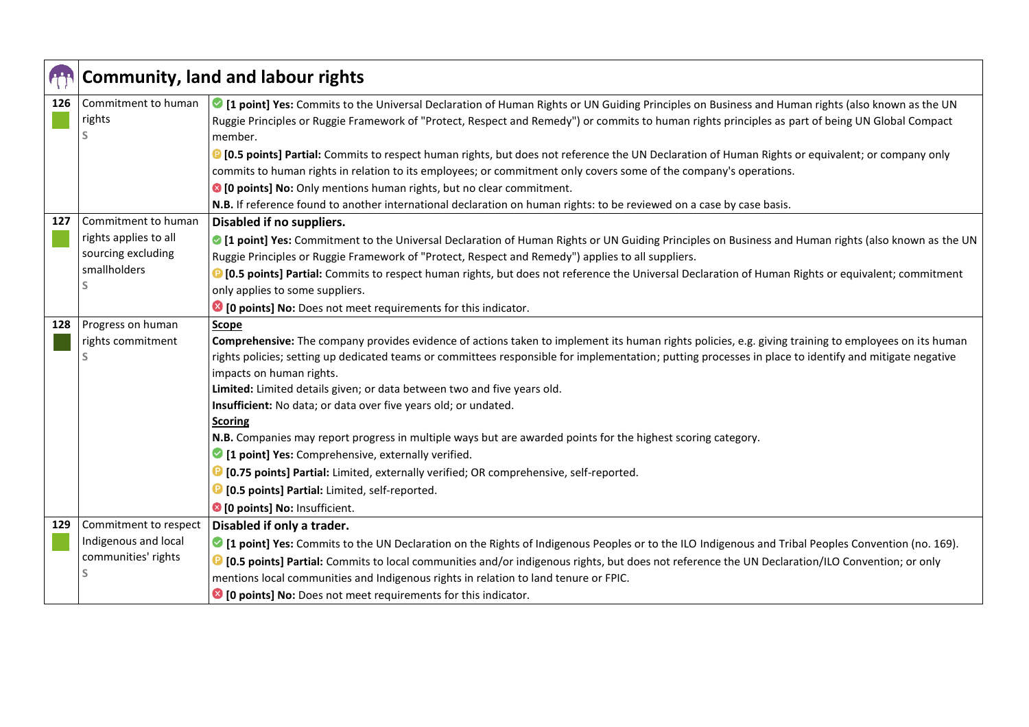## Community, land and labour rights

| # | Indicator | Criteria |
|---|---|---|
| 126 | Commitment to human rights<br>S | **[1 point] Yes:** Commits to the Universal Declaration of Human Rights or UN Guiding Principles on Business and Human rights (also known as the UN Ruggie Principles or Ruggie Framework of "Protect, Respect and Remedy") or commits to human rights principles as part of being UN Global Compact member.<br>**[0.5 points] Partial:** Commits to respect human rights, but does not reference the UN Declaration of Human Rights or equivalent; or company only commits to human rights in relation to its employees; or commitment only covers some of the company's operations.<br>**[0 points] No:** Only mentions human rights, but no clear commitment.<br>**N.B.** If reference found to another international declaration on human rights: to be reviewed on a case by case basis. |
| 127 | Commitment to human rights applies to all sourcing excluding smallholders<br>S | **Disabled if no suppliers.**<br>**[1 point] Yes:** Commitment to the Universal Declaration of Human Rights or UN Guiding Principles on Business and Human rights (also known as the UN Ruggie Principles or Ruggie Framework of "Protect, Respect and Remedy") applies to all suppliers.<br>**[0.5 points] Partial:** Commits to respect human rights, but does not reference the Universal Declaration of Human Rights or equivalent; commitment only applies to some suppliers.<br>**[0 points] No:** Does not meet requirements for this indicator. |
| 128 | Progress on human rights commitment<br>S | **Scope**<br>**Comprehensive:** The company provides evidence of actions taken to implement its human rights policies, e.g. giving training to employees on its human rights policies; setting up dedicated teams or committees responsible for implementation; putting processes in place to identify and mitigate negative impacts on human rights.<br>**Limited:** Limited details given; or data between two and five years old.<br>**Insufficient:** No data; or data over five years old; or undated.<br>**Scoring**<br>**N.B.** Companies may report progress in multiple ways but are awarded points for the highest scoring category.<br>**[1 point] Yes:** Comprehensive, externally verified.<br>**[0.75 points] Partial:** Limited, externally verified; OR comprehensive, self-reported.<br>**[0.5 points] Partial:** Limited, self-reported.<br>**[0 points] No:** Insufficient. |
| 129 | Commitment to respect Indigenous and local communities' rights<br>S | **Disabled if only a trader.**<br>**[1 point] Yes:** Commits to the UN Declaration on the Rights of Indigenous Peoples or to the ILO Indigenous and Tribal Peoples Convention (no. 169).<br>**[0.5 points] Partial:** Commits to local communities and/or indigenous rights, but does not reference the UN Declaration/ILO Convention; or only mentions local communities and Indigenous rights in relation to land tenure or FPIC.<br>**[0 points] No:** Does not meet requirements for this indicator. |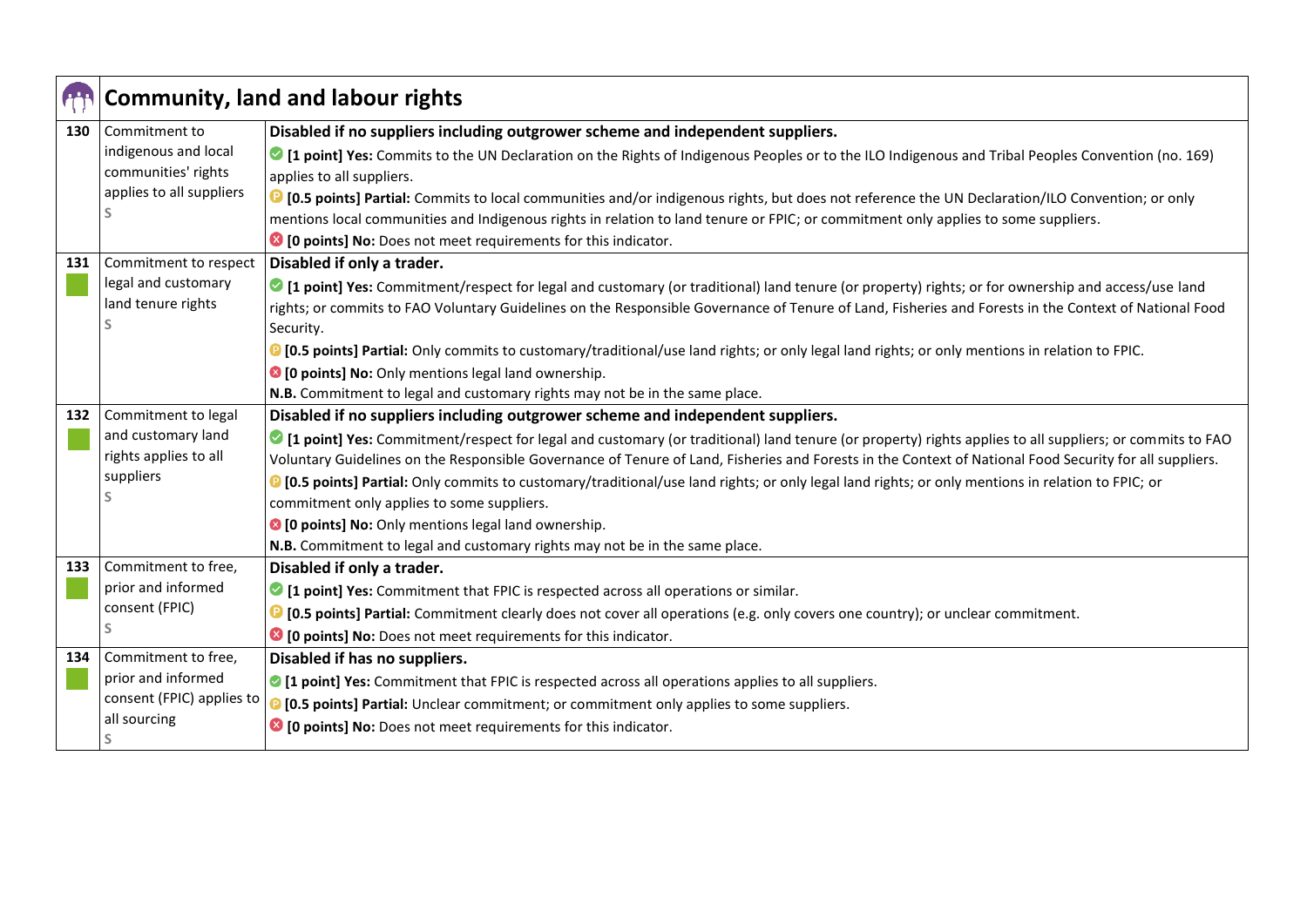## Community, land and labour rights

| | | |
|---|---|---|
| 130 | Commitment to indigenous and local communities' rights applies to all suppliers S | **Disabled if no suppliers including outgrower scheme and independent suppliers.**<br>**[1 point] Yes:** Commits to the UN Declaration on the Rights of Indigenous Peoples or to the ILO Indigenous and Tribal Peoples Convention (no. 169) applies to all suppliers.<br>**[0.5 points] Partial:** Commits to local communities and/or indigenous rights, but does not reference the UN Declaration/ILO Convention; or only mentions local communities and Indigenous rights in relation to land tenure or FPIC; or commitment only applies to some suppliers.<br>**[0 points] No:** Does not meet requirements for this indicator. |
| 131 | Commitment to respect legal and customary land tenure rights S | **Disabled if only a trader.**<br>**[1 point] Yes:** Commitment/respect for legal and customary (or traditional) land tenure (or property) rights; or for ownership and access/use land rights; or commits to FAO Voluntary Guidelines on the Responsible Governance of Tenure of Land, Fisheries and Forests in the Context of National Food Security.<br>**[0.5 points] Partial:** Only commits to customary/traditional/use land rights; or only legal land rights; or only mentions in relation to FPIC.<br>**[0 points] No:** Only mentions legal land ownership.<br>**N.B.** Commitment to legal and customary rights may not be in the same place. |
| 132 | Commitment to legal and customary land rights applies to all suppliers S | **Disabled if no suppliers including outgrower scheme and independent suppliers.**<br>**[1 point] Yes:** Commitment/respect for legal and customary (or traditional) land tenure (or property) rights applies to all suppliers; or commits to FAO Voluntary Guidelines on the Responsible Governance of Tenure of Land, Fisheries and Forests in the Context of National Food Security for all suppliers.<br>**[0.5 points] Partial:** Only commits to customary/traditional/use land rights; or only legal land rights; or only mentions in relation to FPIC; or commitment only applies to some suppliers.<br>**[0 points] No:** Only mentions legal land ownership.<br>**N.B.** Commitment to legal and customary rights may not be in the same place. |
| 133 | Commitment to free, prior and informed consent (FPIC) S | **Disabled if only a trader.**<br>**[1 point] Yes:** Commitment that FPIC is respected across all operations or similar.<br>**[0.5 points] Partial:** Commitment clearly does not cover all operations (e.g. only covers one country); or unclear commitment.<br>**[0 points] No:** Does not meet requirements for this indicator. |
| 134 | Commitment to free, prior and informed consent (FPIC) applies to all sourcing S | **Disabled if has no suppliers.**<br>**[1 point] Yes:** Commitment that FPIC is respected across all operations applies to all suppliers.<br>**[0.5 points] Partial:** Unclear commitment; or commitment only applies to some suppliers.<br>**[0 points] No:** Does not meet requirements for this indicator. |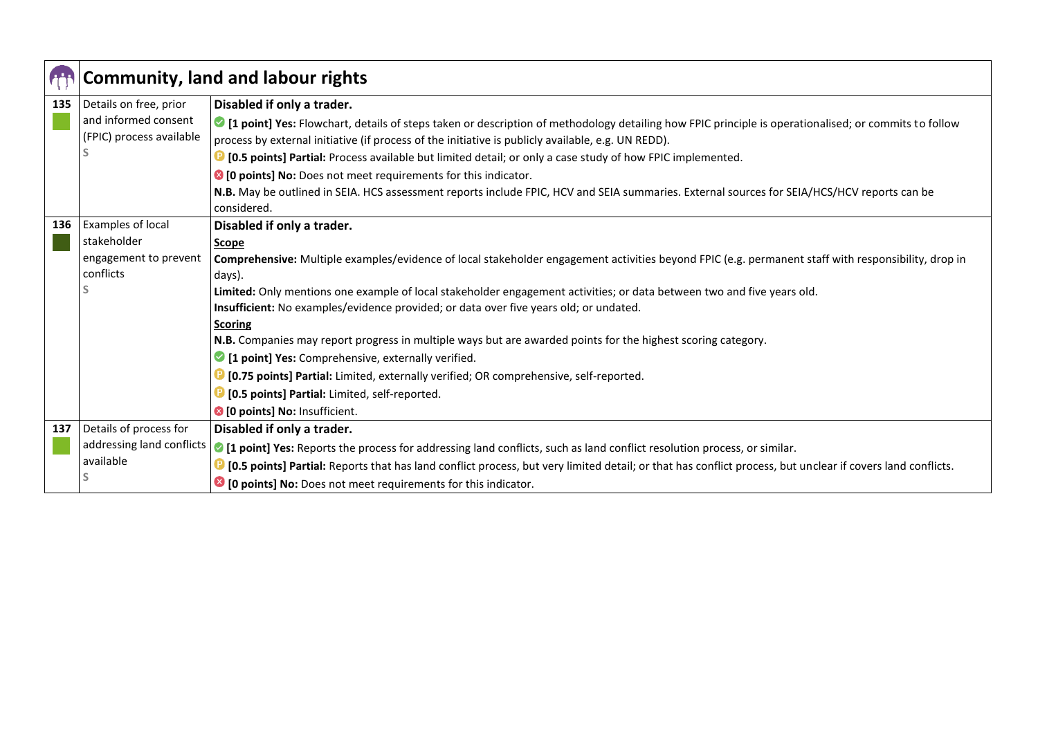| | Community, land and labour rights | |
|---|---|---|
| 135 | Details on free, prior and informed consent (FPIC) process available<br>S | **Disabled if only a trader.**<br>**[1 point] Yes:** Flowchart, details of steps taken or description of methodology detailing how FPIC principle is operationalised; or commits to follow process by external initiative (if process of the initiative is publicly available, e.g. UN REDD).<br>**[0.5 points] Partial:** Process available but limited detail; or only a case study of how FPIC implemented.<br>**[0 points] No:** Does not meet requirements for this indicator.<br>**N.B.** May be outlined in SEIA. HCS assessment reports include FPIC, HCV and SEIA summaries. External sources for SEIA/HCS/HCV reports can be considered. |
| 136 | Examples of local stakeholder engagement to prevent conflicts<br>S | **Disabled if only a trader.**<br>**Scope**<br>**Comprehensive:** Multiple examples/evidence of local stakeholder engagement activities beyond FPIC (e.g. permanent staff with responsibility, drop in days).<br>**Limited:** Only mentions one example of local stakeholder engagement activities; or data between two and five years old.<br>**Insufficient:** No examples/evidence provided; or data over five years old; or undated.<br>**Scoring**<br>**N.B.** Companies may report progress in multiple ways but are awarded points for the highest scoring category.<br>**[1 point] Yes:** Comprehensive, externally verified.<br>**[0.75 points] Partial:** Limited, externally verified; OR comprehensive, self-reported.<br>**[0.5 points] Partial:** Limited, self-reported.<br>**[0 points] No:** Insufficient. |
| 137 | Details of process for addressing land conflicts available<br>S | **Disabled if only a trader.**<br>**[1 point] Yes:** Reports the process for addressing land conflicts, such as land conflict resolution process, or similar.<br>**[0.5 points] Partial:** Reports that has land conflict process, but very limited detail; or that has conflict process, but unclear if covers land conflicts.<br>**[0 points] No:** Does not meet requirements for this indicator. |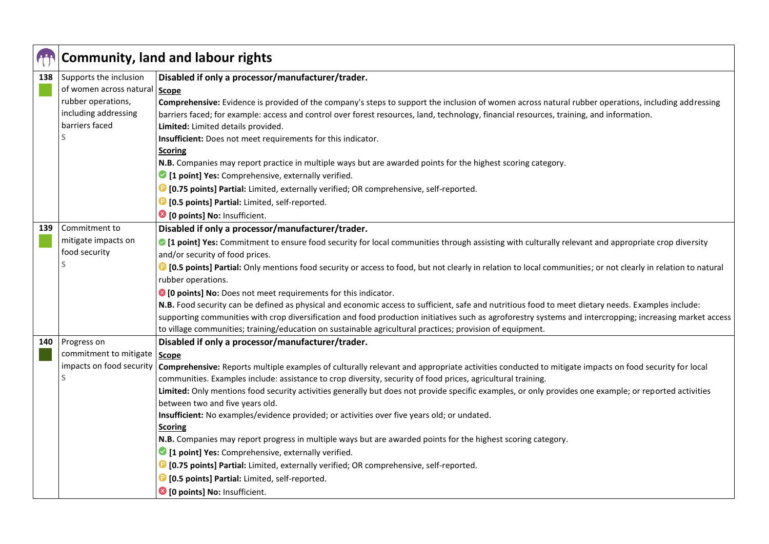## Community, land and labour rights

| | | |
|---|---|---|
| **138** | Supports the inclusion of women across natural rubber operations, including addressing barriers faced<br>S | **Disabled if only a processor/manufacturer/trader.**<br>**Scope**<br>**Comprehensive:** Evidence is provided of the company's steps to support the inclusion of women across natural rubber operations, including addressing barriers faced; for example: access and control over forest resources, land, technology, financial resources, training, and information.<br>**Limited:** Limited details provided.<br>**Insufficient:** Does not meet requirements for this indicator.<br>**Scoring**<br>**N.B.** Companies may report practice in multiple ways but are awarded points for the highest scoring category.<br>**[1 point] Yes:** Comprehensive, externally verified.<br>**[0.75 points] Partial:** Limited, externally verified; OR comprehensive, self-reported.<br>**[0.5 points] Partial:** Limited, self-reported.<br>**[0 points] No:** Insufficient. |
| **139** | Commitment to mitigate impacts on food security<br>S | **Disabled if only a processor/manufacturer/trader.**<br>**[1 point] Yes:** Commitment to ensure food security for local communities through assisting with culturally relevant and appropriate crop diversity and/or security of food prices.<br>**[0.5 points] Partial:** Only mentions food security or access to food, but not clearly in relation to local communities; or not clearly in relation to natural rubber operations.<br>**[0 points] No:** Does not meet requirements for this indicator.<br>**N.B.** Food security can be defined as physical and economic access to sufficient, safe and nutritious food to meet dietary needs. Examples include: supporting communities with crop diversification and food production initiatives such as agroforestry systems and intercropping; increasing market access to village communities; training/education on sustainable agricultural practices; provision of equipment. |
| **140** | Progress on commitment to mitigate impacts on food security<br>S | **Disabled if only a processor/manufacturer/trader.**<br>**Scope**<br>**Comprehensive:** Reports multiple examples of culturally relevant and appropriate activities conducted to mitigate impacts on food security for local communities. Examples include: assistance to crop diversity, security of food prices, agricultural training.<br>**Limited:** Only mentions food security activities generally but does not provide specific examples, or only provides one example; or reported activities between two and five years old.<br>**Insufficient:** No examples/evidence provided; or activities over five years old; or undated.<br>**Scoring**<br>**N.B.** Companies may report progress in multiple ways but are awarded points for the highest scoring category.<br>**[1 point] Yes:** Comprehensive, externally verified.<br>**[0.75 points] Partial:** Limited, externally verified; OR comprehensive, self-reported.<br>**[0.5 points] Partial:** Limited, self-reported.<br>**[0 points] No:** Insufficient. |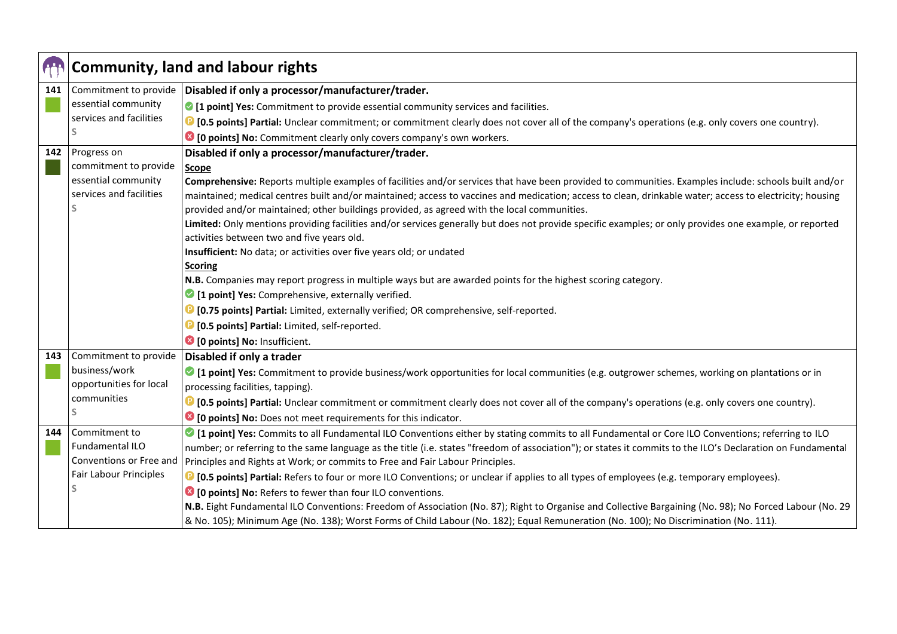## Community, land and labour rights

| # | Indicator | Scoring criteria |
|---|---|---|
| 141 | Commitment to provide essential community services and facilities S | **Disabled if only a processor/manufacturer/trader.** <br> **[1 point] Yes:** Commitment to provide essential community services and facilities. <br> **[0.5 points] Partial:** Unclear commitment; or commitment clearly does not cover all of the company's operations (e.g. only covers one country). <br> **[0 points] No:** Commitment clearly only covers company's own workers. |
| 142 | Progress on commitment to provide essential community services and facilities S | **Disabled if only a processor/manufacturer/trader.** <br> **Scope** <br> **Comprehensive:** Reports multiple examples of facilities and/or services that have been provided to communities. Examples include: schools built and/or maintained; medical centres built and/or maintained; access to vaccines and medication; access to clean, drinkable water; access to electricity; housing provided and/or maintained; other buildings provided, as agreed with the local communities. <br> **Limited:** Only mentions providing facilities and/or services generally but does not provide specific examples; or only provides one example, or reported activities between two and five years old. <br> **Insufficient:** No data; or activities over five years old; or undated <br> **Scoring** <br> **N.B.** Companies may report progress in multiple ways but are awarded points for the highest scoring category. <br> **[1 point] Yes:** Comprehensive, externally verified. <br> **[0.75 points] Partial:** Limited, externally verified; OR comprehensive, self-reported. <br> **[0.5 points] Partial:** Limited, self-reported. <br> **[0 points] No:** Insufficient. |
| 143 | Commitment to provide business/work opportunities for local communities S | **Disabled if only a trader** <br> **[1 point] Yes:** Commitment to provide business/work opportunities for local communities (e.g. outgrower schemes, working on plantations or in processing facilities, tapping). <br> **[0.5 points] Partial:** Unclear commitment or commitment clearly does not cover all of the company's operations (e.g. only covers one country). <br> **[0 points] No:** Does not meet requirements for this indicator. |
| 144 | Commitment to Fundamental ILO Conventions or Free and Fair Labour Principles S | **[1 point] Yes:** Commits to all Fundamental ILO Conventions either by stating commits to all Fundamental or Core ILO Conventions; referring to ILO number; or referring to the same language as the title (i.e. states "freedom of association"); or states it commits to the ILO's Declaration on Fundamental Principles and Rights at Work; or commits to Free and Fair Labour Principles. <br> **[0.5 points] Partial:** Refers to four or more ILO Conventions; or unclear if applies to all types of employees (e.g. temporary employees). <br> **[0 points] No:** Refers to fewer than four ILO conventions. <br> **N.B.** Eight Fundamental ILO Conventions: Freedom of Association (No. 87); Right to Organise and Collective Bargaining (No. 98); No Forced Labour (No. 29 & No. 105); Minimum Age (No. 138); Worst Forms of Child Labour (No. 182); Equal Remuneration (No. 100); No Discrimination (No. 111). |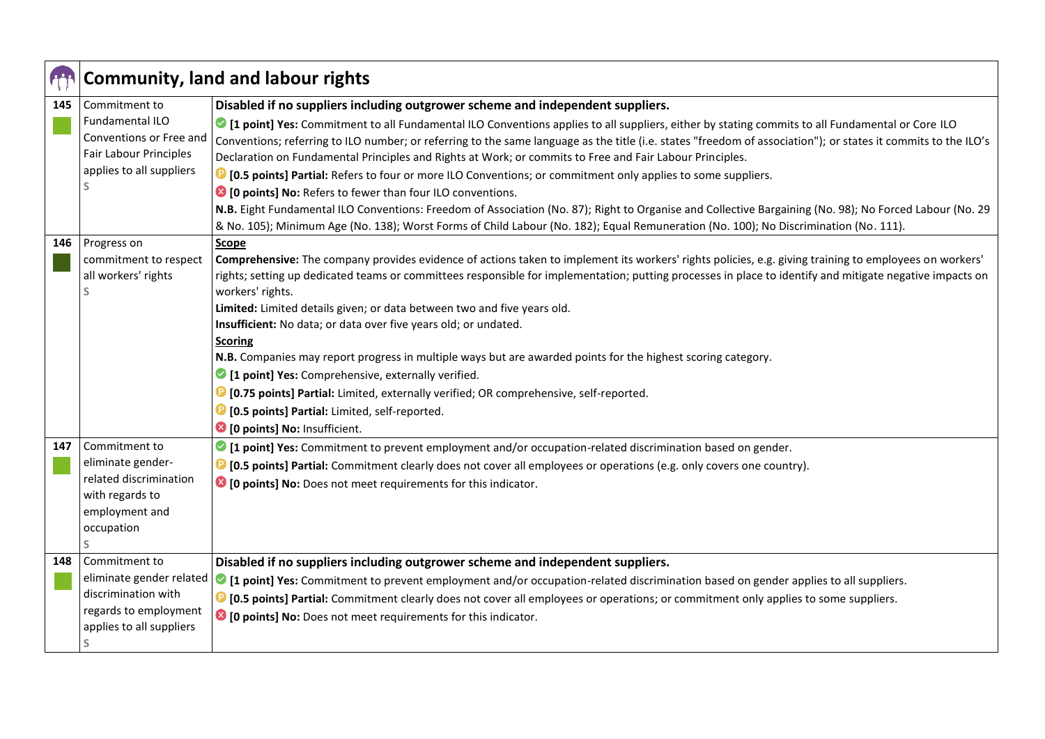## Community, land and labour rights

| # | Indicator | Scoring criteria |
|---|---|---|
| 145 | Commitment to Fundamental ILO Conventions or Free and Fair Labour Principles applies to all suppliers<br>S | **Disabled if no suppliers including outgrower scheme and independent suppliers.**<br>**[1 point] Yes:** Commitment to all Fundamental ILO Conventions applies to all suppliers, either by stating commits to all Fundamental or Core ILO Conventions; referring to ILO number; or referring to the same language as the title (i.e. states "freedom of association"); or states it commits to the ILO's Declaration on Fundamental Principles and Rights at Work; or commits to Free and Fair Labour Principles.<br>**[0.5 points] Partial:** Refers to four or more ILO Conventions; or commitment only applies to some suppliers.<br>**[0 points] No:** Refers to fewer than four ILO conventions.<br>**N.B.** Eight Fundamental ILO Conventions: Freedom of Association (No. 87); Right to Organise and Collective Bargaining (No. 98); No Forced Labour (No. 29 & No. 105); Minimum Age (No. 138); Worst Forms of Child Labour (No. 182); Equal Remuneration (No. 100); No Discrimination (No. 111). |
| 146 | Progress on commitment to respect all workers' rights<br>S | **Scope**<br>**Comprehensive:** The company provides evidence of actions taken to implement its workers' rights policies, e.g. giving training to employees on workers' rights; setting up dedicated teams or committees responsible for implementation; putting processes in place to identify and mitigate negative impacts on workers' rights.<br>**Limited:** Limited details given; or data between two and five years old.<br>**Insufficient:** No data; or data over five years old; or undated.<br>**Scoring**<br>**N.B.** Companies may report progress in multiple ways but are awarded points for the highest scoring category.<br>**[1 point] Yes:** Comprehensive, externally verified.<br>**[0.75 points] Partial:** Limited, externally verified; OR comprehensive, self-reported.<br>**[0.5 points] Partial:** Limited, self-reported.<br>**[0 points] No:** Insufficient. |
| 147 | Commitment to eliminate gender-related discrimination with regards to employment and occupation<br>S | **[1 point] Yes:** Commitment to prevent employment and/or occupation-related discrimination based on gender.<br>**[0.5 points] Partial:** Commitment clearly does not cover all employees or operations (e.g. only covers one country).<br>**[0 points] No:** Does not meet requirements for this indicator. |
| 148 | Commitment to eliminate gender related discrimination with regards to employment applies to all suppliers<br>S | **Disabled if no suppliers including outgrower scheme and independent suppliers.**<br>**[1 point] Yes:** Commitment to prevent employment and/or occupation-related discrimination based on gender applies to all suppliers.<br>**[0.5 points] Partial:** Commitment clearly does not cover all employees or operations; or commitment only applies to some suppliers.<br>**[0 points] No:** Does not meet requirements for this indicator. |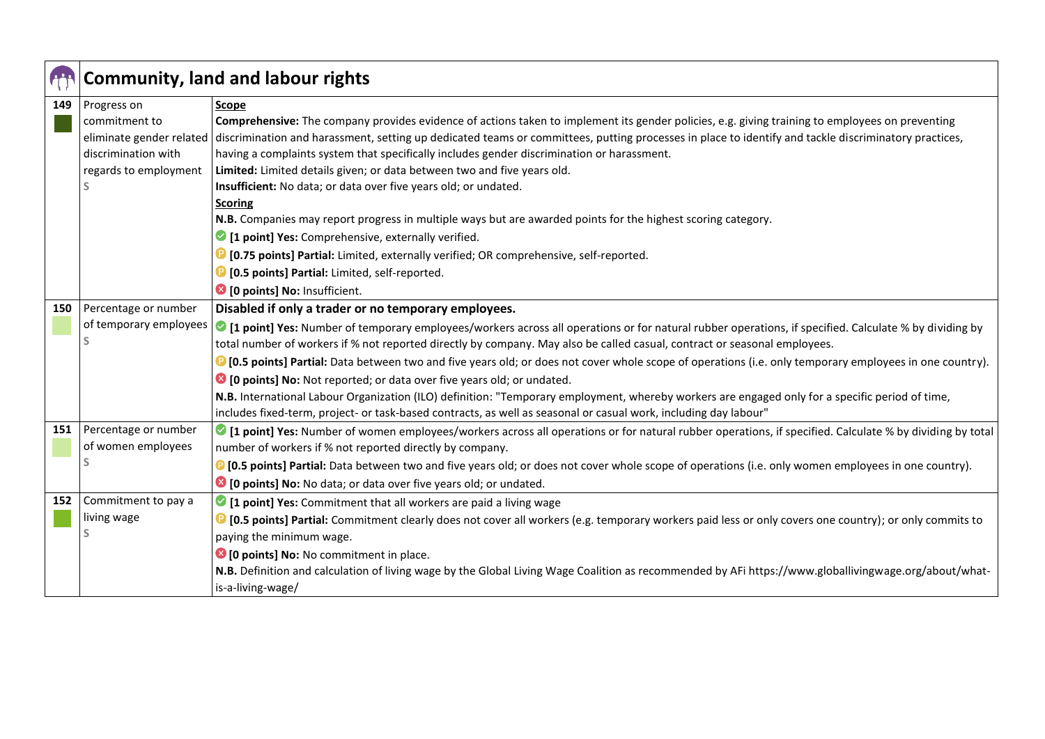## Community, land and labour rights

| # | Indicator | Criteria |
|---|---|---|
| 149 | Progress on commitment to eliminate gender related discrimination with regards to employment<br>S | **Scope**<br>**Comprehensive:** The company provides evidence of actions taken to implement its gender policies, e.g. giving training to employees on preventing discrimination and harassment, setting up dedicated teams or committees, putting processes in place to identify and tackle discriminatory practices, having a complaints system that specifically includes gender discrimination or harassment.<br>**Limited:** Limited details given; or data between two and five years old.<br>**Insufficient:** No data; or data over five years old; or undated.<br>**Scoring**<br>**N.B.** Companies may report progress in multiple ways but are awarded points for the highest scoring category.<br>**[1 point] Yes:** Comprehensive, externally verified.<br>**[0.75 points] Partial:** Limited, externally verified; OR comprehensive, self-reported.<br>**[0.5 points] Partial:** Limited, self-reported.<br>**[0 points] No:** Insufficient. |
| 150 | Percentage or number of temporary employees<br>S | **Disabled if only a trader or no temporary employees.**<br>**[1 point] Yes:** Number of temporary employees/workers across all operations or for natural rubber operations, if specified. Calculate % by dividing by total number of workers if % not reported directly by company. May also be called casual, contract or seasonal employees.<br>**[0.5 points] Partial:** Data between two and five years old; or does not cover whole scope of operations (i.e. only temporary employees in one country).<br>**[0 points] No:** Not reported; or data over five years old; or undated.<br>**N.B.** International Labour Organization (ILO) definition: "Temporary employment, whereby workers are engaged only for a specific period of time, includes fixed-term, project- or task-based contracts, as well as seasonal or casual work, including day labour" |
| 151 | Percentage or number of women employees<br>S | **[1 point] Yes:** Number of women employees/workers across all operations or for natural rubber operations, if specified. Calculate % by dividing by total number of workers if % not reported directly by company.<br>**[0.5 points] Partial:** Data between two and five years old; or does not cover whole scope of operations (i.e. only women employees in one country).<br>**[0 points] No:** No data; or data over five years old; or undated. |
| 152 | Commitment to pay a living wage<br>S | **[1 point] Yes:** Commitment that all workers are paid a living wage<br>**[0.5 points] Partial:** Commitment clearly does not cover all workers (e.g. temporary workers paid less or only covers one country); or only commits to paying the minimum wage.<br>**[0 points] No:** No commitment in place.<br>**N.B.** Definition and calculation of living wage by the Global Living Wage Coalition as recommended by AFi https://www.globallivingwage.org/about/what-is-a-living-wage/ |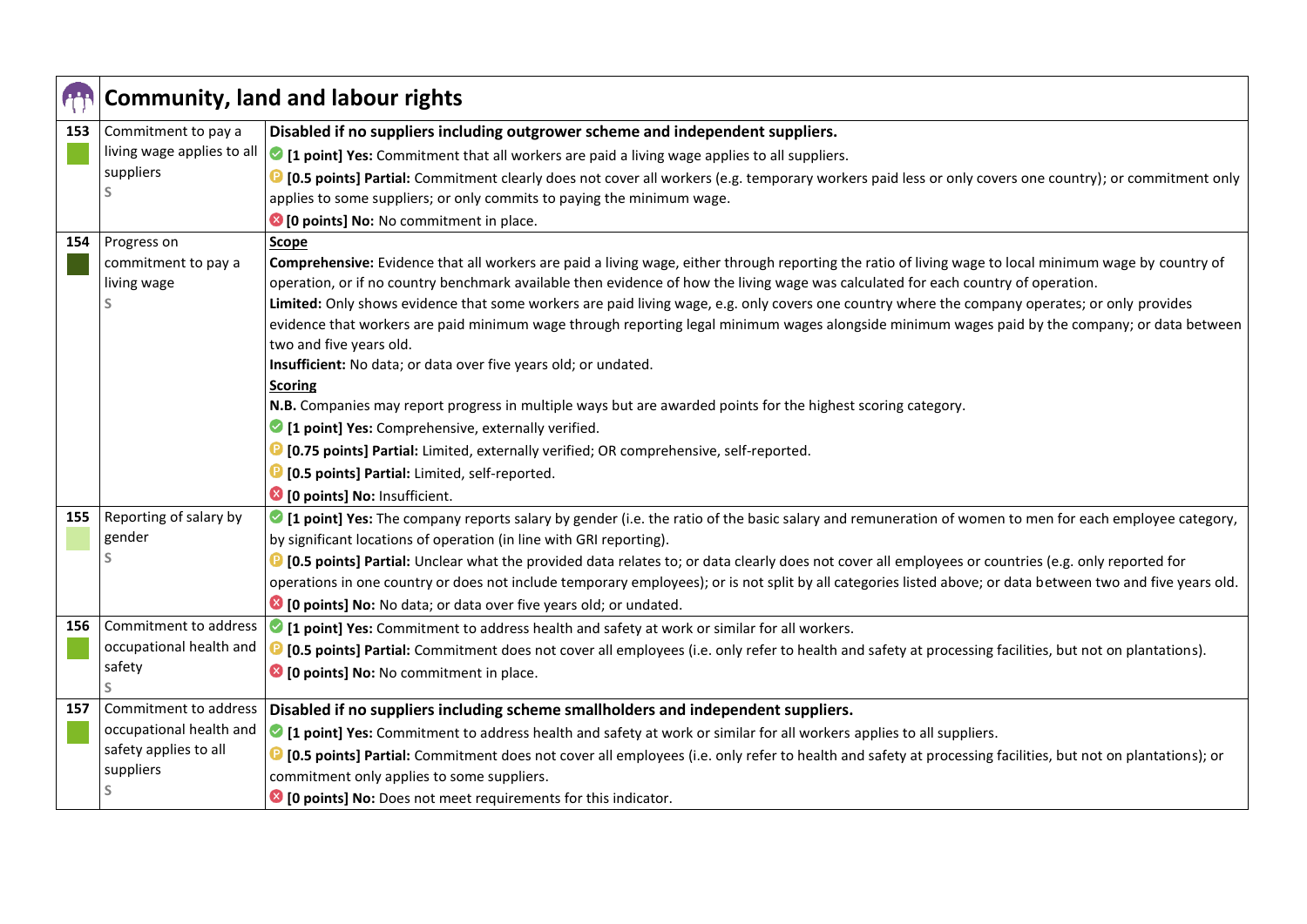## Community, land and labour rights

| No. | Indicator | Scoring criteria |
|---|---|---|
| 153 | Commitment to pay a living wage applies to all suppliers<br>S | **Disabled if no suppliers including outgrower scheme and independent suppliers.**<br>**[1 point] Yes:** Commitment that all workers are paid a living wage applies to all suppliers.<br>**[0.5 points] Partial:** Commitment clearly does not cover all workers (e.g. temporary workers paid less or only covers one country); or commitment only applies to some suppliers; or only commits to paying the minimum wage.<br>**[0 points] No:** No commitment in place. |
| 154 | Progress on commitment to pay a living wage<br>S | **Scope**<br>**Comprehensive:** Evidence that all workers are paid a living wage, either through reporting the ratio of living wage to local minimum wage by country of operation, or if no country benchmark available then evidence of how the living wage was calculated for each country of operation.<br>**Limited:** Only shows evidence that some workers are paid living wage, e.g. only covers one country where the company operates; or only provides evidence that workers are paid minimum wage through reporting legal minimum wages alongside minimum wages paid by the company; or data between two and five years old.<br>**Insufficient:** No data; or data over five years old; or undated.<br>**Scoring**<br>**N.B.** Companies may report progress in multiple ways but are awarded points for the highest scoring category.<br>**[1 point] Yes:** Comprehensive, externally verified.<br>**[0.75 points] Partial:** Limited, externally verified; OR comprehensive, self-reported.<br>**[0.5 points] Partial:** Limited, self-reported.<br>**[0 points] No:** Insufficient. |
| 155 | Reporting of salary by gender<br>S | **[1 point] Yes:** The company reports salary by gender (i.e. the ratio of the basic salary and remuneration of women to men for each employee category, by significant locations of operation (in line with GRI reporting).<br>**[0.5 points] Partial:** Unclear what the provided data relates to; or data clearly does not cover all employees or countries (e.g. only reported for operations in one country or does not include temporary employees); or is not split by all categories listed above; or data between two and five years old.<br>**[0 points] No:** No data; or data over five years old; or undated. |
| 156 | Commitment to address occupational health and safety<br>S | **[1 point] Yes:** Commitment to address health and safety at work or similar for all workers.<br>**[0.5 points] Partial:** Commitment does not cover all employees (i.e. only refer to health and safety at processing facilities, but not on plantations).<br>**[0 points] No:** No commitment in place. |
| 157 | Commitment to address occupational health and safety applies to all suppliers<br>S | **Disabled if no suppliers including scheme smallholders and independent suppliers.**<br>**[1 point] Yes:** Commitment to address health and safety at work or similar for all workers applies to all suppliers.<br>**[0.5 points] Partial:** Commitment does not cover all employees (i.e. only refer to health and safety at processing facilities, but not on plantations); or commitment only applies to some suppliers.<br>**[0 points] No:** Does not meet requirements for this indicator. |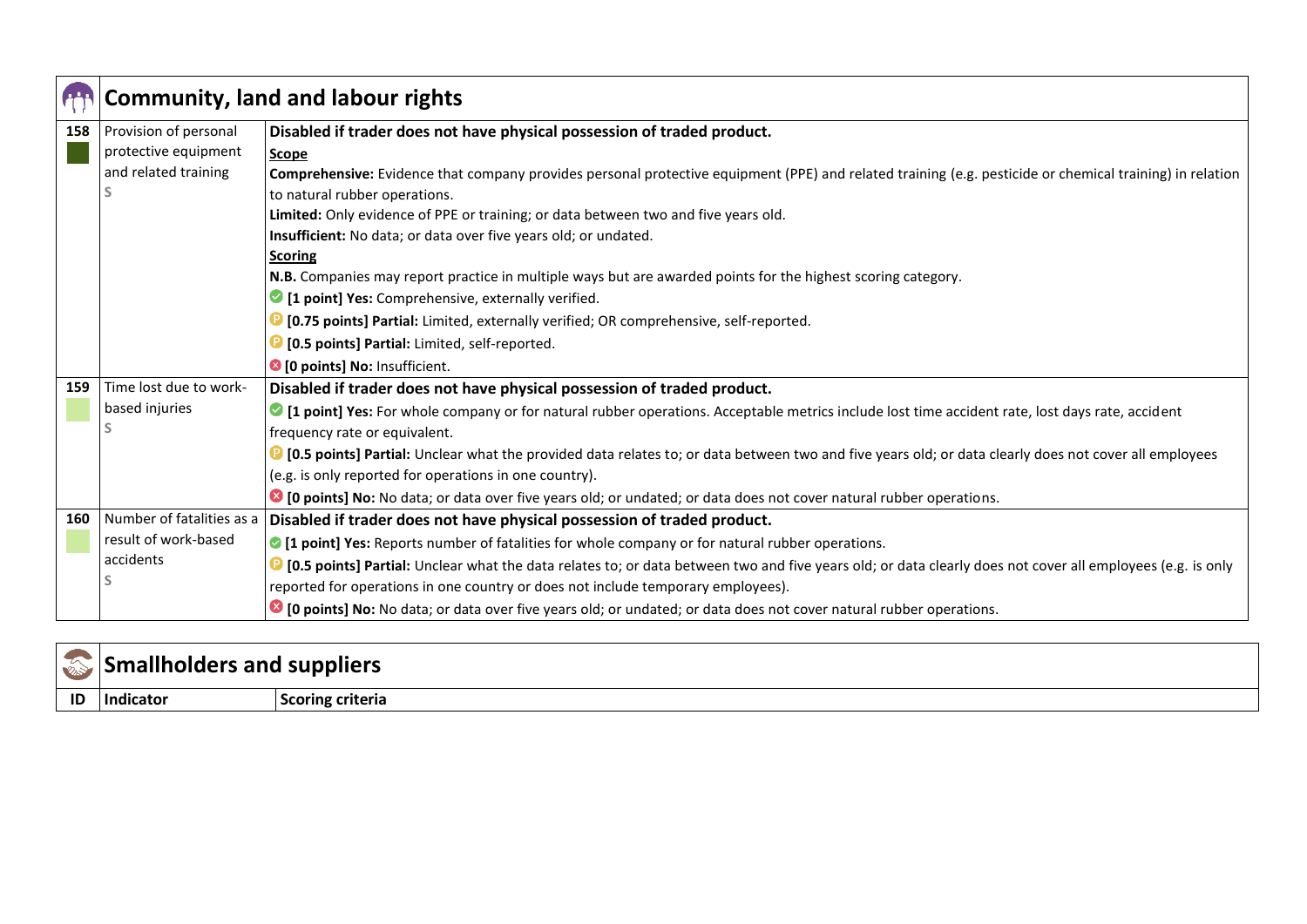## Community, land and labour rights

| ID | Indicator | Scoring criteria |
|---|---|---|
| 158 | Provision of personal protective equipment and related training<br>S | **Disabled if trader does not have physical possession of traded product.**<br>**Scope**<br>**Comprehensive:** Evidence that company provides personal protective equipment (PPE) and related training (e.g. pesticide or chemical training) in relation to natural rubber operations.<br>**Limited:** Only evidence of PPE or training; or data between two and five years old.<br>**Insufficient:** No data; or data over five years old; or undated.<br>**Scoring**<br>**N.B.** Companies may report practice in multiple ways but are awarded points for the highest scoring category.<br>**[1 point] Yes:** Comprehensive, externally verified.<br>**[0.75 points] Partial:** Limited, externally verified; OR comprehensive, self-reported.<br>**[0.5 points] Partial:** Limited, self-reported.<br>**[0 points] No:** Insufficient. |
| 159 | Time lost due to work-based injuries<br>S | **Disabled if trader does not have physical possession of traded product.**<br>**[1 point] Yes:** For whole company or for natural rubber operations. Acceptable metrics include lost time accident rate, lost days rate, accident frequency rate or equivalent.<br>**[0.5 points] Partial:** Unclear what the provided data relates to; or data between two and five years old; or data clearly does not cover all employees (e.g. is only reported for operations in one country).<br>**[0 points] No:** No data; or data over five years old; or undated; or data does not cover natural rubber operations. |
| 160 | Number of fatalities as a result of work-based accidents<br>S | **Disabled if trader does not have physical possession of traded product.**<br>**[1 point] Yes:** Reports number of fatalities for whole company or for natural rubber operations.<br>**[0.5 points] Partial:** Unclear what the data relates to; or data between two and five years old; or data clearly does not cover all employees (e.g. is only reported for operations in one country or does not include temporary employees).<br>**[0 points] No:** No data; or data over five years old; or undated; or data does not cover natural rubber operations. |

## Smallholders and suppliers

| ID | Indicator | Scoring criteria |
|---|---|---|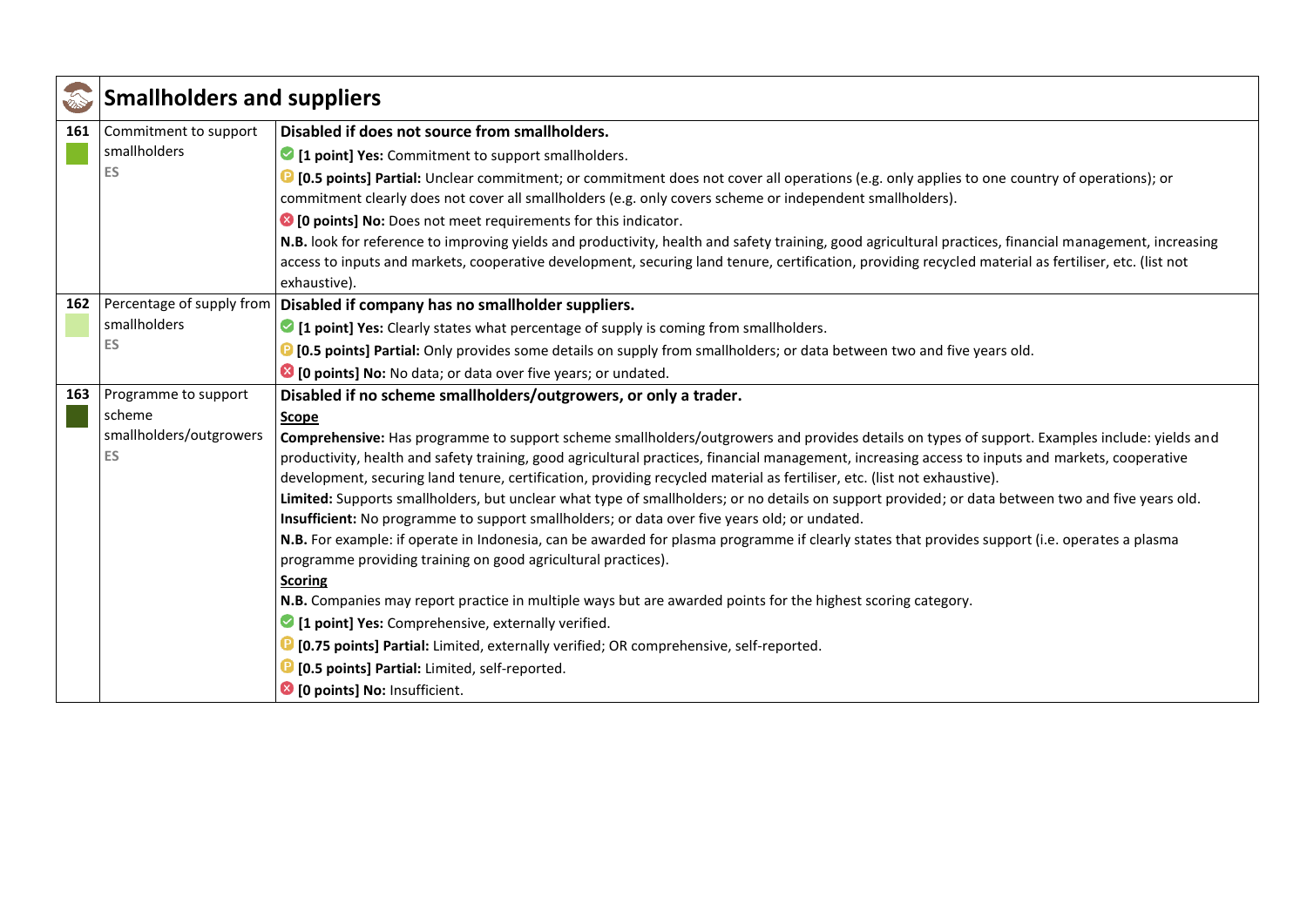## Smallholders and suppliers

| | | |
|---|---|---|
| **161** | Commitment to support smallholders<br>ES | **Disabled if does not source from smallholders.**<br>**[1 point] Yes:** Commitment to support smallholders.<br>**[0.5 points] Partial:** Unclear commitment; or commitment does not cover all operations (e.g. only applies to one country of operations); or commitment clearly does not cover all smallholders (e.g. only covers scheme or independent smallholders).<br>**[0 points] No:** Does not meet requirements for this indicator.<br>**N.B.** look for reference to improving yields and productivity, health and safety training, good agricultural practices, financial management, increasing access to inputs and markets, cooperative development, securing land tenure, certification, providing recycled material as fertiliser, etc. (list not exhaustive). |
| **162** | Percentage of supply from smallholders<br>ES | **Disabled if company has no smallholder suppliers.**<br>**[1 point] Yes:** Clearly states what percentage of supply is coming from smallholders.<br>**[0.5 points] Partial:** Only provides some details on supply from smallholders; or data between two and five years old.<br>**[0 points] No:** No data; or data over five years; or undated. |
| **163** | Programme to support scheme smallholders/outgrowers<br>ES | **Disabled if no scheme smallholders/outgrowers, or only a trader.**<br>**Scope**<br>**Comprehensive:** Has programme to support scheme smallholders/outgrowers and provides details on types of support. Examples include: yields and productivity, health and safety training, good agricultural practices, financial management, increasing access to inputs and markets, cooperative development, securing land tenure, certification, providing recycled material as fertiliser, etc. (list not exhaustive).<br>**Limited:** Supports smallholders, but unclear what type of smallholders; or no details on support provided; or data between two and five years old.<br>**Insufficient:** No programme to support smallholders; or data over five years old; or undated.<br>**N.B.** For example: if operate in Indonesia, can be awarded for plasma programme if clearly states that provides support (i.e. operates a plasma programme providing training on good agricultural practices).<br>**Scoring**<br>**N.B.** Companies may report practice in multiple ways but are awarded points for the highest scoring category.<br>**[1 point] Yes:** Comprehensive, externally verified.<br>**[0.75 points] Partial:** Limited, externally verified; OR comprehensive, self-reported.<br>**[0.5 points] Partial:** Limited, self-reported.<br>**[0 points] No:** Insufficient. |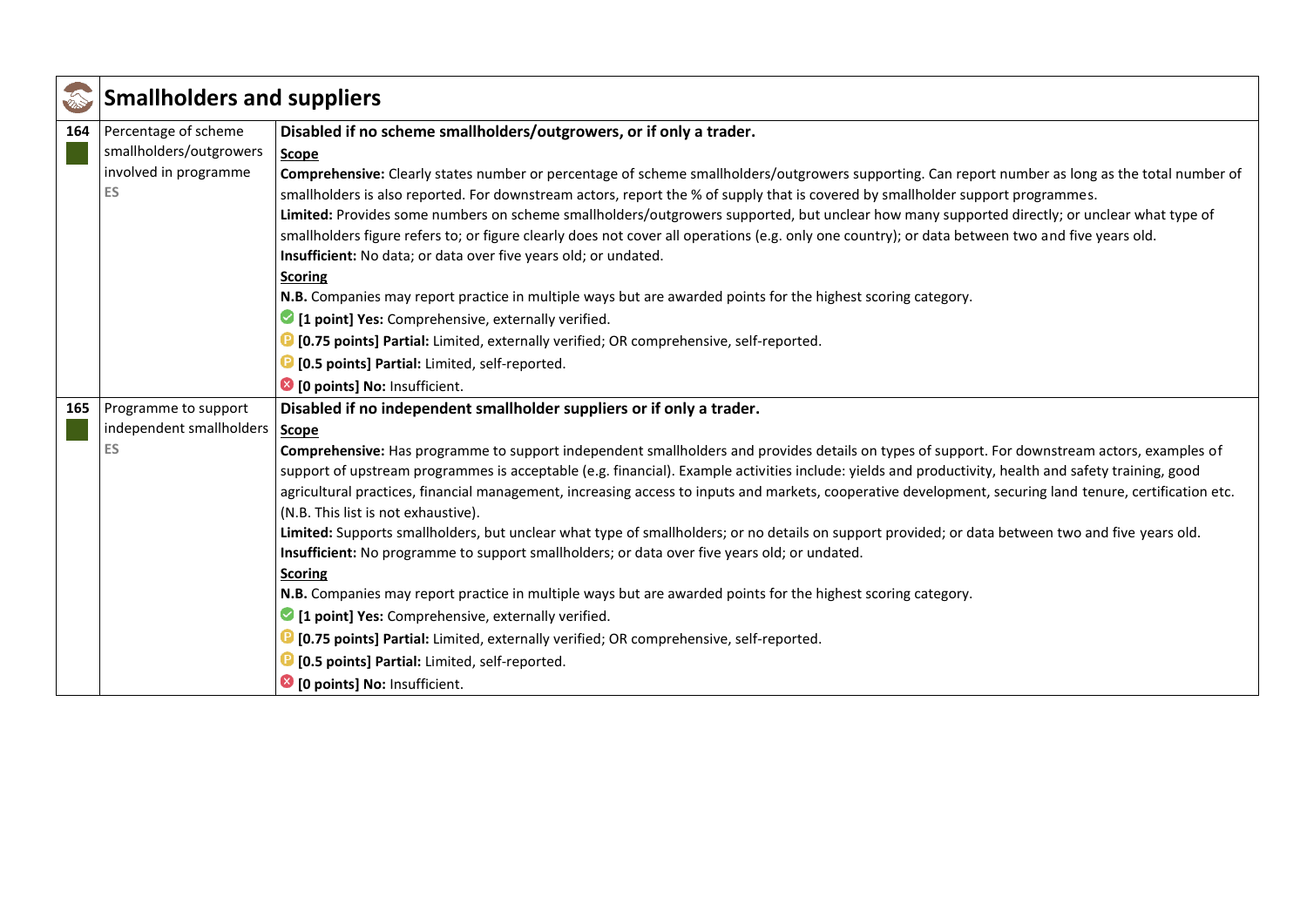## Smallholders and suppliers

| No. | Indicator | Details |
|---|---|---|
| 164 | Percentage of scheme smallholders/outgrowers involved in programme<br>ES | **Disabled if no scheme smallholders/outgrowers, or if only a trader.**<br>**Scope**<br>**Comprehensive:** Clearly states number or percentage of scheme smallholders/outgrowers supporting. Can report number as long as the total number of smallholders is also reported. For downstream actors, report the % of supply that is covered by smallholder support programmes.<br>**Limited:** Provides some numbers on scheme smallholders/outgrowers supported, but unclear how many supported directly; or unclear what type of smallholders figure refers to; or figure clearly does not cover all operations (e.g. only one country); or data between two and five years old.<br>**Insufficient:** No data; or data over five years old; or undated.<br>**Scoring**<br>**N.B.** Companies may report practice in multiple ways but are awarded points for the highest scoring category.<br>**[1 point] Yes:** Comprehensive, externally verified.<br>**[0.75 points] Partial:** Limited, externally verified; OR comprehensive, self-reported.<br>**[0.5 points] Partial:** Limited, self-reported.<br>**[0 points] No:** Insufficient. |
| 165 | Programme to support independent smallholders<br>ES | **Disabled if no independent smallholder suppliers or if only a trader.**<br>**Scope**<br>**Comprehensive:** Has programme to support independent smallholders and provides details on types of support. For downstream actors, examples of support of upstream programmes is acceptable (e.g. financial). Example activities include: yields and productivity, health and safety training, good agricultural practices, financial management, increasing access to inputs and markets, cooperative development, securing land tenure, certification etc. (N.B. This list is not exhaustive).<br>**Limited:** Supports smallholders, but unclear what type of smallholders; or no details on support provided; or data between two and five years old.<br>**Insufficient:** No programme to support smallholders; or data over five years old; or undated.<br>**Scoring**<br>**N.B.** Companies may report practice in multiple ways but are awarded points for the highest scoring category.<br>**[1 point] Yes:** Comprehensive, externally verified.<br>**[0.75 points] Partial:** Limited, externally verified; OR comprehensive, self-reported.<br>**[0.5 points] Partial:** Limited, self-reported.<br>**[0 points] No:** Insufficient. |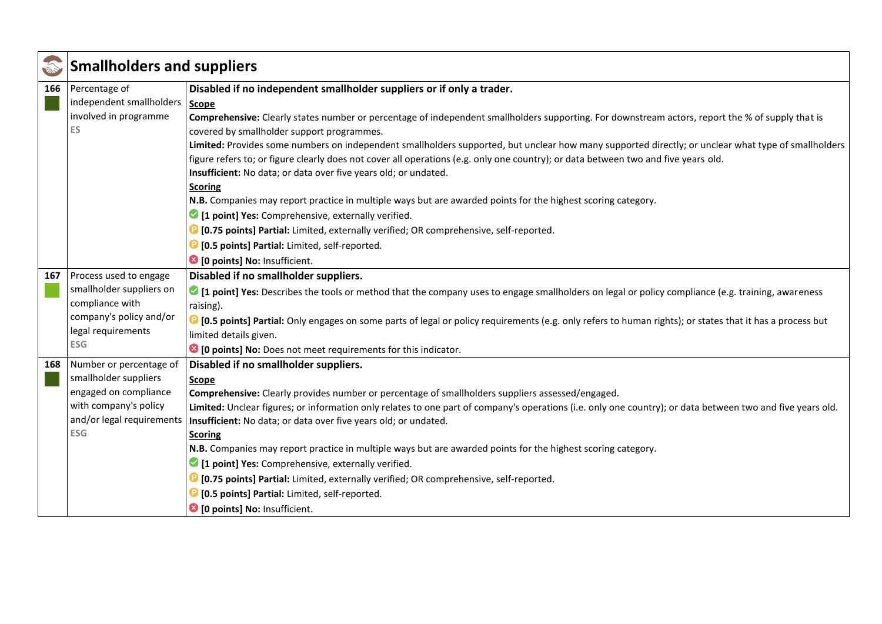## Smallholders and suppliers

| No. | Indicator | Criteria |
|---|---|---|
| 166 | Percentage of independent smallholders involved in programme<br>ES | **Disabled if no independent smallholder suppliers or if only a trader.**<br>**Scope**<br>**Comprehensive:** Clearly states number or percentage of independent smallholders supporting. For downstream actors, report the % of supply that is covered by smallholder support programmes.<br>**Limited:** Provides some numbers on independent smallholders supported, but unclear how many supported directly; or unclear what type of smallholders figure refers to; or figure clearly does not cover all operations (e.g. only one country); or data between two and five years old.<br>**Insufficient:** No data; or data over five years old; or undated.<br>**Scoring**<br>**N.B.** Companies may report practice in multiple ways but are awarded points for the highest scoring category.<br>**[1 point] Yes:** Comprehensive, externally verified.<br>**[0.75 points] Partial:** Limited, externally verified; OR comprehensive, self-reported.<br>**[0.5 points] Partial:** Limited, self-reported.<br>**[0 points] No:** Insufficient. |
| 167 | Process used to engage smallholder suppliers on compliance with company's policy and/or legal requirements<br>ESG | **Disabled if no smallholder suppliers.**<br>**[1 point] Yes:** Describes the tools or method that the company uses to engage smallholders on legal or policy compliance (e.g. training, awareness raising).<br>**[0.5 points] Partial:** Only engages on some parts of legal or policy requirements (e.g. only refers to human rights); or states that it has a process but limited details given.<br>**[0 points] No:** Does not meet requirements for this indicator. |
| 168 | Number or percentage of smallholder suppliers engaged on compliance with company's policy and/or legal requirements<br>ESG | **Disabled if no smallholder suppliers.**<br>**Scope**<br>**Comprehensive:** Clearly provides number or percentage of smallholders suppliers assessed/engaged.<br>**Limited:** Unclear figures; or information only relates to one part of company's operations (i.e. only one country); or data between two and five years old.<br>**Insufficient:** No data; or data over five years old; or undated.<br>**Scoring**<br>**N.B.** Companies may report practice in multiple ways but are awarded points for the highest scoring category.<br>**[1 point] Yes:** Comprehensive, externally verified.<br>**[0.75 points] Partial:** Limited, externally verified; OR comprehensive, self-reported.<br>**[0.5 points] Partial:** Limited, self-reported.<br>**[0 points] No:** Insufficient. |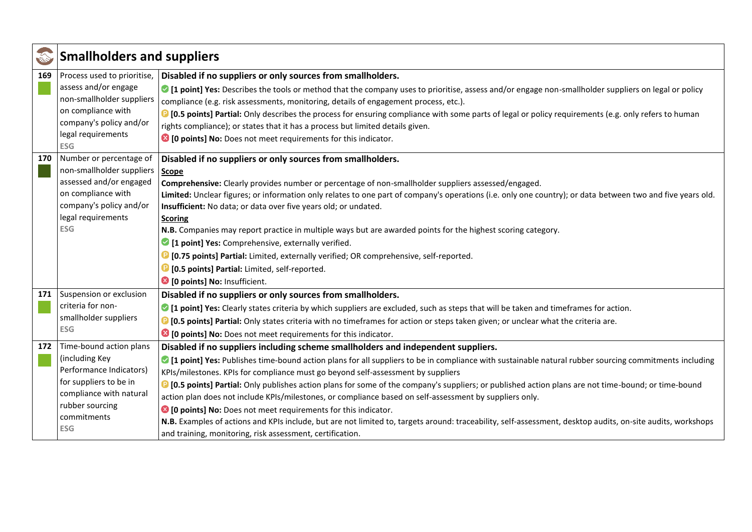## Smallholders and suppliers

| # | Indicator | Scoring criteria |
|---|---|---|
| 169 | Process used to prioritise, assess and/or engage non-smallholder suppliers on compliance with company's policy and/or legal requirements<br>ESG | **Disabled if no suppliers or only sources from smallholders.**<br>**[1 point] Yes:** Describes the tools or method that the company uses to prioritise, assess and/or engage non-smallholder suppliers on legal or policy compliance (e.g. risk assessments, monitoring, details of engagement process, etc.).<br>**[0.5 points] Partial:** Only describes the process for ensuring compliance with some parts of legal or policy requirements (e.g. only refers to human rights compliance); or states that it has a process but limited details given.<br>**[0 points] No:** Does not meet requirements for this indicator. |
| 170 | Number or percentage of non-smallholder suppliers assessed and/or engaged on compliance with company's policy and/or legal requirements<br>ESG | **Disabled if no suppliers or only sources from smallholders.**<br>**Scope**<br>**Comprehensive:** Clearly provides number or percentage of non-smallholder suppliers assessed/engaged.<br>**Limited:** Unclear figures; or information only relates to one part of company's operations (i.e. only one country); or data between two and five years old.<br>**Insufficient:** No data; or data over five years old; or undated.<br>**Scoring**<br>**N.B.** Companies may report practice in multiple ways but are awarded points for the highest scoring category.<br>**[1 point] Yes:** Comprehensive, externally verified.<br>**[0.75 points] Partial:** Limited, externally verified; OR comprehensive, self-reported.<br>**[0.5 points] Partial:** Limited, self-reported.<br>**[0 points] No:** Insufficient. |
| 171 | Suspension or exclusion criteria for non-smallholder suppliers<br>ESG | **Disabled if no suppliers or only sources from smallholders.**<br>**[1 point] Yes:** Clearly states criteria by which suppliers are excluded, such as steps that will be taken and timeframes for action.<br>**[0.5 points] Partial:** Only states criteria with no timeframes for action or steps taken given; or unclear what the criteria are.<br>**[0 points] No:** Does not meet requirements for this indicator. |
| 172 | Time-bound action plans (including Key Performance Indicators) for suppliers to be in compliance with natural rubber sourcing commitments<br>ESG | **Disabled if no suppliers including scheme smallholders and independent suppliers.**<br>**[1 point] Yes:** Publishes time-bound action plans for all suppliers to be in compliance with sustainable natural rubber sourcing commitments including KPIs/milestones. KPIs for compliance must go beyond self-assessment by suppliers<br>**[0.5 points] Partial:** Only publishes action plans for some of the company's suppliers; or published action plans are not time-bound; or time-bound action plan does not include KPIs/milestones, or compliance based on self-assessment by suppliers only.<br>**[0 points] No:** Does not meet requirements for this indicator.<br>**N.B.** Examples of actions and KPIs include, but are not limited to, targets around: traceability, self-assessment, desktop audits, on-site audits, workshops and training, monitoring, risk assessment, certification. |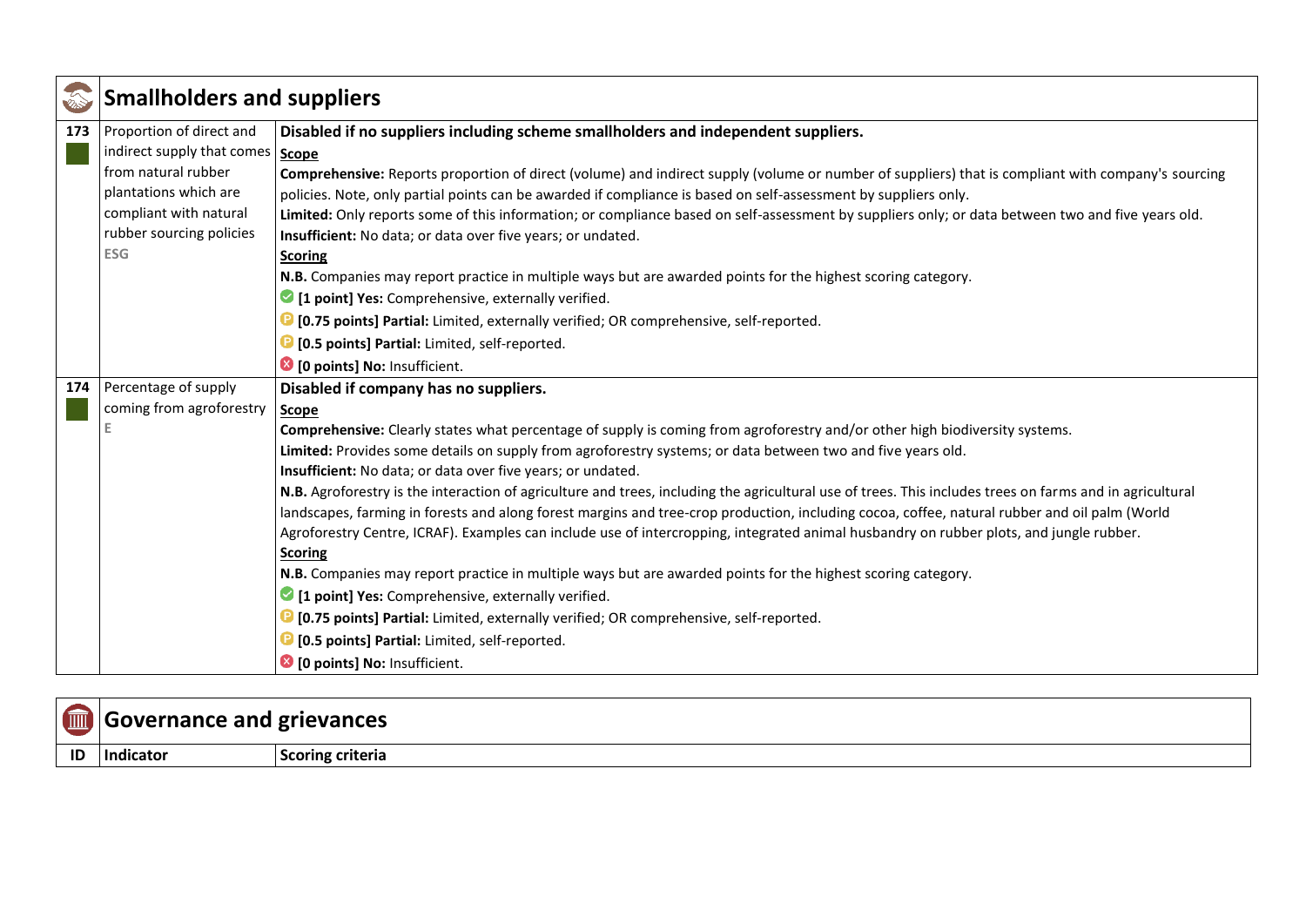## Smallholders and suppliers

| ID | Indicator | Scoring criteria |
|---|---|---|
| 173 | Proportion of direct and indirect supply that comes from natural rubber plantations which are compliant with natural rubber sourcing policies<br>ESG | **Disabled if no suppliers including scheme smallholders and independent suppliers.**<br>**Scope**<br>**Comprehensive:** Reports proportion of direct (volume) and indirect supply (volume or number of suppliers) that is compliant with company's sourcing policies. Note, only partial points can be awarded if compliance is based on self-assessment by suppliers only.<br>**Limited:** Only reports some of this information; or compliance based on self-assessment by suppliers only; or data between two and five years old.<br>**Insufficient:** No data; or data over five years; or undated.<br>**Scoring**<br>**N.B.** Companies may report practice in multiple ways but are awarded points for the highest scoring category.<br>**[1 point] Yes:** Comprehensive, externally verified.<br>**[0.75 points] Partial:** Limited, externally verified; OR comprehensive, self-reported.<br>**[0.5 points] Partial:** Limited, self-reported.<br>**[0 points] No:** Insufficient. |
| 174 | Percentage of supply coming from agroforestry<br>E | **Disabled if company has no suppliers.**<br>**Scope**<br>**Comprehensive:** Clearly states what percentage of supply is coming from agroforestry and/or other high biodiversity systems.<br>**Limited:** Provides some details on supply from agroforestry systems; or data between two and five years old.<br>**Insufficient:** No data; or data over five years; or undated.<br>**N.B.** Agroforestry is the interaction of agriculture and trees, including the agricultural use of trees. This includes trees on farms and in agricultural landscapes, farming in forests and along forest margins and tree-crop production, including cocoa, coffee, natural rubber and oil palm (World Agroforestry Centre, ICRAF). Examples can include use of intercropping, integrated animal husbandry on rubber plots, and jungle rubber.<br>**Scoring**<br>**N.B.** Companies may report practice in multiple ways but are awarded points for the highest scoring category.<br>**[1 point] Yes:** Comprehensive, externally verified.<br>**[0.75 points] Partial:** Limited, externally verified; OR comprehensive, self-reported.<br>**[0.5 points] Partial:** Limited, self-reported.<br>**[0 points] No:** Insufficient. |

## Governance and grievances

| ID | Indicator | Scoring criteria |
|---|---|---|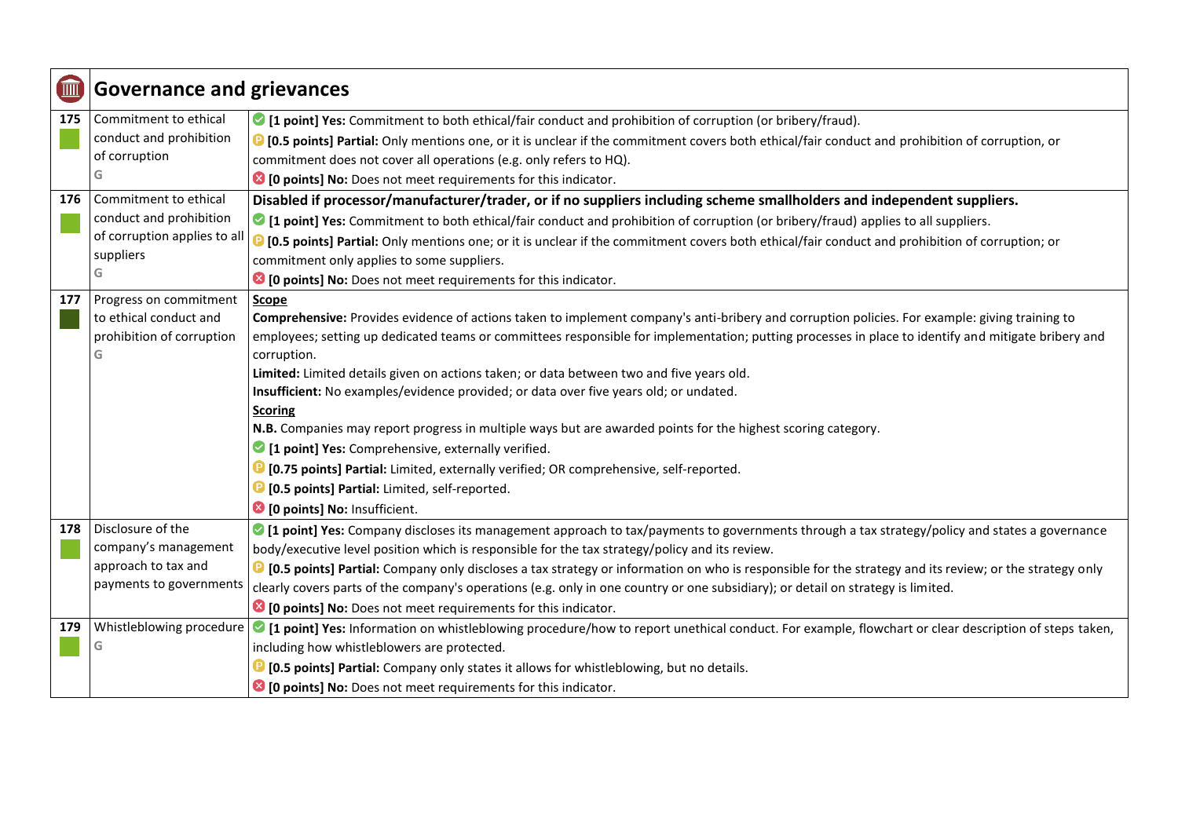| | Governance and grievances | |
|---|---|---|
| 175 | Commitment to ethical conduct and prohibition of corruption<br>G | **[1 point] Yes:** Commitment to both ethical/fair conduct and prohibition of corruption (or bribery/fraud).<br>**[0.5 points] Partial:** Only mentions one, or it is unclear if the commitment covers both ethical/fair conduct and prohibition of corruption, or commitment does not cover all operations (e.g. only refers to HQ).<br>**[0 points] No:** Does not meet requirements for this indicator. |
| 176 | Commitment to ethical conduct and prohibition of corruption applies to all suppliers<br>G | **Disabled if processor/manufacturer/trader, or if no suppliers including scheme smallholders and independent suppliers.**<br>**[1 point] Yes:** Commitment to both ethical/fair conduct and prohibition of corruption (or bribery/fraud) applies to all suppliers.<br>**[0.5 points] Partial:** Only mentions one; or it is unclear if the commitment covers both ethical/fair conduct and prohibition of corruption; or commitment only applies to some suppliers.<br>**[0 points] No:** Does not meet requirements for this indicator. |
| 177 | Progress on commitment to ethical conduct and prohibition of corruption<br>G | **Scope**<br>**Comprehensive:** Provides evidence of actions taken to implement company's anti-bribery and corruption policies. For example: giving training to employees; setting up dedicated teams or committees responsible for implementation; putting processes in place to identify and mitigate bribery and corruption.<br>**Limited:** Limited details given on actions taken; or data between two and five years old.<br>**Insufficient:** No examples/evidence provided; or data over five years old; or undated.<br>**Scoring**<br>**N.B.** Companies may report progress in multiple ways but are awarded points for the highest scoring category.<br>**[1 point] Yes:** Comprehensive, externally verified.<br>**[0.75 points] Partial:** Limited, externally verified; OR comprehensive, self-reported.<br>**[0.5 points] Partial:** Limited, self-reported.<br>**[0 points] No:** Insufficient. |
| 178 | Disclosure of the company's management approach to tax and payments to governments | **[1 point] Yes:** Company discloses its management approach to tax/payments to governments through a tax strategy/policy and states a governance body/executive level position which is responsible for the tax strategy/policy and its review.<br>**[0.5 points] Partial:** Company only discloses a tax strategy or information on who is responsible for the strategy and its review; or the strategy only clearly covers parts of the company's operations (e.g. only in one country or one subsidiary); or detail on strategy is limited.<br>**[0 points] No:** Does not meet requirements for this indicator. |
| 179 | Whistleblowing procedure<br>G | **[1 point] Yes:** Information on whistleblowing procedure/how to report unethical conduct. For example, flowchart or clear description of steps taken, including how whistleblowers are protected.<br>**[0.5 points] Partial:** Company only states it allows for whistleblowing, but no details.<br>**[0 points] No:** Does not meet requirements for this indicator. |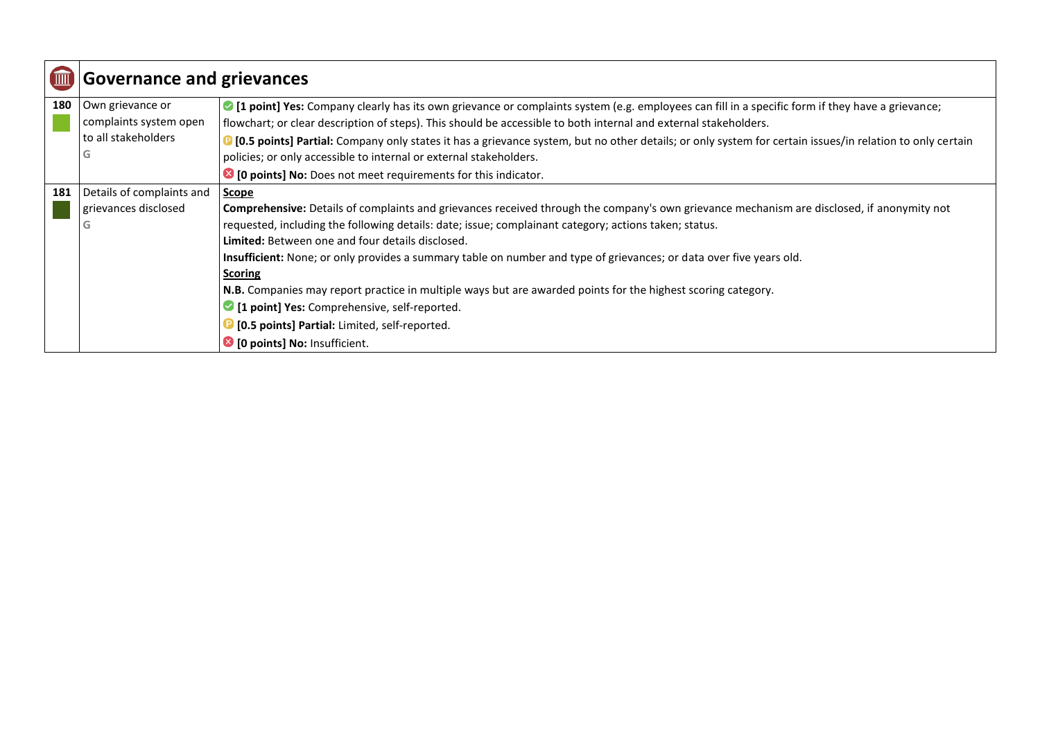## Governance and grievances

| | | |
|---|---|---|
| **180** | Own grievance or complaints system open to all stakeholders G | **[1 point] Yes:** Company clearly has its own grievance or complaints system (e.g. employees can fill in a specific form if they have a grievance; flowchart; or clear description of steps). This should be accessible to both internal and external stakeholders.<br>**[0.5 points] Partial:** Company only states it has a grievance system, but no other details; or only system for certain issues/in relation to only certain policies; or only accessible to internal or external stakeholders.<br>**[0 points] No:** Does not meet requirements for this indicator. |
| **181** | Details of complaints and grievances disclosed G | **Scope**<br>**Comprehensive:** Details of complaints and grievances received through the company's own grievance mechanism are disclosed, if anonymity not requested, including the following details: date; issue; complainant category; actions taken; status.<br>**Limited:** Between one and four details disclosed.<br>**Insufficient:** None; or only provides a summary table on number and type of grievances; or data over five years old.<br>**Scoring**<br>**N.B.** Companies may report practice in multiple ways but are awarded points for the highest scoring category.<br>**[1 point] Yes:** Comprehensive, self-reported.<br>**[0.5 points] Partial:** Limited, self-reported.<br>**[0 points] No:** Insufficient. |